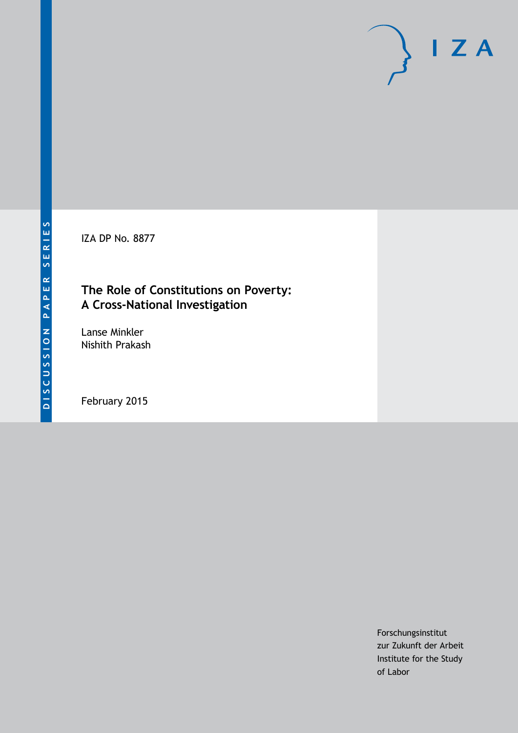DISCUSSION PAPER SERIES

IZA DP No. 8877

# The Role of Constitutions on Poverty: A Cross-National Investigation

Lanse Minkler
Nishith Prakash

February 2015

Forschungsinstitut
zur Zukunft der Arbeit
Institute for the Study
of Labor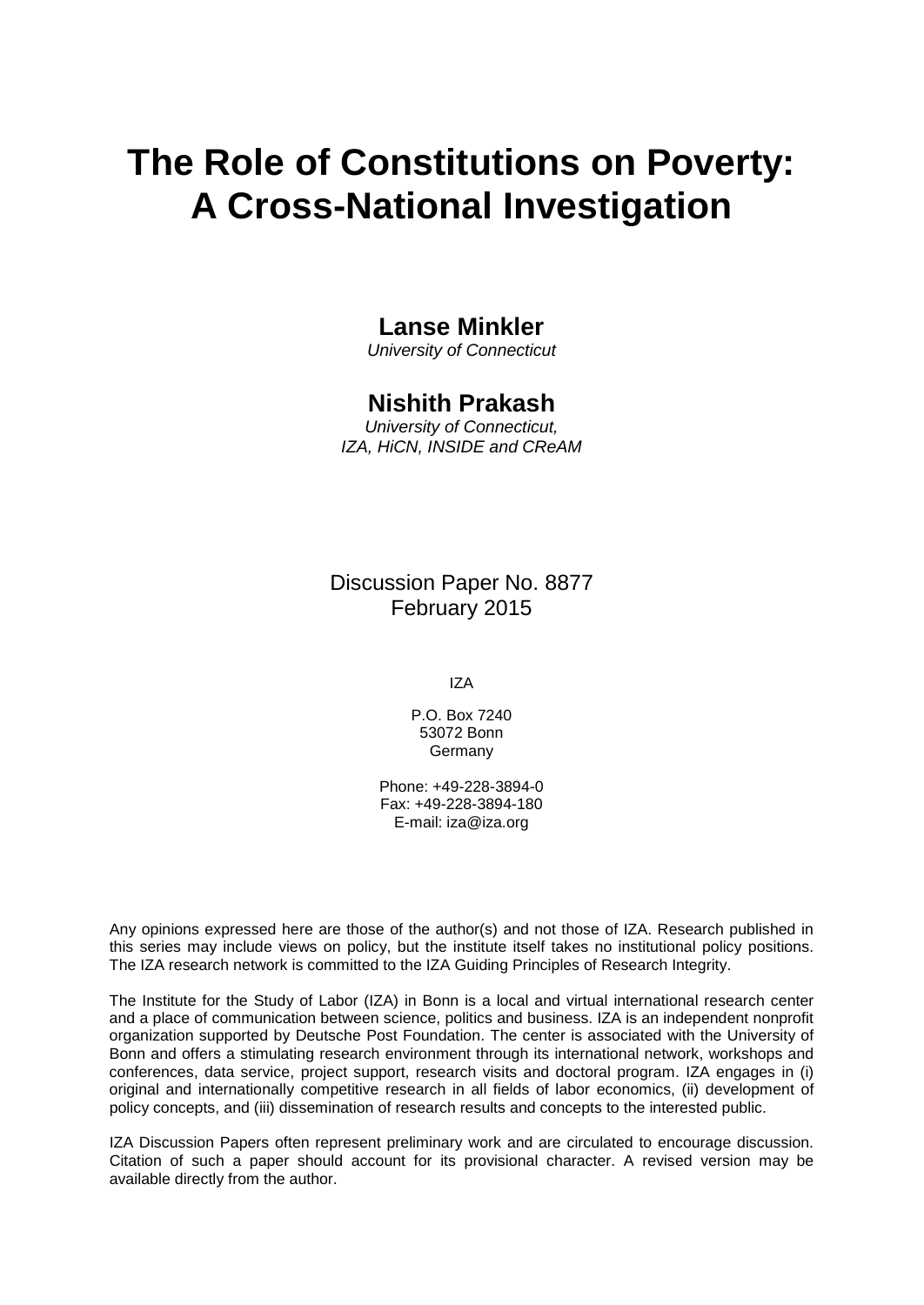# The Role of Constitutions on Poverty: A Cross-National Investigation

**Lanse Minkler**
*University of Connecticut*

**Nishith Prakash**
*University of Connecticut, IZA, HiCN, INSIDE and CReAM*

Discussion Paper No. 8877
February 2015

IZA

P.O. Box 7240
53072 Bonn
Germany

Phone: +49-228-3894-0
Fax: +49-228-3894-180
E-mail: iza@iza.org

Any opinions expressed here are those of the author(s) and not those of IZA. Research published in this series may include views on policy, but the institute itself takes no institutional policy positions. The IZA research network is committed to the IZA Guiding Principles of Research Integrity.

The Institute for the Study of Labor (IZA) in Bonn is a local and virtual international research center and a place of communication between science, politics and business. IZA is an independent nonprofit organization supported by Deutsche Post Foundation. The center is associated with the University of Bonn and offers a stimulating research environment through its international network, workshops and conferences, data service, project support, research visits and doctoral program. IZA engages in (i) original and internationally competitive research in all fields of labor economics, (ii) development of policy concepts, and (iii) dissemination of research results and concepts to the interested public.

IZA Discussion Papers often represent preliminary work and are circulated to encourage discussion. Citation of such a paper should account for its provisional character. A revised version may be available directly from the author.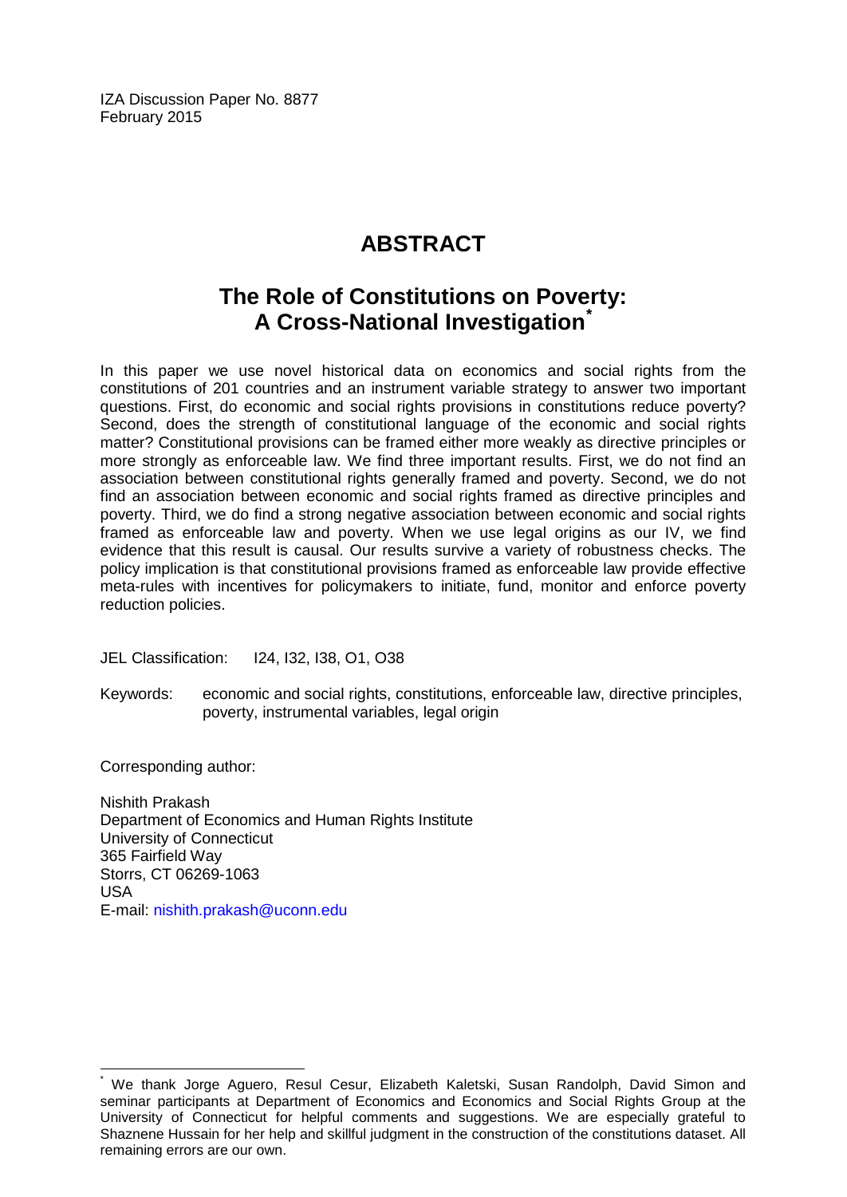IZA Discussion Paper No. 8877
February 2015

# ABSTRACT

## The Role of Constitutions on Poverty: A Cross-National Investigation*

In this paper we use novel historical data on economics and social rights from the constitutions of 201 countries and an instrument variable strategy to answer two important questions. First, do economic and social rights provisions in constitutions reduce poverty? Second, does the strength of constitutional language of the economic and social rights matter? Constitutional provisions can be framed either more weakly as directive principles or more strongly as enforceable law. We find three important results. First, we do not find an association between constitutional rights generally framed and poverty. Second, we do not find an association between economic and social rights framed as directive principles and poverty. Third, we do find a strong negative association between economic and social rights framed as enforceable law and poverty. When we use legal origins as our IV, we find evidence that this result is causal. Our results survive a variety of robustness checks. The policy implication is that constitutional provisions framed as enforceable law provide effective meta-rules with incentives for policymakers to initiate, fund, monitor and enforce poverty reduction policies.

JEL Classification: I24, I32, I38, O1, O38

Keywords: economic and social rights, constitutions, enforceable law, directive principles, poverty, instrumental variables, legal origin

Corresponding author:

Nishith Prakash
Department of Economics and Human Rights Institute
University of Connecticut
365 Fairfield Way
Storrs, CT 06269-1063
USA
E-mail: nishith.prakash@uconn.edu

---

* We thank Jorge Aguero, Resul Cesur, Elizabeth Kaletski, Susan Randolph, David Simon and seminar participants at Department of Economics and Economics and Social Rights Group at the University of Connecticut for helpful comments and suggestions. We are especially grateful to Shaznene Hussain for her help and skillful judgment in the construction of the constitutions dataset. All remaining errors are our own.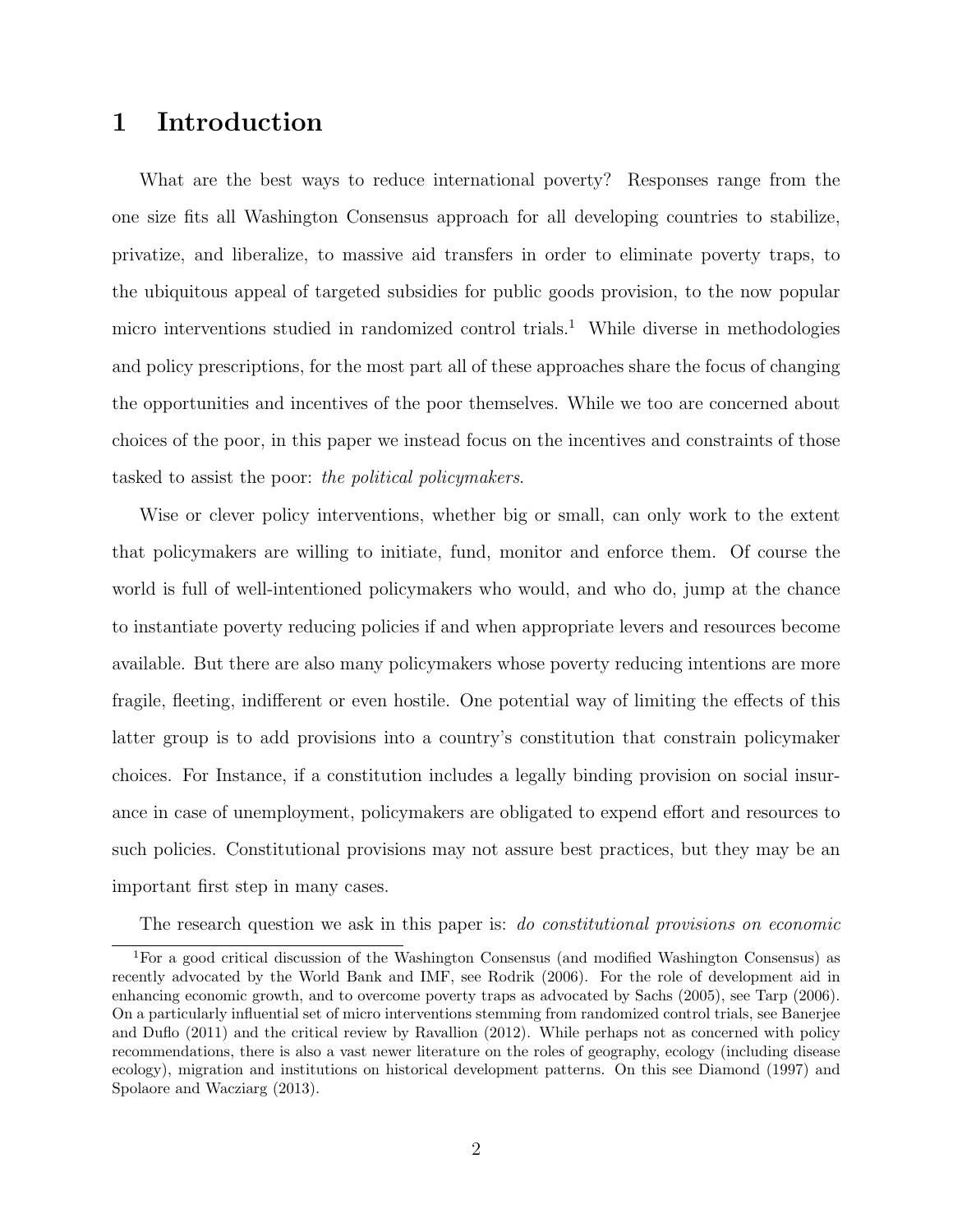# 1 Introduction

What are the best ways to reduce international poverty? Responses range from the one size fits all Washington Consensus approach for all developing countries to stabilize, privatize, and liberalize, to massive aid transfers in order to eliminate poverty traps, to the ubiquitous appeal of targeted subsidies for public goods provision, to the now popular micro interventions studied in randomized control trials.[1] While diverse in methodologies and policy prescriptions, for the most part all of these approaches share the focus of changing the opportunities and incentives of the poor themselves. While we too are concerned about choices of the poor, in this paper we instead focus on the incentives and constraints of those tasked to assist the poor: *the political policymakers*.

Wise or clever policy interventions, whether big or small, can only work to the extent that policymakers are willing to initiate, fund, monitor and enforce them. Of course the world is full of well-intentioned policymakers who would, and who do, jump at the chance to instantiate poverty reducing policies if and when appropriate levers and resources become available. But there are also many policymakers whose poverty reducing intentions are more fragile, fleeting, indifferent or even hostile. One potential way of limiting the effects of this latter group is to add provisions into a country's constitution that constrain policymaker choices. For Instance, if a constitution includes a legally binding provision on social insurance in case of unemployment, policymakers are obligated to expend effort and resources to such policies. Constitutional provisions may not assure best practices, but they may be an important first step in many cases.

The research question we ask in this paper is: *do constitutional provisions on economic*

[1] For a good critical discussion of the Washington Consensus (and modified Washington Consensus) as recently advocated by the World Bank and IMF, see Rodrik (2006). For the role of development aid in enhancing economic growth, and to overcome poverty traps as advocated by Sachs (2005), see Tarp (2006). On a particularly influential set of micro interventions stemming from randomized control trials, see Banerjee and Duflo (2011) and the critical review by Ravallion (2012). While perhaps not as concerned with policy recommendations, there is also a vast newer literature on the roles of geography, ecology (including disease ecology), migration and institutions on historical development patterns. On this see Diamond (1997) and Spolaore and Wacziarg (2013).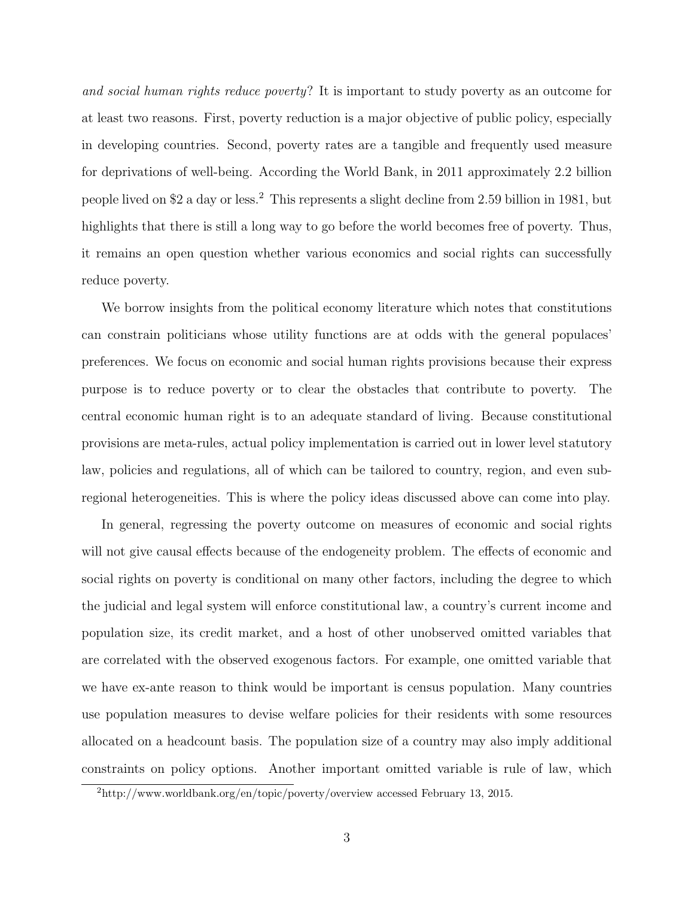*and social human rights reduce poverty*? It is important to study poverty as an outcome for at least two reasons. First, poverty reduction is a major objective of public policy, especially in developing countries. Second, poverty rates are a tangible and frequently used measure for deprivations of well-being. According the World Bank, in 2011 approximately 2.2 billion people lived on $2 a day or less.[2] This represents a slight decline from 2.59 billion in 1981, but highlights that there is still a long way to go before the world becomes free of poverty. Thus, it remains an open question whether various economics and social rights can successfully reduce poverty.

We borrow insights from the political economy literature which notes that constitutions can constrain politicians whose utility functions are at odds with the general populaces' preferences. We focus on economic and social human rights provisions because their express purpose is to reduce poverty or to clear the obstacles that contribute to poverty. The central economic human right is to an adequate standard of living. Because constitutional provisions are meta-rules, actual policy implementation is carried out in lower level statutory law, policies and regulations, all of which can be tailored to country, region, and even sub-regional heterogeneities. This is where the policy ideas discussed above can come into play.

In general, regressing the poverty outcome on measures of economic and social rights will not give causal effects because of the endogeneity problem. The effects of economic and social rights on poverty is conditional on many other factors, including the degree to which the judicial and legal system will enforce constitutional law, a country's current income and population size, its credit market, and a host of other unobserved omitted variables that are correlated with the observed exogenous factors. For example, one omitted variable that we have ex-ante reason to think would be important is census population. Many countries use population measures to devise welfare policies for their residents with some resources allocated on a headcount basis. The population size of a country may also imply additional constraints on policy options. Another important omitted variable is rule of law, which

[2]http://www.worldbank.org/en/topic/poverty/overview accessed February 13, 2015.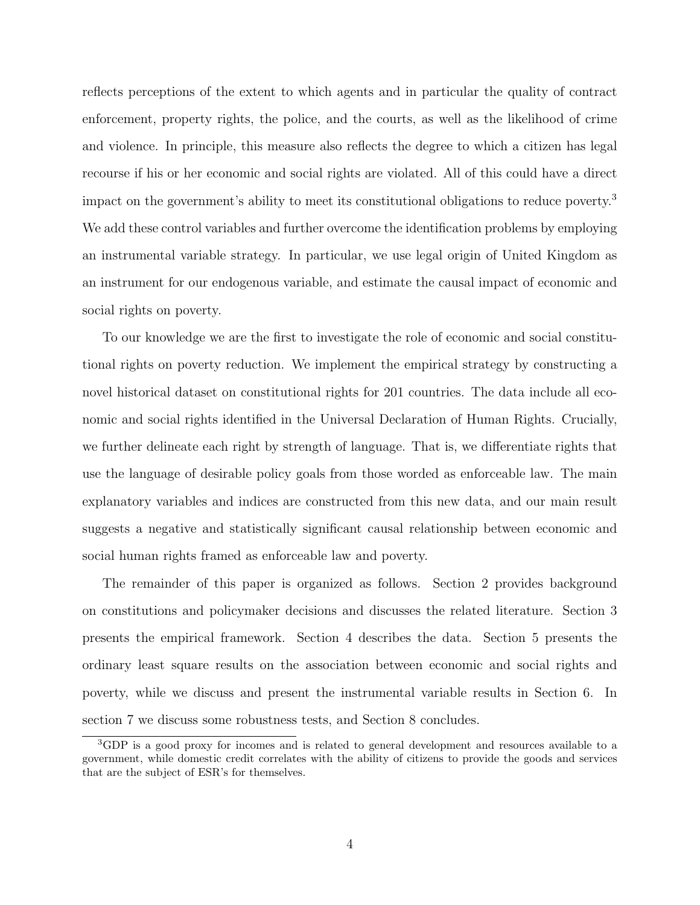reflects perceptions of the extent to which agents and in particular the quality of contract enforcement, property rights, the police, and the courts, as well as the likelihood of crime and violence. In principle, this measure also reflects the degree to which a citizen has legal recourse if his or her economic and social rights are violated. All of this could have a direct impact on the government's ability to meet its constitutional obligations to reduce poverty.[3] We add these control variables and further overcome the identification problems by employing an instrumental variable strategy. In particular, we use legal origin of United Kingdom as an instrument for our endogenous variable, and estimate the causal impact of economic and social rights on poverty.

To our knowledge we are the first to investigate the role of economic and social constitutional rights on poverty reduction. We implement the empirical strategy by constructing a novel historical dataset on constitutional rights for 201 countries. The data include all economic and social rights identified in the Universal Declaration of Human Rights. Crucially, we further delineate each right by strength of language. That is, we differentiate rights that use the language of desirable policy goals from those worded as enforceable law. The main explanatory variables and indices are constructed from this new data, and our main result suggests a negative and statistically significant causal relationship between economic and social human rights framed as enforceable law and poverty.

The remainder of this paper is organized as follows. Section 2 provides background on constitutions and policymaker decisions and discusses the related literature. Section 3 presents the empirical framework. Section 4 describes the data. Section 5 presents the ordinary least square results on the association between economic and social rights and poverty, while we discuss and present the instrumental variable results in Section 6. In section 7 we discuss some robustness tests, and Section 8 concludes.

[3] GDP is a good proxy for incomes and is related to general development and resources available to a government, while domestic credit correlates with the ability of citizens to provide the goods and services that are the subject of ESR's for themselves.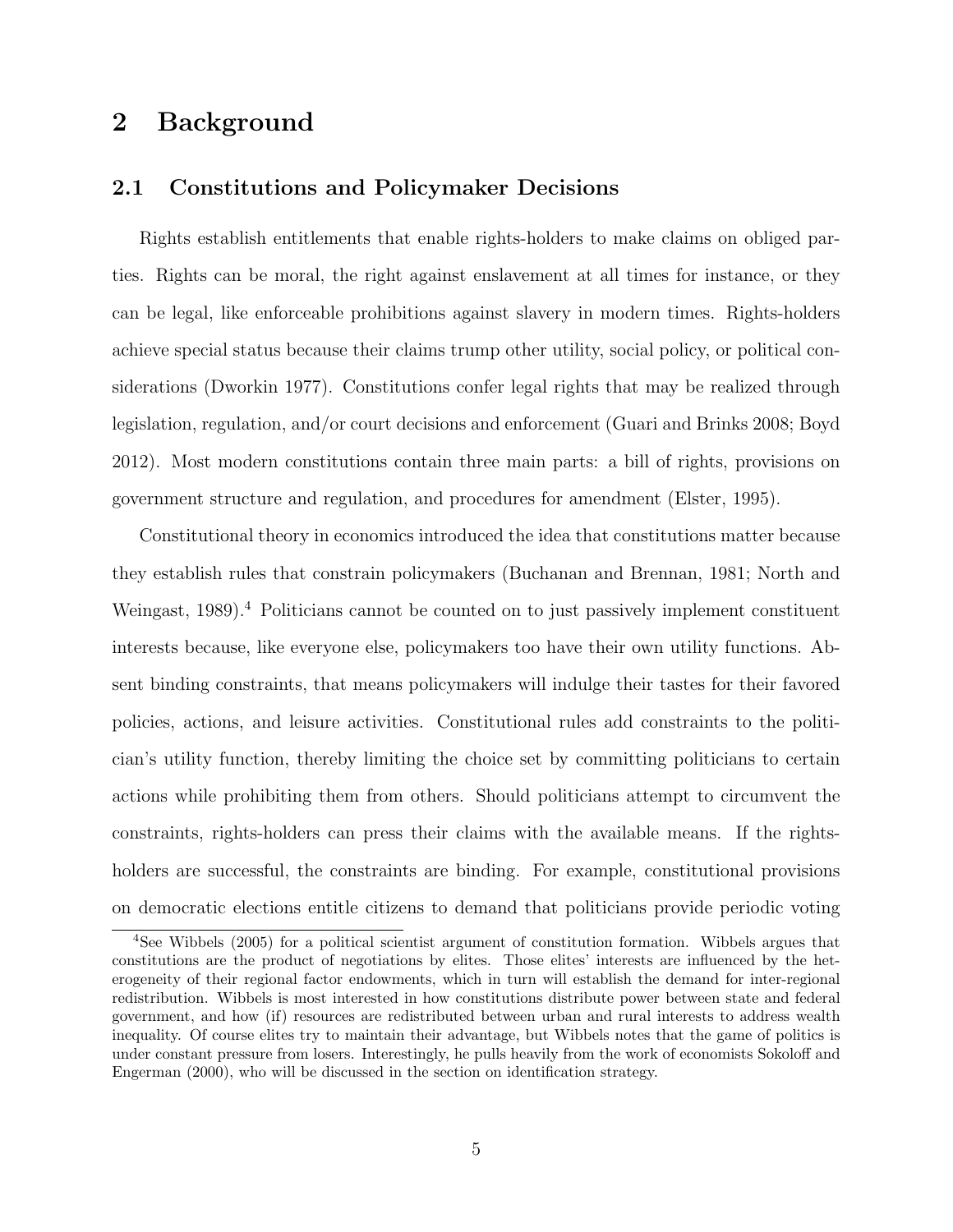# 2 Background

## 2.1 Constitutions and Policymaker Decisions

Rights establish entitlements that enable rights-holders to make claims on obliged parties. Rights can be moral, the right against enslavement at all times for instance, or they can be legal, like enforceable prohibitions against slavery in modern times. Rights-holders achieve special status because their claims trump other utility, social policy, or political considerations (Dworkin 1977). Constitutions confer legal rights that may be realized through legislation, regulation, and/or court decisions and enforcement (Guari and Brinks 2008; Boyd 2012). Most modern constitutions contain three main parts: a bill of rights, provisions on government structure and regulation, and procedures for amendment (Elster, 1995).

Constitutional theory in economics introduced the idea that constitutions matter because they establish rules that constrain policymakers (Buchanan and Brennan, 1981; North and Weingast, 1989).[4] Politicians cannot be counted on to just passively implement constituent interests because, like everyone else, policymakers too have their own utility functions. Absent binding constraints, that means policymakers will indulge their tastes for their favored policies, actions, and leisure activities. Constitutional rules add constraints to the politician's utility function, thereby limiting the choice set by committing politicians to certain actions while prohibiting them from others. Should politicians attempt to circumvent the constraints, rights-holders can press their claims with the available means. If the rights-holders are successful, the constraints are binding. For example, constitutional provisions on democratic elections entitle citizens to demand that politicians provide periodic voting

[4] See Wibbels (2005) for a political scientist argument of constitution formation. Wibbels argues that constitutions are the product of negotiations by elites. Those elites' interests are influenced by the heterogeneity of their regional factor endowments, which in turn will establish the demand for inter-regional redistribution. Wibbels is most interested in how constitutions distribute power between state and federal government, and how (if) resources are redistributed between urban and rural interests to address wealth inequality. Of course elites try to maintain their advantage, but Wibbels notes that the game of politics is under constant pressure from losers. Interestingly, he pulls heavily from the work of economists Sokoloff and Engerman (2000), who will be discussed in the section on identification strategy.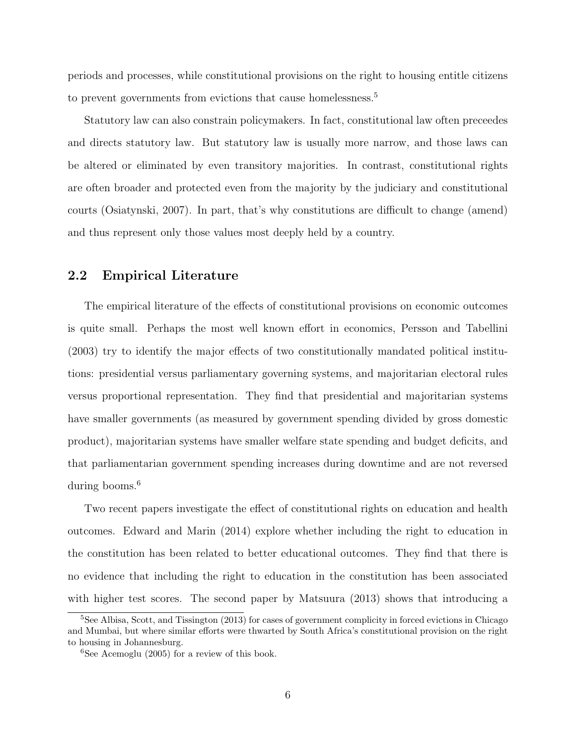periods and processes, while constitutional provisions on the right to housing entitle citizens to prevent governments from evictions that cause homelessness.[5]

Statutory law can also constrain policymakers. In fact, constitutional law often preceedes and directs statutory law. But statutory law is usually more narrow, and those laws can be altered or eliminated by even transitory majorities. In contrast, constitutional rights are often broader and protected even from the majority by the judiciary and constitutional courts (Osiatynski, 2007). In part, that's why constitutions are difficult to change (amend) and thus represent only those values most deeply held by a country.

## 2.2 Empirical Literature

The empirical literature of the effects of constitutional provisions on economic outcomes is quite small. Perhaps the most well known effort in economics, Persson and Tabellini (2003) try to identify the major effects of two constitutionally mandated political institutions: presidential versus parliamentary governing systems, and majoritarian electoral rules versus proportional representation. They find that presidential and majoritarian systems have smaller governments (as measured by government spending divided by gross domestic product), majoritarian systems have smaller welfare state spending and budget deficits, and that parliamentarian government spending increases during downtime and are not reversed during booms.[6]

Two recent papers investigate the effect of constitutional rights on education and health outcomes. Edward and Marin (2014) explore whether including the right to education in the constitution has been related to better educational outcomes. They find that there is no evidence that including the right to education in the constitution has been associated with higher test scores. The second paper by Matsuura (2013) shows that introducing a

[5] See Albisa, Scott, and Tissington (2013) for cases of government complicity in forced evictions in Chicago and Mumbai, but where similar efforts were thwarted by South Africa's constitutional provision on the right to housing in Johannesburg.

[6] See Acemoglu (2005) for a review of this book.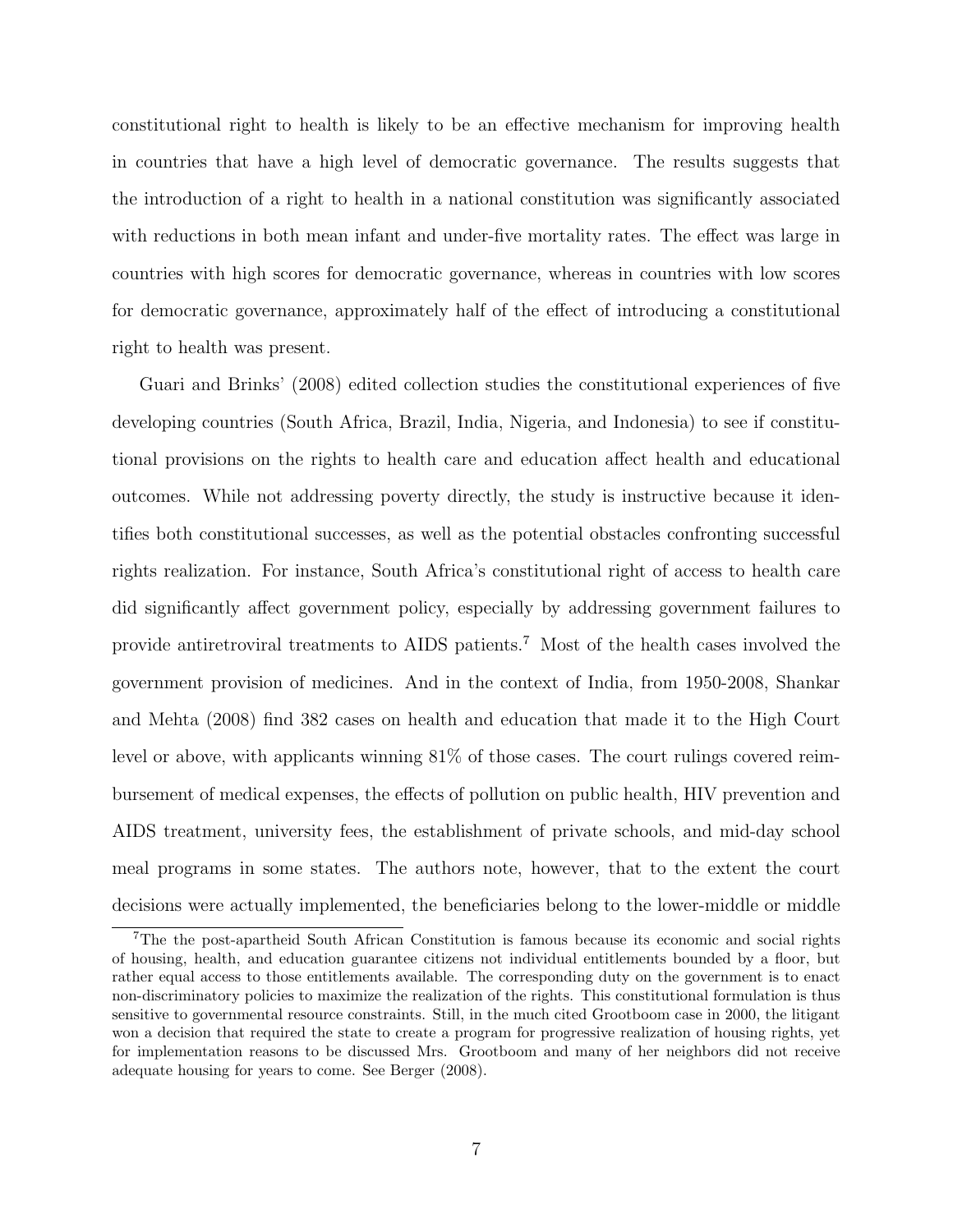constitutional right to health is likely to be an effective mechanism for improving health in countries that have a high level of democratic governance. The results suggests that the introduction of a right to health in a national constitution was significantly associated with reductions in both mean infant and under-five mortality rates. The effect was large in countries with high scores for democratic governance, whereas in countries with low scores for democratic governance, approximately half of the effect of introducing a constitutional right to health was present.

Guari and Brinks' (2008) edited collection studies the constitutional experiences of five developing countries (South Africa, Brazil, India, Nigeria, and Indonesia) to see if constitutional provisions on the rights to health care and education affect health and educational outcomes. While not addressing poverty directly, the study is instructive because it identifies both constitutional successes, as well as the potential obstacles confronting successful rights realization. For instance, South Africa's constitutional right of access to health care did significantly affect government policy, especially by addressing government failures to provide antiretroviral treatments to AIDS patients.[7] Most of the health cases involved the government provision of medicines. And in the context of India, from 1950-2008, Shankar and Mehta (2008) find 382 cases on health and education that made it to the High Court level or above, with applicants winning 81% of those cases. The court rulings covered reimbursement of medical expenses, the effects of pollution on public health, HIV prevention and AIDS treatment, university fees, the establishment of private schools, and mid-day school meal programs in some states. The authors note, however, that to the extent the court decisions were actually implemented, the beneficiaries belong to the lower-middle or middle

[7] The the post-apartheid South African Constitution is famous because its economic and social rights of housing, health, and education guarantee citizens not individual entitlements bounded by a floor, but rather equal access to those entitlements available. The corresponding duty on the government is to enact non-discriminatory policies to maximize the realization of the rights. This constitutional formulation is thus sensitive to governmental resource constraints. Still, in the much cited Grootboom case in 2000, the litigant won a decision that required the state to create a program for progressive realization of housing rights, yet for implementation reasons to be discussed Mrs. Grootboom and many of her neighbors did not receive adequate housing for years to come. See Berger (2008).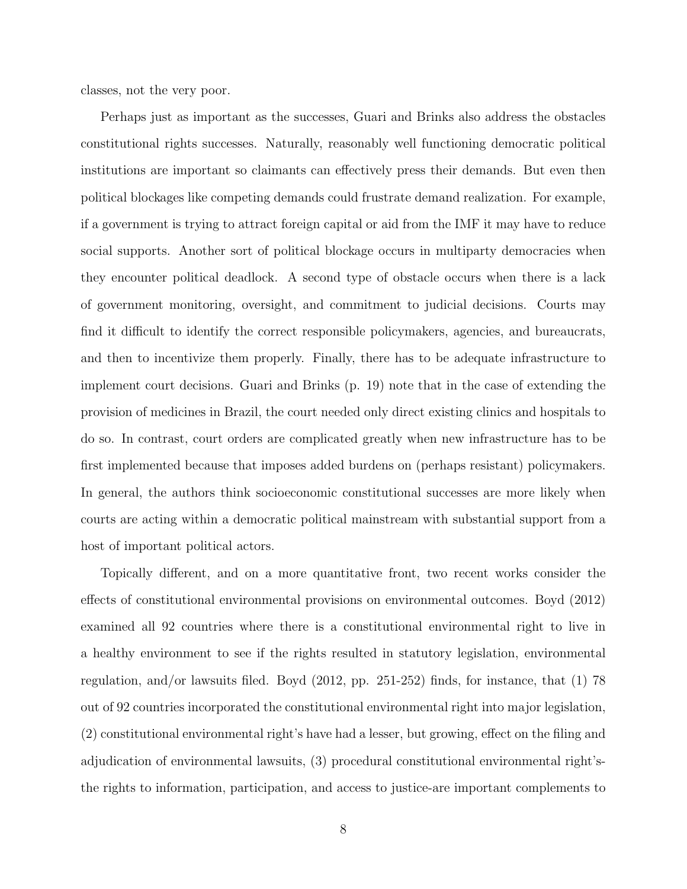classes, not the very poor.

Perhaps just as important as the successes, Guari and Brinks also address the obstacles constitutional rights successes. Naturally, reasonably well functioning democratic political institutions are important so claimants can effectively press their demands. But even then political blockages like competing demands could frustrate demand realization. For example, if a government is trying to attract foreign capital or aid from the IMF it may have to reduce social supports. Another sort of political blockage occurs in multiparty democracies when they encounter political deadlock. A second type of obstacle occurs when there is a lack of government monitoring, oversight, and commitment to judicial decisions. Courts may find it difficult to identify the correct responsible policymakers, agencies, and bureaucrats, and then to incentivize them properly. Finally, there has to be adequate infrastructure to implement court decisions. Guari and Brinks (p. 19) note that in the case of extending the provision of medicines in Brazil, the court needed only direct existing clinics and hospitals to do so. In contrast, court orders are complicated greatly when new infrastructure has to be first implemented because that imposes added burdens on (perhaps resistant) policymakers. In general, the authors think socioeconomic constitutional successes are more likely when courts are acting within a democratic political mainstream with substantial support from a host of important political actors.

Topically different, and on a more quantitative front, two recent works consider the effects of constitutional environmental provisions on environmental outcomes. Boyd (2012) examined all 92 countries where there is a constitutional environmental right to live in a healthy environment to see if the rights resulted in statutory legislation, environmental regulation, and/or lawsuits filed. Boyd (2012, pp. 251-252) finds, for instance, that (1) 78 out of 92 countries incorporated the constitutional environmental right into major legislation, (2) constitutional environmental right's have had a lesser, but growing, effect on the filing and adjudication of environmental lawsuits, (3) procedural constitutional environmental right's-the rights to information, participation, and access to justice-are important complements to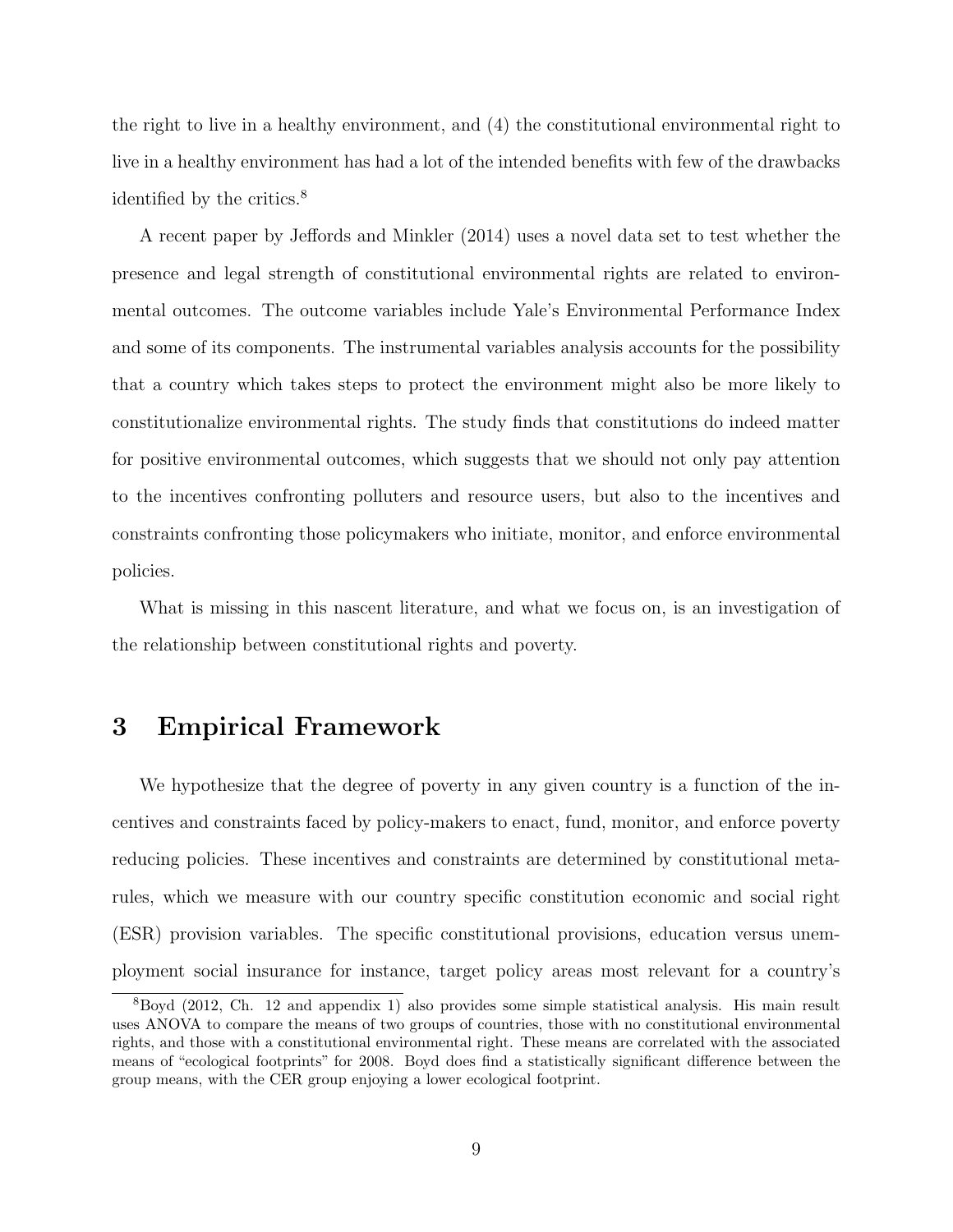the right to live in a healthy environment, and (4) the constitutional environmental right to live in a healthy environment has had a lot of the intended benefits with few of the drawbacks identified by the critics.[8]

A recent paper by Jeffords and Minkler (2014) uses a novel data set to test whether the presence and legal strength of constitutional environmental rights are related to environmental outcomes. The outcome variables include Yale's Environmental Performance Index and some of its components. The instrumental variables analysis accounts for the possibility that a country which takes steps to protect the environment might also be more likely to constitutionalize environmental rights. The study finds that constitutions do indeed matter for positive environmental outcomes, which suggests that we should not only pay attention to the incentives confronting polluters and resource users, but also to the incentives and constraints confronting those policymakers who initiate, monitor, and enforce environmental policies.

What is missing in this nascent literature, and what we focus on, is an investigation of the relationship between constitutional rights and poverty.

# 3 Empirical Framework

We hypothesize that the degree of poverty in any given country is a function of the incentives and constraints faced by policy-makers to enact, fund, monitor, and enforce poverty reducing policies. These incentives and constraints are determined by constitutional meta-rules, which we measure with our country specific constitution economic and social right (ESR) provision variables. The specific constitutional provisions, education versus unemployment social insurance for instance, target policy areas most relevant for a country's

[8] Boyd (2012, Ch. 12 and appendix 1) also provides some simple statistical analysis. His main result uses ANOVA to compare the means of two groups of countries, those with no constitutional environmental rights, and those with a constitutional environmental right. These means are correlated with the associated means of "ecological footprints" for 2008. Boyd does find a statistically significant difference between the group means, with the CER group enjoying a lower ecological footprint.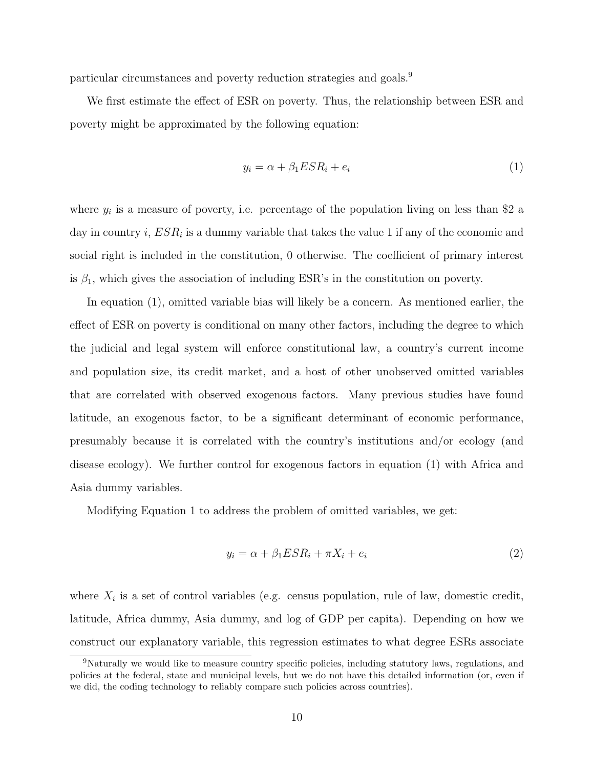particular circumstances and poverty reduction strategies and goals.[9]

We first estimate the effect of ESR on poverty. Thus, the relationship between ESR and poverty might be approximated by the following equation:

$$y_i = \alpha + \beta_1 ESR_i + e_i \tag{1}$$

where $y_i$ is a measure of poverty, i.e. percentage of the population living on less than \$2 a day in country $i$, $ESR_i$ is a dummy variable that takes the value 1 if any of the economic and social right is included in the constitution, 0 otherwise. The coefficient of primary interest is $\beta_1$, which gives the association of including ESR's in the constitution on poverty.

In equation (1), omitted variable bias will likely be a concern. As mentioned earlier, the effect of ESR on poverty is conditional on many other factors, including the degree to which the judicial and legal system will enforce constitutional law, a country's current income and population size, its credit market, and a host of other unobserved omitted variables that are correlated with observed exogenous factors. Many previous studies have found latitude, an exogenous factor, to be a significant determinant of economic performance, presumably because it is correlated with the country's institutions and/or ecology (and disease ecology). We further control for exogenous factors in equation (1) with Africa and Asia dummy variables.

Modifying Equation 1 to address the problem of omitted variables, we get:

$$y_i = \alpha + \beta_1 ESR_i + \pi X_i + e_i \tag{2}$$

where $X_i$ is a set of control variables (e.g. census population, rule of law, domestic credit, latitude, Africa dummy, Asia dummy, and log of GDP per capita). Depending on how we construct our explanatory variable, this regression estimates to what degree ESRs associate

[9] Naturally we would like to measure country specific policies, including statutory laws, regulations, and policies at the federal, state and municipal levels, but we do not have this detailed information (or, even if we did, the coding technology to reliably compare such policies across countries).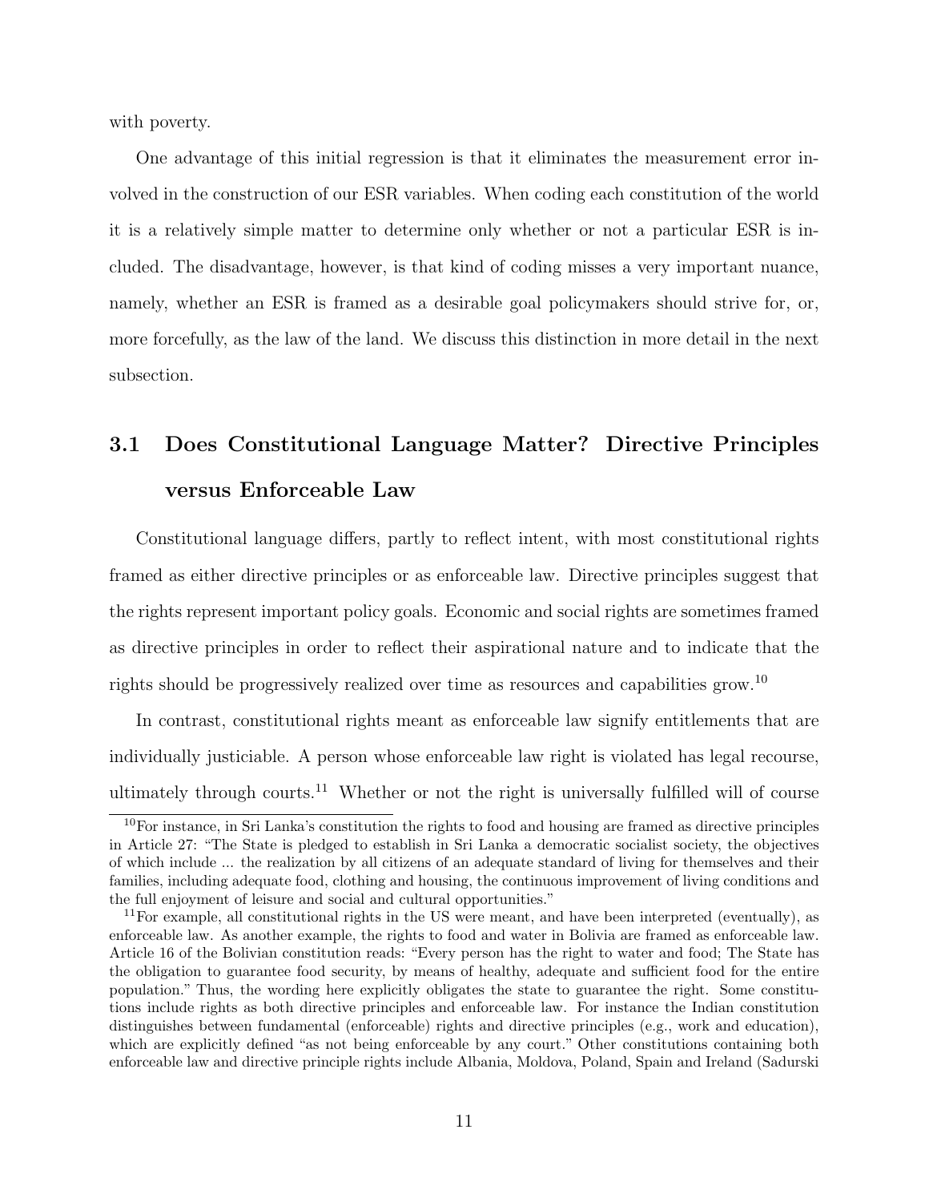with poverty.

One advantage of this initial regression is that it eliminates the measurement error involved in the construction of our ESR variables. When coding each constitution of the world it is a relatively simple matter to determine only whether or not a particular ESR is included. The disadvantage, however, is that kind of coding misses a very important nuance, namely, whether an ESR is framed as a desirable goal policymakers should strive for, or, more forcefully, as the law of the land. We discuss this distinction in more detail in the next subsection.

## 3.1 Does Constitutional Language Matter? Directive Principles versus Enforceable Law

Constitutional language differs, partly to reflect intent, with most constitutional rights framed as either directive principles or as enforceable law. Directive principles suggest that the rights represent important policy goals. Economic and social rights are sometimes framed as directive principles in order to reflect their aspirational nature and to indicate that the rights should be progressively realized over time as resources and capabilities grow.[10]

In contrast, constitutional rights meant as enforceable law signify entitlements that are individually justiciable. A person whose enforceable law right is violated has legal recourse, ultimately through courts.[11] Whether or not the right is universally fulfilled will of course

[10]For instance, in Sri Lanka's constitution the rights to food and housing are framed as directive principles in Article 27: "The State is pledged to establish in Sri Lanka a democratic socialist society, the objectives of which include ... the realization by all citizens of an adequate standard of living for themselves and their families, including adequate food, clothing and housing, the continuous improvement of living conditions and the full enjoyment of leisure and social and cultural opportunities."

[11]For example, all constitutional rights in the US were meant, and have been interpreted (eventually), as enforceable law. As another example, the rights to food and water in Bolivia are framed as enforceable law. Article 16 of the Bolivian constitution reads: "Every person has the right to water and food; The State has the obligation to guarantee food security, by means of healthy, adequate and sufficient food for the entire population." Thus, the wording here explicitly obligates the state to guarantee the right. Some constitutions include rights as both directive principles and enforceable law. For instance the Indian constitution distinguishes between fundamental (enforceable) rights and directive principles (e.g., work and education), which are explicitly defined "as not being enforceable by any court." Other constitutions containing both enforceable law and directive principle rights include Albania, Moldova, Poland, Spain and Ireland (Sadurski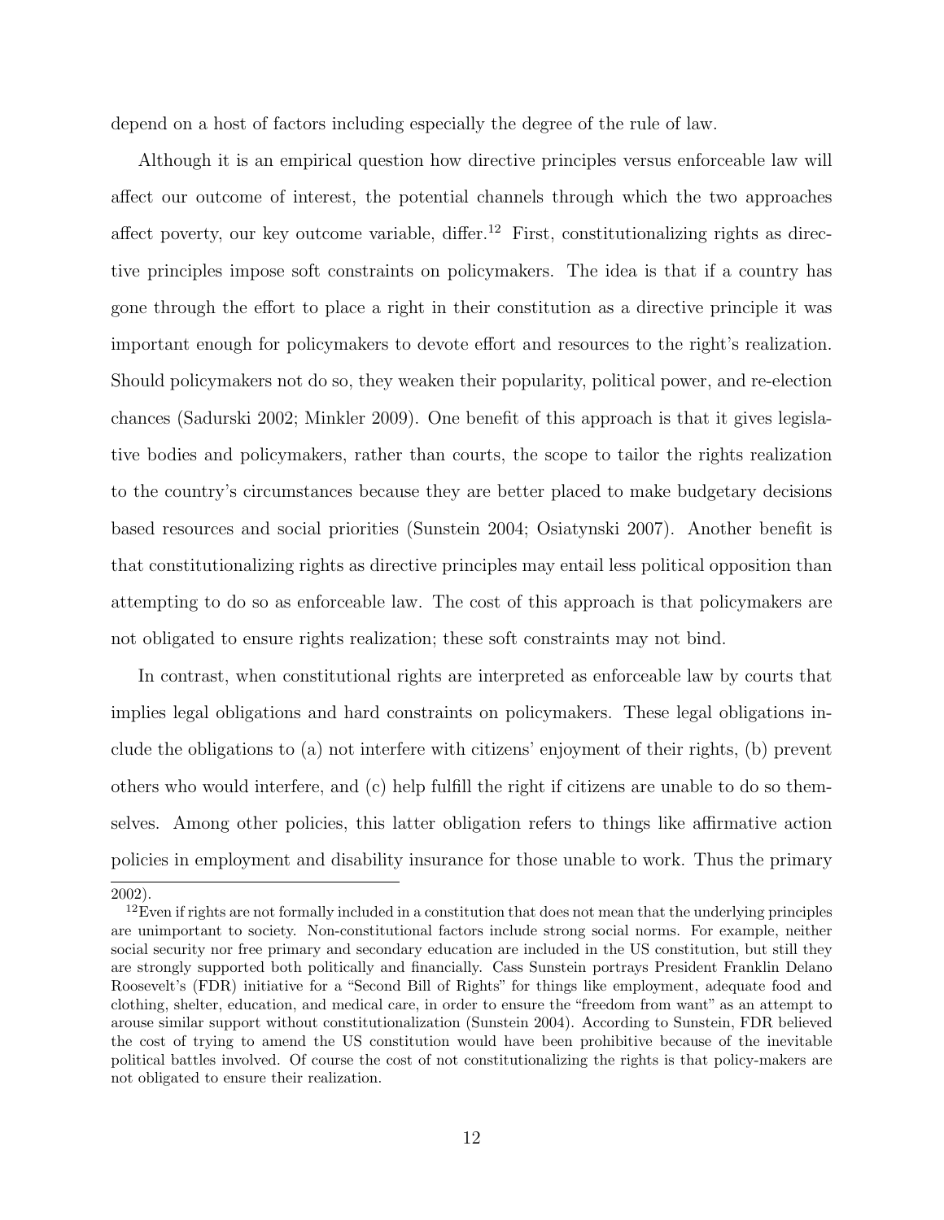depend on a host of factors including especially the degree of the rule of law.

Although it is an empirical question how directive principles versus enforceable law will affect our outcome of interest, the potential channels through which the two approaches affect poverty, our key outcome variable, differ.[12] First, constitutionalizing rights as directive principles impose soft constraints on policymakers. The idea is that if a country has gone through the effort to place a right in their constitution as a directive principle it was important enough for policymakers to devote effort and resources to the right's realization. Should policymakers not do so, they weaken their popularity, political power, and re-election chances (Sadurski 2002; Minkler 2009). One benefit of this approach is that it gives legislative bodies and policymakers, rather than courts, the scope to tailor the rights realization to the country's circumstances because they are better placed to make budgetary decisions based resources and social priorities (Sunstein 2004; Osiatynski 2007). Another benefit is that constitutionalizing rights as directive principles may entail less political opposition than attempting to do so as enforceable law. The cost of this approach is that policymakers are not obligated to ensure rights realization; these soft constraints may not bind.

In contrast, when constitutional rights are interpreted as enforceable law by courts that implies legal obligations and hard constraints on policymakers. These legal obligations include the obligations to (a) not interfere with citizens' enjoyment of their rights, (b) prevent others who would interfere, and (c) help fulfill the right if citizens are unable to do so themselves. Among other policies, this latter obligation refers to things like affirmative action policies in employment and disability insurance for those unable to work. Thus the primary

2002).

[12]Even if rights are not formally included in a constitution that does not mean that the underlying principles are unimportant to society. Non-constitutional factors include strong social norms. For example, neither social security nor free primary and secondary education are included in the US constitution, but still they are strongly supported both politically and financially. Cass Sunstein portrays President Franklin Delano Roosevelt's (FDR) initiative for a "Second Bill of Rights" for things like employment, adequate food and clothing, shelter, education, and medical care, in order to ensure the "freedom from want" as an attempt to arouse similar support without constitutionalization (Sunstein 2004). According to Sunstein, FDR believed the cost of trying to amend the US constitution would have been prohibitive because of the inevitable political battles involved. Of course the cost of not constitutionalizing the rights is that policy-makers are not obligated to ensure their realization.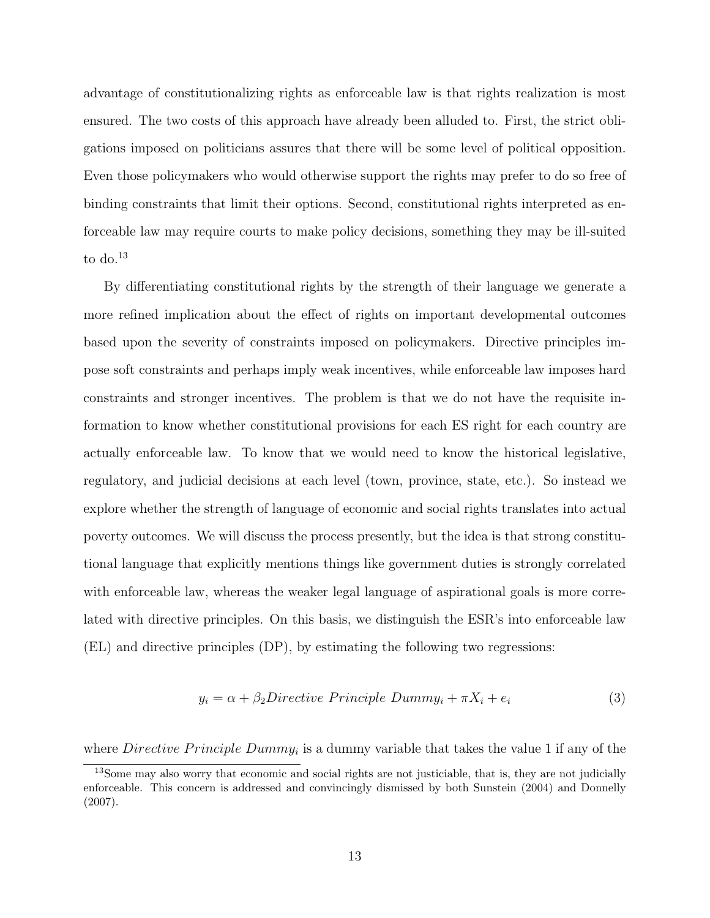advantage of constitutionalizing rights as enforceable law is that rights realization is most ensured. The two costs of this approach have already been alluded to. First, the strict obligations imposed on politicians assures that there will be some level of political opposition. Even those policymakers who would otherwise support the rights may prefer to do so free of binding constraints that limit their options. Second, constitutional rights interpreted as enforceable law may require courts to make policy decisions, something they may be ill-suited to do.[13]

By differentiating constitutional rights by the strength of their language we generate a more refined implication about the effect of rights on important developmental outcomes based upon the severity of constraints imposed on policymakers. Directive principles impose soft constraints and perhaps imply weak incentives, while enforceable law imposes hard constraints and stronger incentives. The problem is that we do not have the requisite information to know whether constitutional provisions for each ES right for each country are actually enforceable law. To know that we would need to know the historical legislative, regulatory, and judicial decisions at each level (town, province, state, etc.). So instead we explore whether the strength of language of economic and social rights translates into actual poverty outcomes. We will discuss the process presently, but the idea is that strong constitutional language that explicitly mentions things like government duties is strongly correlated with enforceable law, whereas the weaker legal language of aspirational goals is more correlated with directive principles. On this basis, we distinguish the ESR's into enforceable law (EL) and directive principles (DP), by estimating the following two regressions:

$$y_i = \alpha + \beta_2 Directive\ Principle\ Dummy_i + \pi X_i + e_i \tag{3}$$

where $Directive\ Principle\ Dummy_i$ is a dummy variable that takes the value 1 if any of the

[13] Some may also worry that economic and social rights are not justiciable, that is, they are not judicially enforceable. This concern is addressed and convincingly dismissed by both Sunstein (2004) and Donnelly (2007).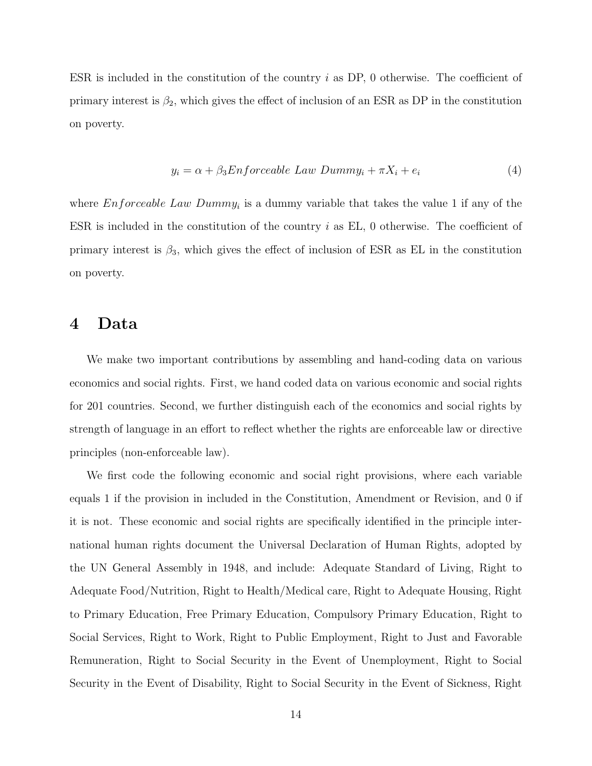ESR is included in the constitution of the country $i$ as DP, 0 otherwise. The coefficient of primary interest is $\beta_2$, which gives the effect of inclusion of an ESR as DP in the constitution on poverty.

$$y_i = \alpha + \beta_3 Enforceable\ Law\ Dummy_i + \pi X_i + e_i \tag{4}$$

where $Enforceable\ Law\ Dummy_i$ is a dummy variable that takes the value 1 if any of the ESR is included in the constitution of the country $i$ as EL, 0 otherwise. The coefficient of primary interest is $\beta_3$, which gives the effect of inclusion of ESR as EL in the constitution on poverty.

# 4 Data

We make two important contributions by assembling and hand-coding data on various economics and social rights. First, we hand coded data on various economic and social rights for 201 countries. Second, we further distinguish each of the economics and social rights by strength of language in an effort to reflect whether the rights are enforceable law or directive principles (non-enforceable law).

We first code the following economic and social right provisions, where each variable equals 1 if the provision in included in the Constitution, Amendment or Revision, and 0 if it is not. These economic and social rights are specifically identified in the principle international human rights document the Universal Declaration of Human Rights, adopted by the UN General Assembly in 1948, and include: Adequate Standard of Living, Right to Adequate Food/Nutrition, Right to Health/Medical care, Right to Adequate Housing, Right to Primary Education, Free Primary Education, Compulsory Primary Education, Right to Social Services, Right to Work, Right to Public Employment, Right to Just and Favorable Remuneration, Right to Social Security in the Event of Unemployment, Right to Social Security in the Event of Disability, Right to Social Security in the Event of Sickness, Right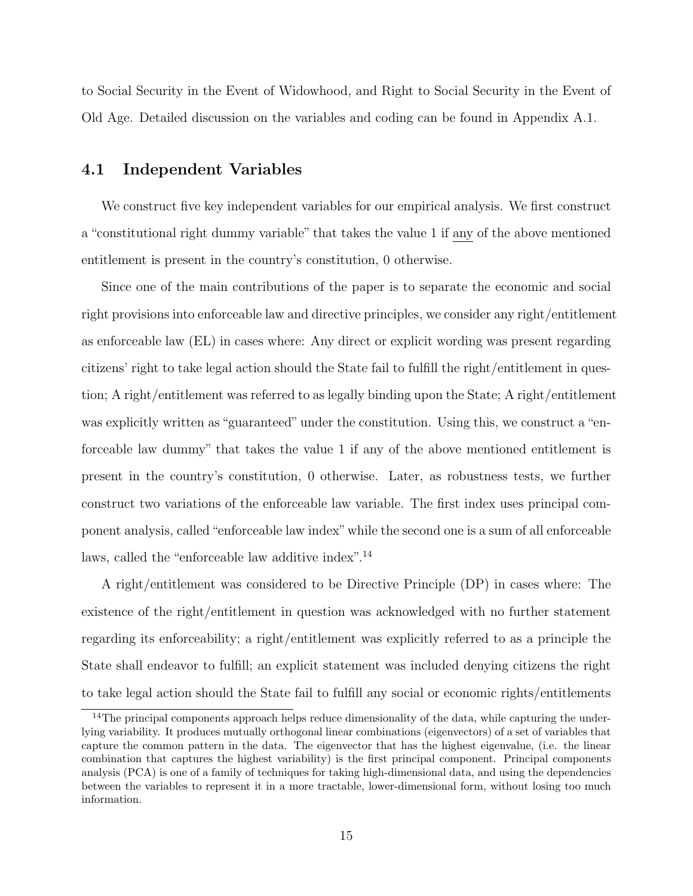to Social Security in the Event of Widowhood, and Right to Social Security in the Event of Old Age. Detailed discussion on the variables and coding can be found in Appendix A.1.

## 4.1 Independent Variables

We construct five key independent variables for our empirical analysis. We first construct a "constitutional right dummy variable" that takes the value 1 if <u>any</u> of the above mentioned entitlement is present in the country's constitution, 0 otherwise.

Since one of the main contributions of the paper is to separate the economic and social right provisions into enforceable law and directive principles, we consider any right/entitlement as enforceable law (EL) in cases where: Any direct or explicit wording was present regarding citizens' right to take legal action should the State fail to fulfill the right/entitlement in question; A right/entitlement was referred to as legally binding upon the State; A right/entitlement was explicitly written as "guaranteed" under the constitution. Using this, we construct a "enforceable law dummy" that takes the value 1 if any of the above mentioned entitlement is present in the country's constitution, 0 otherwise. Later, as robustness tests, we further construct two variations of the enforceable law variable. The first index uses principal component analysis, called "enforceable law index" while the second one is a sum of all enforceable laws, called the "enforceable law additive index".[14]

A right/entitlement was considered to be Directive Principle (DP) in cases where: The existence of the right/entitlement in question was acknowledged with no further statement regarding its enforceability; a right/entitlement was explicitly referred to as a principle the State shall endeavor to fulfill; an explicit statement was included denying citizens the right to take legal action should the State fail to fulfill any social or economic rights/entitlements

[14] The principal components approach helps reduce dimensionality of the data, while capturing the underlying variability. It produces mutually orthogonal linear combinations (eigenvectors) of a set of variables that capture the common pattern in the data. The eigenvector that has the highest eigenvalue, (i.e. the linear combination that captures the highest variability) is the first principal component. Principal components analysis (PCA) is one of a family of techniques for taking high-dimensional data, and using the dependencies between the variables to represent it in a more tractable, lower-dimensional form, without losing too much information.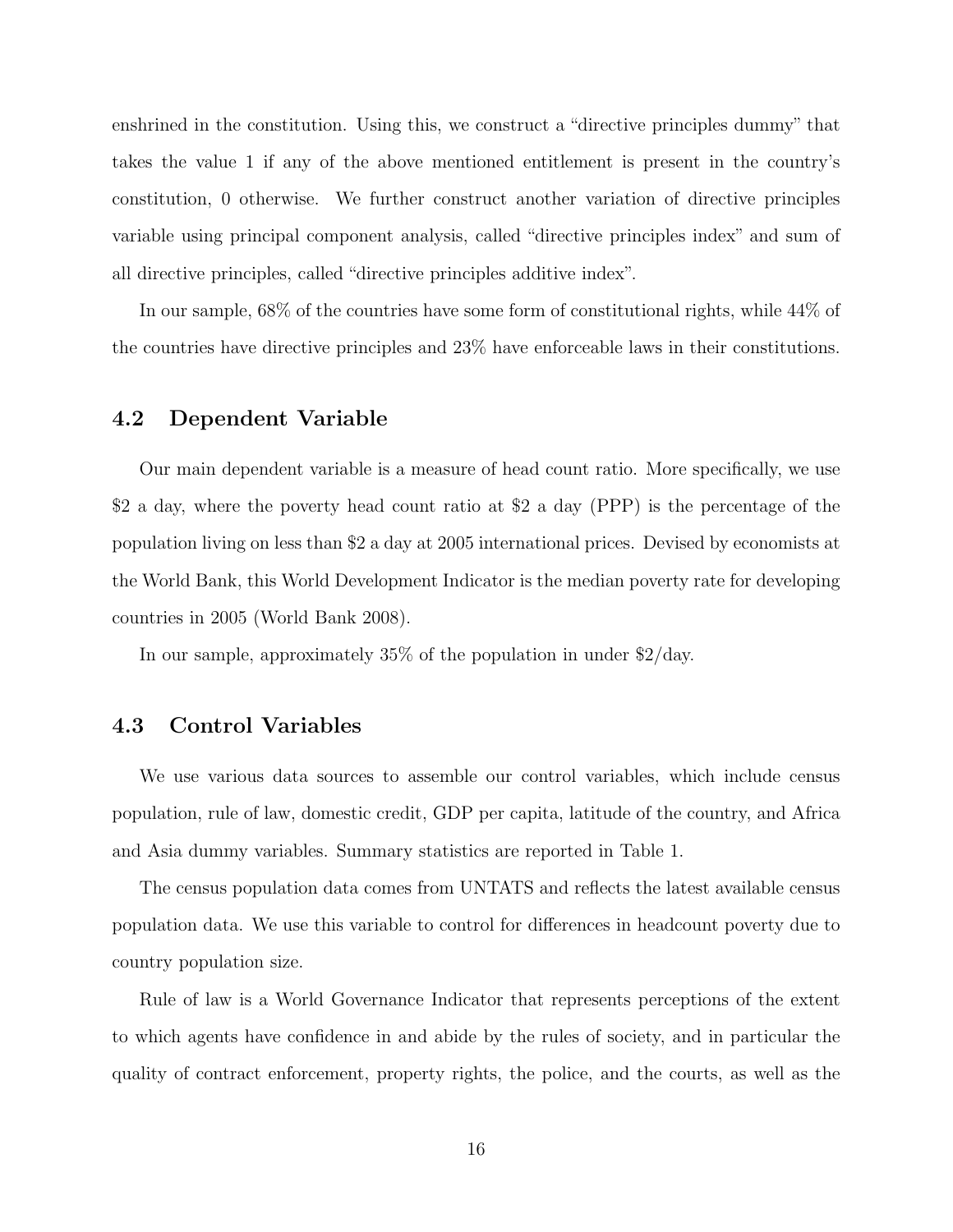enshrined in the constitution. Using this, we construct a "directive principles dummy" that takes the value 1 if any of the above mentioned entitlement is present in the country's constitution, 0 otherwise. We further construct another variation of directive principles variable using principal component analysis, called "directive principles index" and sum of all directive principles, called "directive principles additive index".

In our sample, 68% of the countries have some form of constitutional rights, while 44% of the countries have directive principles and 23% have enforceable laws in their constitutions.

## 4.2 Dependent Variable

Our main dependent variable is a measure of head count ratio. More specifically, we use $2 a day, where the poverty head count ratio at $2 a day (PPP) is the percentage of the population living on less than $2 a day at 2005 international prices. Devised by economists at the World Bank, this World Development Indicator is the median poverty rate for developing countries in 2005 (World Bank 2008).

In our sample, approximately 35% of the population in under $2/day.

## 4.3 Control Variables

We use various data sources to assemble our control variables, which include census population, rule of law, domestic credit, GDP per capita, latitude of the country, and Africa and Asia dummy variables. Summary statistics are reported in Table 1.

The census population data comes from UNTATS and reflects the latest available census population data. We use this variable to control for differences in headcount poverty due to country population size.

Rule of law is a World Governance Indicator that represents perceptions of the extent to which agents have confidence in and abide by the rules of society, and in particular the quality of contract enforcement, property rights, the police, and the courts, as well as the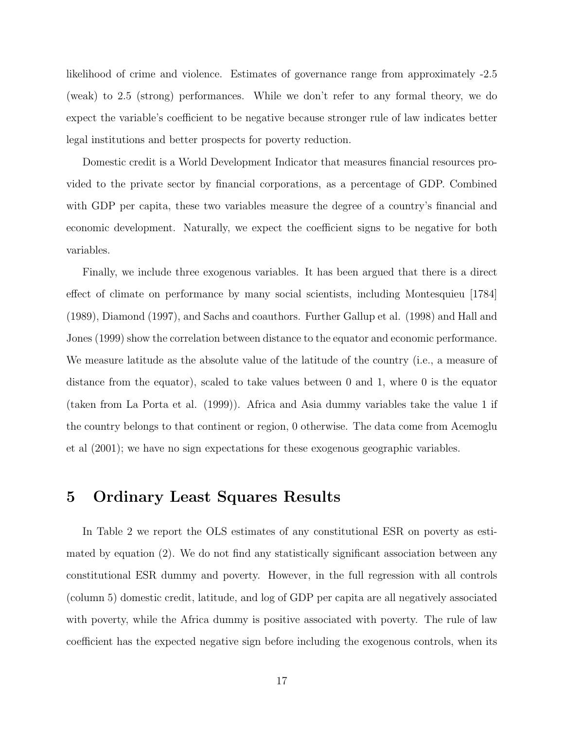likelihood of crime and violence. Estimates of governance range from approximately -2.5 (weak) to 2.5 (strong) performances. While we don't refer to any formal theory, we do expect the variable's coefficient to be negative because stronger rule of law indicates better legal institutions and better prospects for poverty reduction.

Domestic credit is a World Development Indicator that measures financial resources provided to the private sector by financial corporations, as a percentage of GDP. Combined with GDP per capita, these two variables measure the degree of a country's financial and economic development. Naturally, we expect the coefficient signs to be negative for both variables.

Finally, we include three exogenous variables. It has been argued that there is a direct effect of climate on performance by many social scientists, including Montesquieu [1784] (1989), Diamond (1997), and Sachs and coauthors. Further Gallup et al. (1998) and Hall and Jones (1999) show the correlation between distance to the equator and economic performance. We measure latitude as the absolute value of the latitude of the country (i.e., a measure of distance from the equator), scaled to take values between 0 and 1, where 0 is the equator (taken from La Porta et al. (1999)). Africa and Asia dummy variables take the value 1 if the country belongs to that continent or region, 0 otherwise. The data come from Acemoglu et al (2001); we have no sign expectations for these exogenous geographic variables.

## 5 Ordinary Least Squares Results

In Table 2 we report the OLS estimates of any constitutional ESR on poverty as estimated by equation (2). We do not find any statistically significant association between any constitutional ESR dummy and poverty. However, in the full regression with all controls (column 5) domestic credit, latitude, and log of GDP per capita are all negatively associated with poverty, while the Africa dummy is positive associated with poverty. The rule of law coefficient has the expected negative sign before including the exogenous controls, when its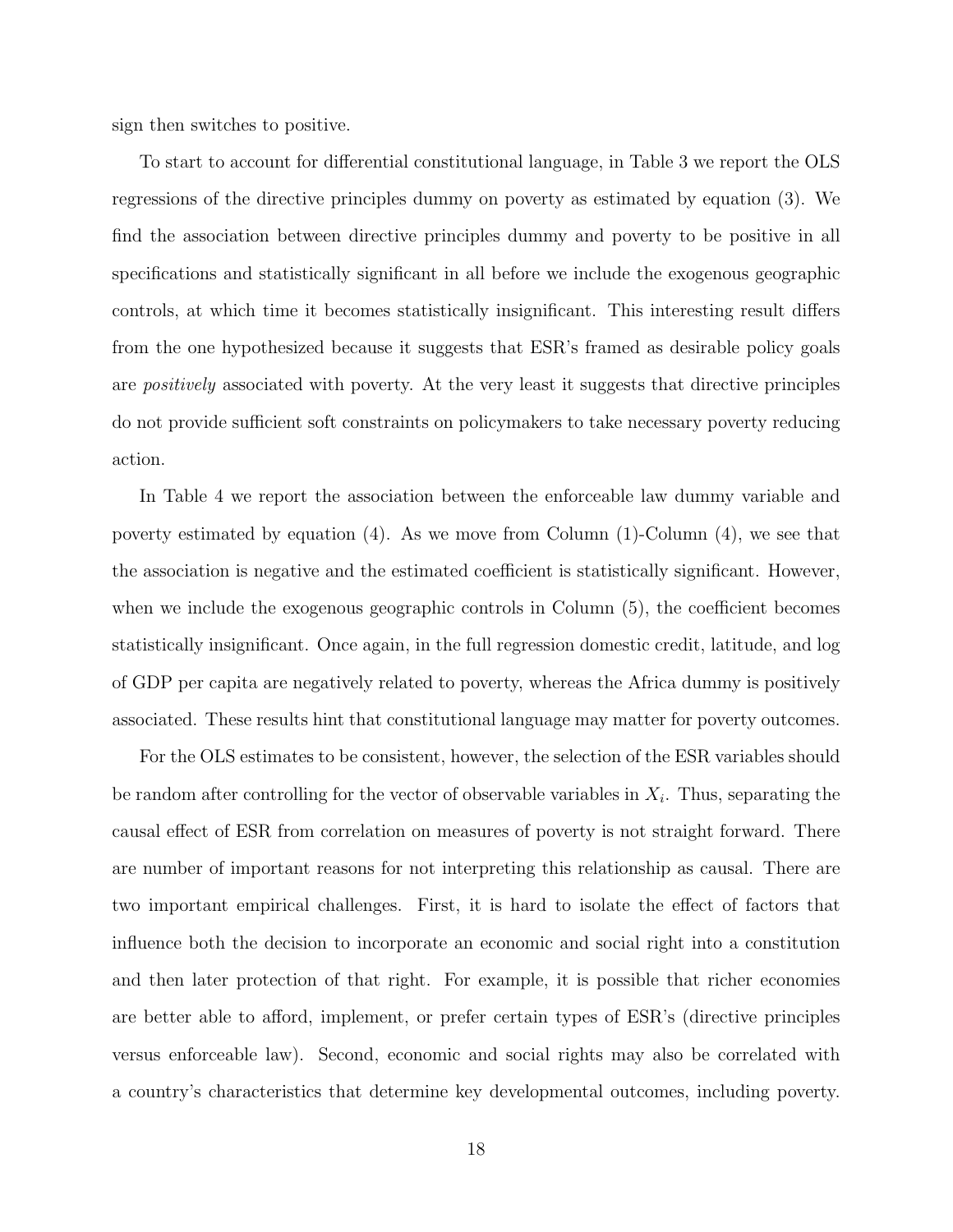sign then switches to positive.

To start to account for differential constitutional language, in Table 3 we report the OLS regressions of the directive principles dummy on poverty as estimated by equation (3). We find the association between directive principles dummy and poverty to be positive in all specifications and statistically significant in all before we include the exogenous geographic controls, at which time it becomes statistically insignificant. This interesting result differs from the one hypothesized because it suggests that ESR's framed as desirable policy goals are *positively* associated with poverty. At the very least it suggests that directive principles do not provide sufficient soft constraints on policymakers to take necessary poverty reducing action.

In Table 4 we report the association between the enforceable law dummy variable and poverty estimated by equation (4). As we move from Column (1)-Column (4), we see that the association is negative and the estimated coefficient is statistically significant. However, when we include the exogenous geographic controls in Column (5), the coefficient becomes statistically insignificant. Once again, in the full regression domestic credit, latitude, and log of GDP per capita are negatively related to poverty, whereas the Africa dummy is positively associated. These results hint that constitutional language may matter for poverty outcomes.

For the OLS estimates to be consistent, however, the selection of the ESR variables should be random after controlling for the vector of observable variables in $X_i$. Thus, separating the causal effect of ESR from correlation on measures of poverty is not straight forward. There are number of important reasons for not interpreting this relationship as causal. There are two important empirical challenges. First, it is hard to isolate the effect of factors that influence both the decision to incorporate an economic and social right into a constitution and then later protection of that right. For example, it is possible that richer economies are better able to afford, implement, or prefer certain types of ESR's (directive principles versus enforceable law). Second, economic and social rights may also be correlated with a country's characteristics that determine key developmental outcomes, including poverty.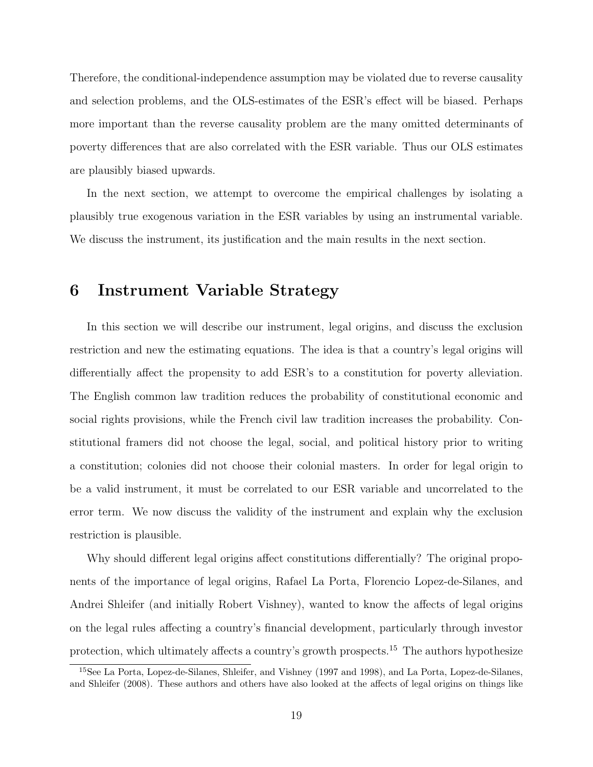Therefore, the conditional-independence assumption may be violated due to reverse causality and selection problems, and the OLS-estimates of the ESR's effect will be biased. Perhaps more important than the reverse causality problem are the many omitted determinants of poverty differences that are also correlated with the ESR variable. Thus our OLS estimates are plausibly biased upwards.

In the next section, we attempt to overcome the empirical challenges by isolating a plausibly true exogenous variation in the ESR variables by using an instrumental variable. We discuss the instrument, its justification and the main results in the next section.

# 6 Instrument Variable Strategy

In this section we will describe our instrument, legal origins, and discuss the exclusion restriction and new the estimating equations. The idea is that a country's legal origins will differentially affect the propensity to add ESR's to a constitution for poverty alleviation. The English common law tradition reduces the probability of constitutional economic and social rights provisions, while the French civil law tradition increases the probability. Constitutional framers did not choose the legal, social, and political history prior to writing a constitution; colonies did not choose their colonial masters. In order for legal origin to be a valid instrument, it must be correlated to our ESR variable and uncorrelated to the error term. We now discuss the validity of the instrument and explain why the exclusion restriction is plausible.

Why should different legal origins affect constitutions differentially? The original proponents of the importance of legal origins, Rafael La Porta, Florencio Lopez-de-Silanes, and Andrei Shleifer (and initially Robert Vishney), wanted to know the affects of legal origins on the legal rules affecting a country's financial development, particularly through investor protection, which ultimately affects a country's growth prospects.[15] The authors hypothesize

[15] See La Porta, Lopez-de-Silanes, Shleifer, and Vishney (1997 and 1998), and La Porta, Lopez-de-Silanes, and Shleifer (2008). These authors and others have also looked at the affects of legal origins on things like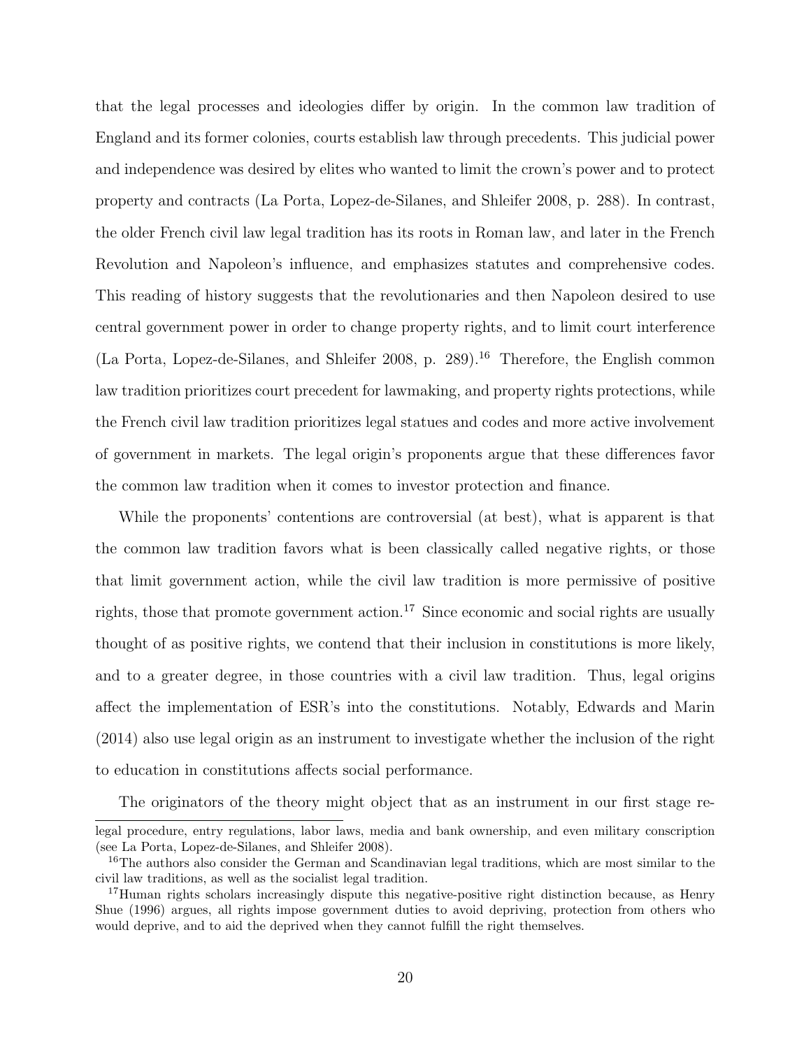that the legal processes and ideologies differ by origin. In the common law tradition of England and its former colonies, courts establish law through precedents. This judicial power and independence was desired by elites who wanted to limit the crown's power and to protect property and contracts (La Porta, Lopez-de-Silanes, and Shleifer 2008, p. 288). In contrast, the older French civil law legal tradition has its roots in Roman law, and later in the French Revolution and Napoleon's influence, and emphasizes statutes and comprehensive codes. This reading of history suggests that the revolutionaries and then Napoleon desired to use central government power in order to change property rights, and to limit court interference (La Porta, Lopez-de-Silanes, and Shleifer 2008, p. 289).[16] Therefore, the English common law tradition prioritizes court precedent for lawmaking, and property rights protections, while the French civil law tradition prioritizes legal statues and codes and more active involvement of government in markets. The legal origin's proponents argue that these differences favor the common law tradition when it comes to investor protection and finance.

While the proponents' contentions are controversial (at best), what is apparent is that the common law tradition favors what is been classically called negative rights, or those that limit government action, while the civil law tradition is more permissive of positive rights, those that promote government action.[17] Since economic and social rights are usually thought of as positive rights, we contend that their inclusion in constitutions is more likely, and to a greater degree, in those countries with a civil law tradition. Thus, legal origins affect the implementation of ESR's into the constitutions. Notably, Edwards and Marin (2014) also use legal origin as an instrument to investigate whether the inclusion of the right to education in constitutions affects social performance.

The originators of the theory might object that as an instrument in our first stage re-

legal procedure, entry regulations, labor laws, media and bank ownership, and even military conscription (see La Porta, Lopez-de-Silanes, and Shleifer 2008).

[16] The authors also consider the German and Scandinavian legal traditions, which are most similar to the civil law traditions, as well as the socialist legal tradition.

[17] Human rights scholars increasingly dispute this negative-positive right distinction because, as Henry Shue (1996) argues, all rights impose government duties to avoid depriving, protection from others who would deprive, and to aid the deprived when they cannot fulfill the right themselves.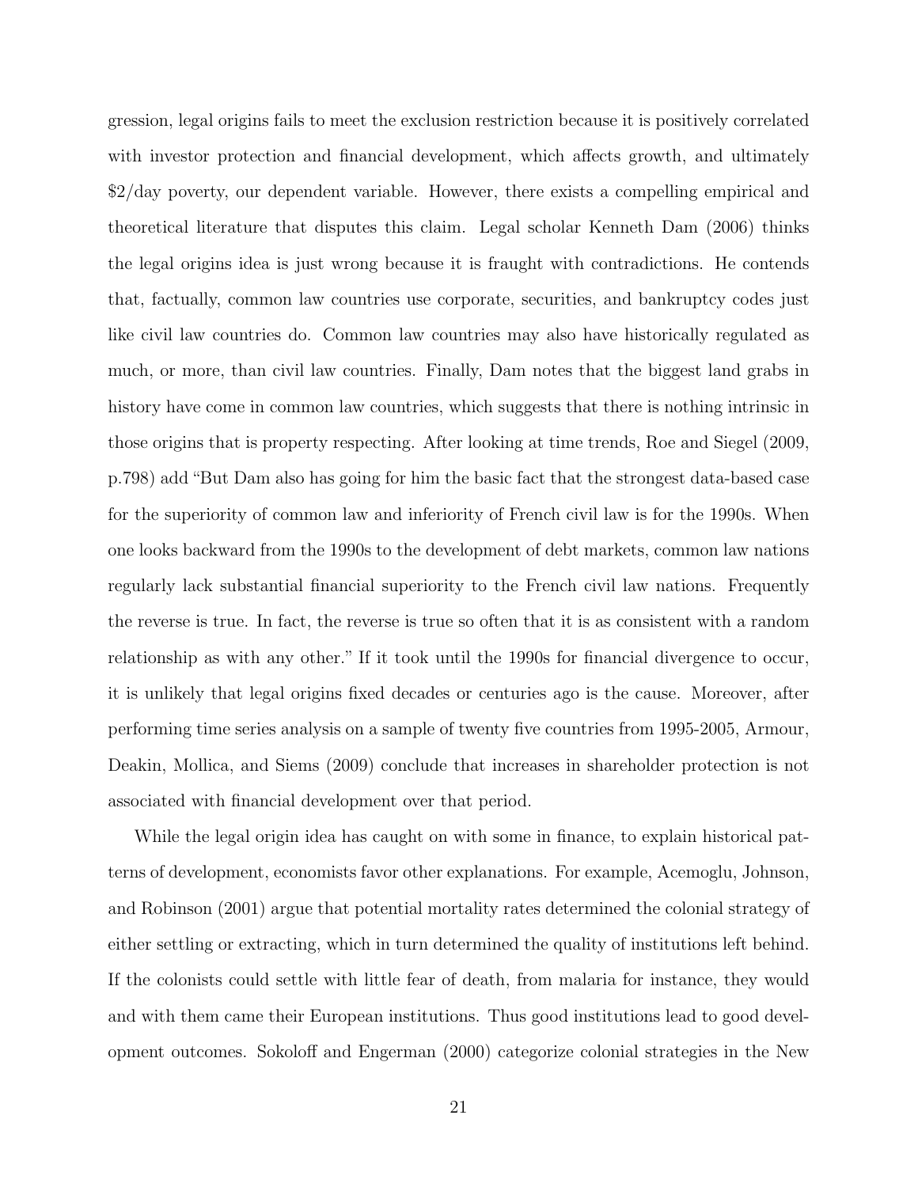gression, legal origins fails to meet the exclusion restriction because it is positively correlated with investor protection and financial development, which affects growth, and ultimately $2/day poverty, our dependent variable. However, there exists a compelling empirical and theoretical literature that disputes this claim. Legal scholar Kenneth Dam (2006) thinks the legal origins idea is just wrong because it is fraught with contradictions. He contends that, factually, common law countries use corporate, securities, and bankruptcy codes just like civil law countries do. Common law countries may also have historically regulated as much, or more, than civil law countries. Finally, Dam notes that the biggest land grabs in history have come in common law countries, which suggests that there is nothing intrinsic in those origins that is property respecting. After looking at time trends, Roe and Siegel (2009, p.798) add "But Dam also has going for him the basic fact that the strongest data-based case for the superiority of common law and inferiority of French civil law is for the 1990s. When one looks backward from the 1990s to the development of debt markets, common law nations regularly lack substantial financial superiority to the French civil law nations. Frequently the reverse is true. In fact, the reverse is true so often that it is as consistent with a random relationship as with any other." If it took until the 1990s for financial divergence to occur, it is unlikely that legal origins fixed decades or centuries ago is the cause. Moreover, after performing time series analysis on a sample of twenty five countries from 1995-2005, Armour, Deakin, Mollica, and Siems (2009) conclude that increases in shareholder protection is not associated with financial development over that period.

While the legal origin idea has caught on with some in finance, to explain historical patterns of development, economists favor other explanations. For example, Acemoglu, Johnson, and Robinson (2001) argue that potential mortality rates determined the colonial strategy of either settling or extracting, which in turn determined the quality of institutions left behind. If the colonists could settle with little fear of death, from malaria for instance, they would and with them came their European institutions. Thus good institutions lead to good development outcomes. Sokoloff and Engerman (2000) categorize colonial strategies in the New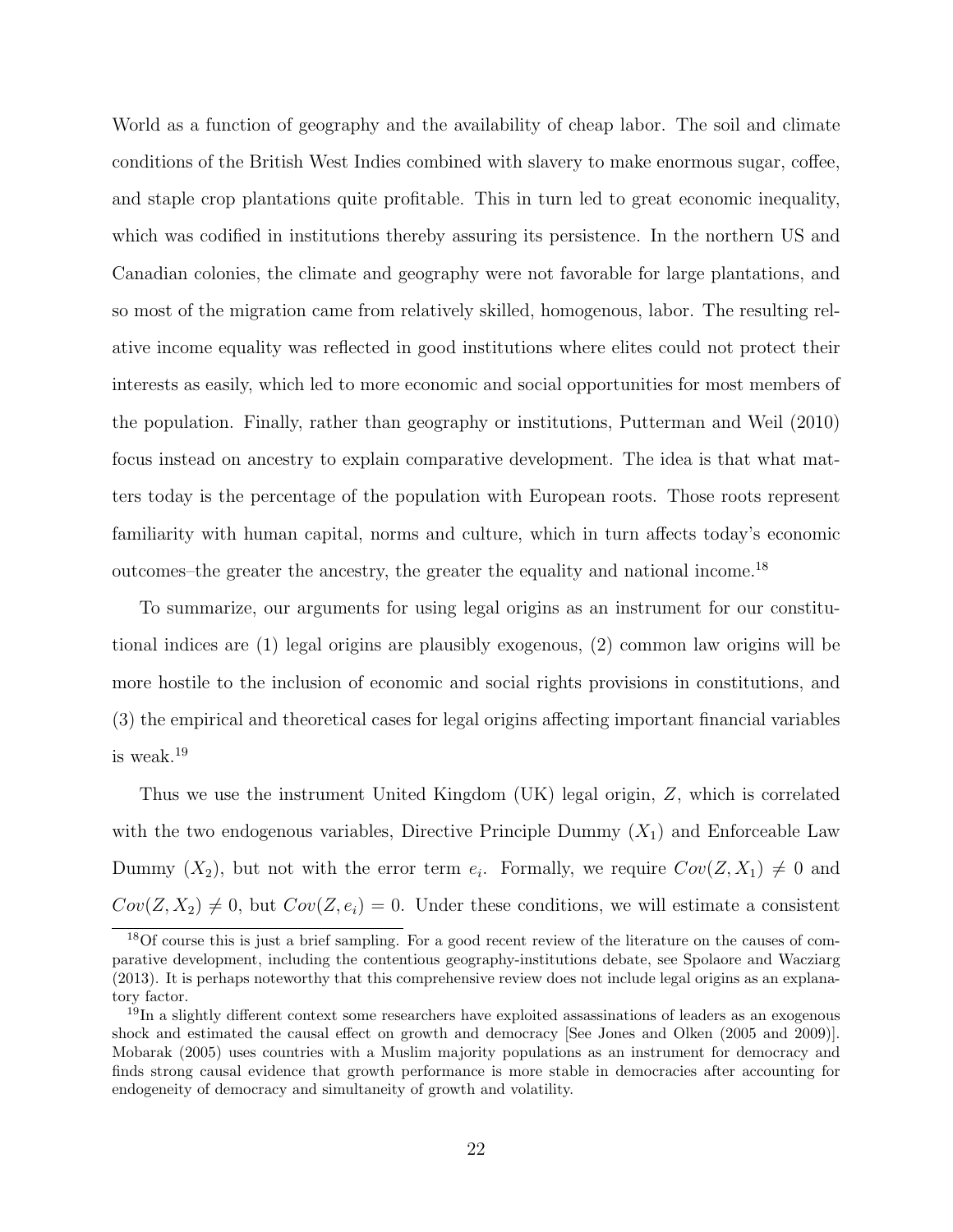World as a function of geography and the availability of cheap labor. The soil and climate conditions of the British West Indies combined with slavery to make enormous sugar, coffee, and staple crop plantations quite profitable. This in turn led to great economic inequality, which was codified in institutions thereby assuring its persistence. In the northern US and Canadian colonies, the climate and geography were not favorable for large plantations, and so most of the migration came from relatively skilled, homogenous, labor. The resulting relative income equality was reflected in good institutions where elites could not protect their interests as easily, which led to more economic and social opportunities for most members of the population. Finally, rather than geography or institutions, Putterman and Weil (2010) focus instead on ancestry to explain comparative development. The idea is that what matters today is the percentage of the population with European roots. Those roots represent familiarity with human capital, norms and culture, which in turn affects today's economic outcomes–the greater the ancestry, the greater the equality and national income.[18]

To summarize, our arguments for using legal origins as an instrument for our constitutional indices are (1) legal origins are plausibly exogenous, (2) common law origins will be more hostile to the inclusion of economic and social rights provisions in constitutions, and (3) the empirical and theoretical cases for legal origins affecting important financial variables is weak.[19]

Thus we use the instrument United Kingdom (UK) legal origin, $Z$, which is correlated with the two endogenous variables, Directive Principle Dummy ($X_1$) and Enforceable Law Dummy ($X_2$), but not with the error term $e_i$. Formally, we require $Cov(Z, X_1) \neq 0$ and $Cov(Z, X_2) \neq 0$, but $Cov(Z, e_i) = 0$. Under these conditions, we will estimate a consistent

[18] Of course this is just a brief sampling. For a good recent review of the literature on the causes of comparative development, including the contentious geography-institutions debate, see Spolaore and Wacziarg (2013). It is perhaps noteworthy that this comprehensive review does not include legal origins as an explanatory factor.

[19] In a slightly different context some researchers have exploited assassinations of leaders as an exogenous shock and estimated the causal effect on growth and democracy [See Jones and Olken (2005 and 2009)]. Mobarak (2005) uses countries with a Muslim majority populations as an instrument for democracy and finds strong causal evidence that growth performance is more stable in democracies after accounting for endogeneity of democracy and simultaneity of growth and volatility.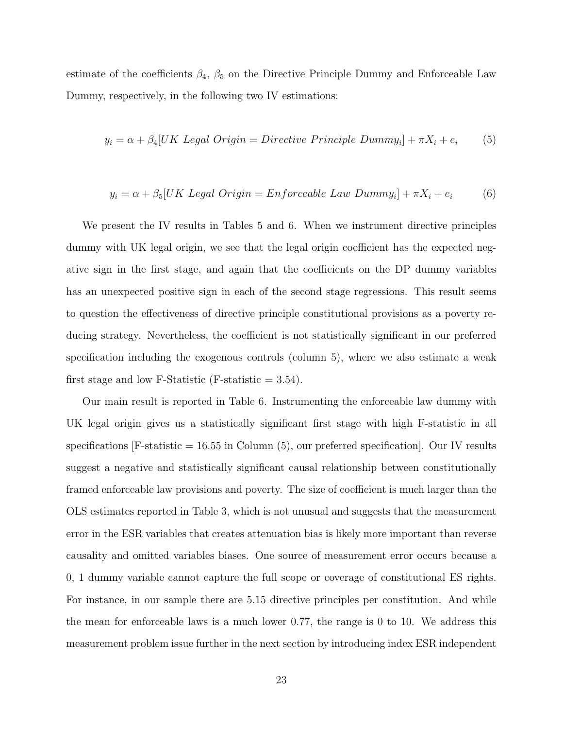estimate of the coefficients $\beta_4$, $\beta_5$ on the Directive Principle Dummy and Enforceable Law Dummy, respectively, in the following two IV estimations:

$$y_i = \alpha + \beta_4[UK\ Legal\ Origin = Directive\ Principle\ Dummy_i] + \pi X_i + e_i \qquad (5)$$

$$y_i = \alpha + \beta_5[UK\ Legal\ Origin = Enforceable\ Law\ Dummy_i] + \pi X_i + e_i \qquad (6)$$

We present the IV results in Tables 5 and 6. When we instrument directive principles dummy with UK legal origin, we see that the legal origin coefficient has the expected negative sign in the first stage, and again that the coefficients on the DP dummy variables has an unexpected positive sign in each of the second stage regressions. This result seems to question the effectiveness of directive principle constitutional provisions as a poverty reducing strategy. Nevertheless, the coefficient is not statistically significant in our preferred specification including the exogenous controls (column 5), where we also estimate a weak first stage and low F-Statistic (F-statistic = 3.54).

Our main result is reported in Table 6. Instrumenting the enforceable law dummy with UK legal origin gives us a statistically significant first stage with high F-statistic in all specifications [F-statistic = 16.55 in Column (5), our preferred specification]. Our IV results suggest a negative and statistically significant causal relationship between constitutionally framed enforceable law provisions and poverty. The size of coefficient is much larger than the OLS estimates reported in Table 3, which is not unusual and suggests that the measurement error in the ESR variables that creates attenuation bias is likely more important than reverse causality and omitted variables biases. One source of measurement error occurs because a 0, 1 dummy variable cannot capture the full scope or coverage of constitutional ES rights. For instance, in our sample there are 5.15 directive principles per constitution. And while the mean for enforceable laws is a much lower 0.77, the range is 0 to 10. We address this measurement problem issue further in the next section by introducing index ESR independent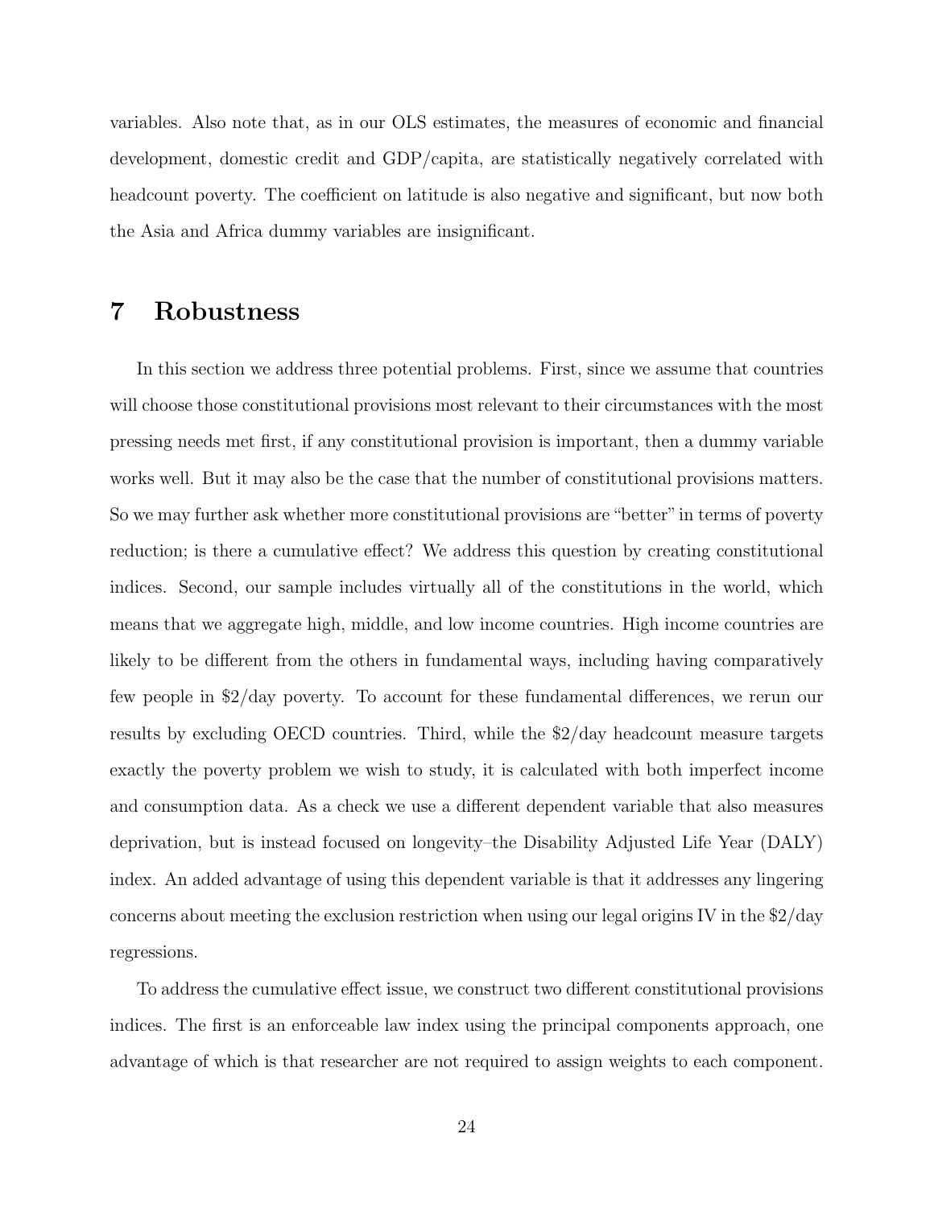variables. Also note that, as in our OLS estimates, the measures of economic and financial development, domestic credit and GDP/capita, are statistically negatively correlated with headcount poverty. The coefficient on latitude is also negative and significant, but now both the Asia and Africa dummy variables are insignificant.

# 7 Robustness

In this section we address three potential problems. First, since we assume that countries will choose those constitutional provisions most relevant to their circumstances with the most pressing needs met first, if any constitutional provision is important, then a dummy variable works well. But it may also be the case that the number of constitutional provisions matters. So we may further ask whether more constitutional provisions are "better" in terms of poverty reduction; is there a cumulative effect? We address this question by creating constitutional indices. Second, our sample includes virtually all of the constitutions in the world, which means that we aggregate high, middle, and low income countries. High income countries are likely to be different from the others in fundamental ways, including having comparatively few people in \$2/day poverty. To account for these fundamental differences, we rerun our results by excluding OECD countries. Third, while the \$2/day headcount measure targets exactly the poverty problem we wish to study, it is calculated with both imperfect income and consumption data. As a check we use a different dependent variable that also measures deprivation, but is instead focused on longevity–the Disability Adjusted Life Year (DALY) index. An added advantage of using this dependent variable is that it addresses any lingering concerns about meeting the exclusion restriction when using our legal origins IV in the \$2/day regressions.

To address the cumulative effect issue, we construct two different constitutional provisions indices. The first is an enforceable law index using the principal components approach, one advantage of which is that researcher are not required to assign weights to each component.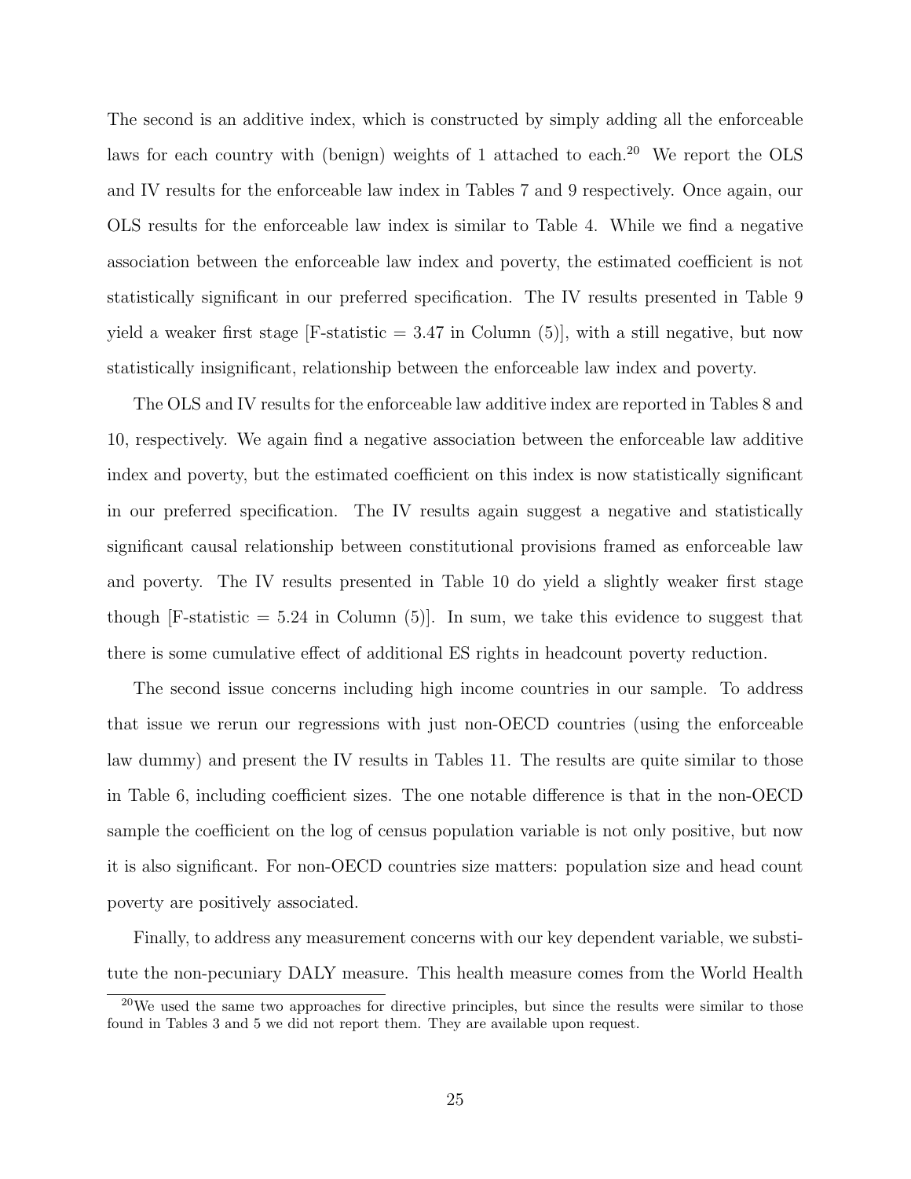The second is an additive index, which is constructed by simply adding all the enforceable laws for each country with (benign) weights of 1 attached to each.[20] We report the OLS and IV results for the enforceable law index in Tables 7 and 9 respectively. Once again, our OLS results for the enforceable law index is similar to Table 4. While we find a negative association between the enforceable law index and poverty, the estimated coefficient is not statistically significant in our preferred specification. The IV results presented in Table 9 yield a weaker first stage [F-statistic = 3.47 in Column (5)], with a still negative, but now statistically insignificant, relationship between the enforceable law index and poverty.

The OLS and IV results for the enforceable law additive index are reported in Tables 8 and 10, respectively. We again find a negative association between the enforceable law additive index and poverty, but the estimated coefficient on this index is now statistically significant in our preferred specification. The IV results again suggest a negative and statistically significant causal relationship between constitutional provisions framed as enforceable law and poverty. The IV results presented in Table 10 do yield a slightly weaker first stage though [F-statistic = 5.24 in Column (5)]. In sum, we take this evidence to suggest that there is some cumulative effect of additional ES rights in headcount poverty reduction.

The second issue concerns including high income countries in our sample. To address that issue we rerun our regressions with just non-OECD countries (using the enforceable law dummy) and present the IV results in Tables 11. The results are quite similar to those in Table 6, including coefficient sizes. The one notable difference is that in the non-OECD sample the coefficient on the log of census population variable is not only positive, but now it is also significant. For non-OECD countries size matters: population size and head count poverty are positively associated.

Finally, to address any measurement concerns with our key dependent variable, we substitute the non-pecuniary DALY measure. This health measure comes from the World Health

[20] We used the same two approaches for directive principles, but since the results were similar to those found in Tables 3 and 5 we did not report them. They are available upon request.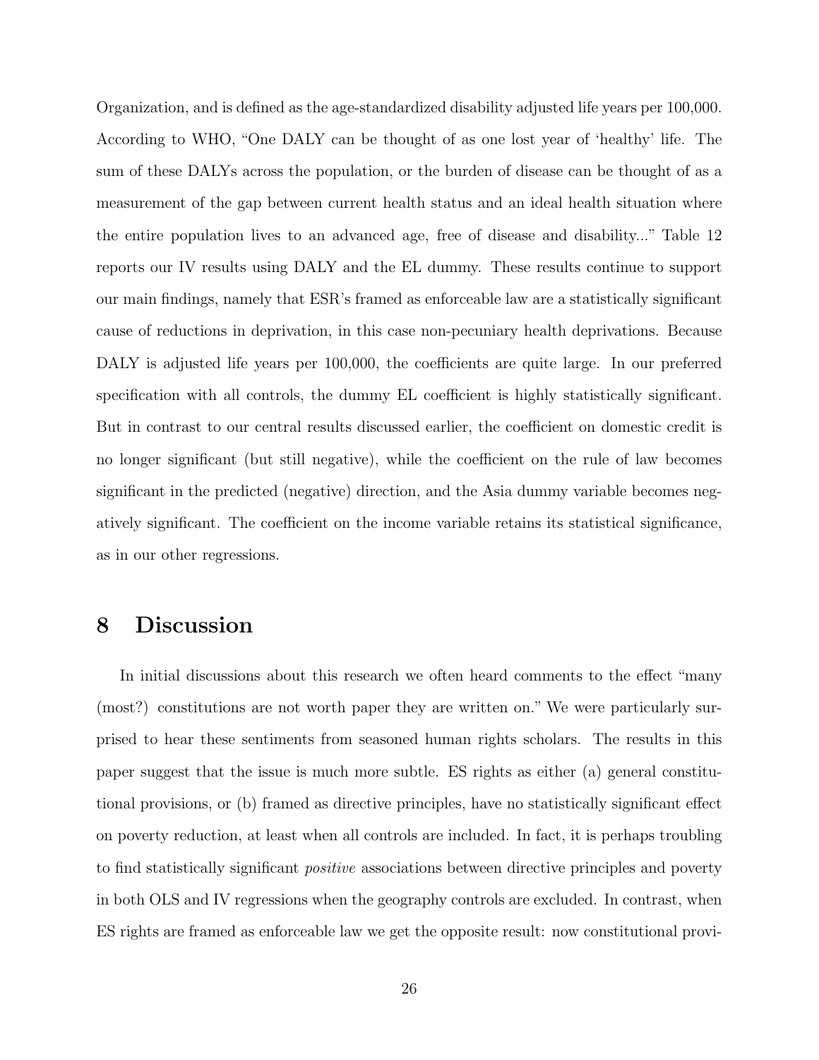Organization, and is defined as the age-standardized disability adjusted life years per 100,000. According to WHO, "One DALY can be thought of as one lost year of 'healthy' life. The sum of these DALYs across the population, or the burden of disease can be thought of as a measurement of the gap between current health status and an ideal health situation where the entire population lives to an advanced age, free of disease and disability..." Table 12 reports our IV results using DALY and the EL dummy. These results continue to support our main findings, namely that ESR's framed as enforceable law are a statistically significant cause of reductions in deprivation, in this case non-pecuniary health deprivations. Because DALY is adjusted life years per 100,000, the coefficients are quite large. In our preferred specification with all controls, the dummy EL coefficient is highly statistically significant. But in contrast to our central results discussed earlier, the coefficient on domestic credit is no longer significant (but still negative), while the coefficient on the rule of law becomes significant in the predicted (negative) direction, and the Asia dummy variable becomes negatively significant. The coefficient on the income variable retains its statistical significance, as in our other regressions.

# 8 Discussion

In initial discussions about this research we often heard comments to the effect "many (most?) constitutions are not worth paper they are written on." We were particularly surprised to hear these sentiments from seasoned human rights scholars. The results in this paper suggest that the issue is much more subtle. ES rights as either (a) general constitutional provisions, or (b) framed as directive principles, have no statistically significant effect on poverty reduction, at least when all controls are included. In fact, it is perhaps troubling to find statistically significant *positive* associations between directive principles and poverty in both OLS and IV regressions when the geography controls are excluded. In contrast, when ES rights are framed as enforceable law we get the opposite result: now constitutional provi-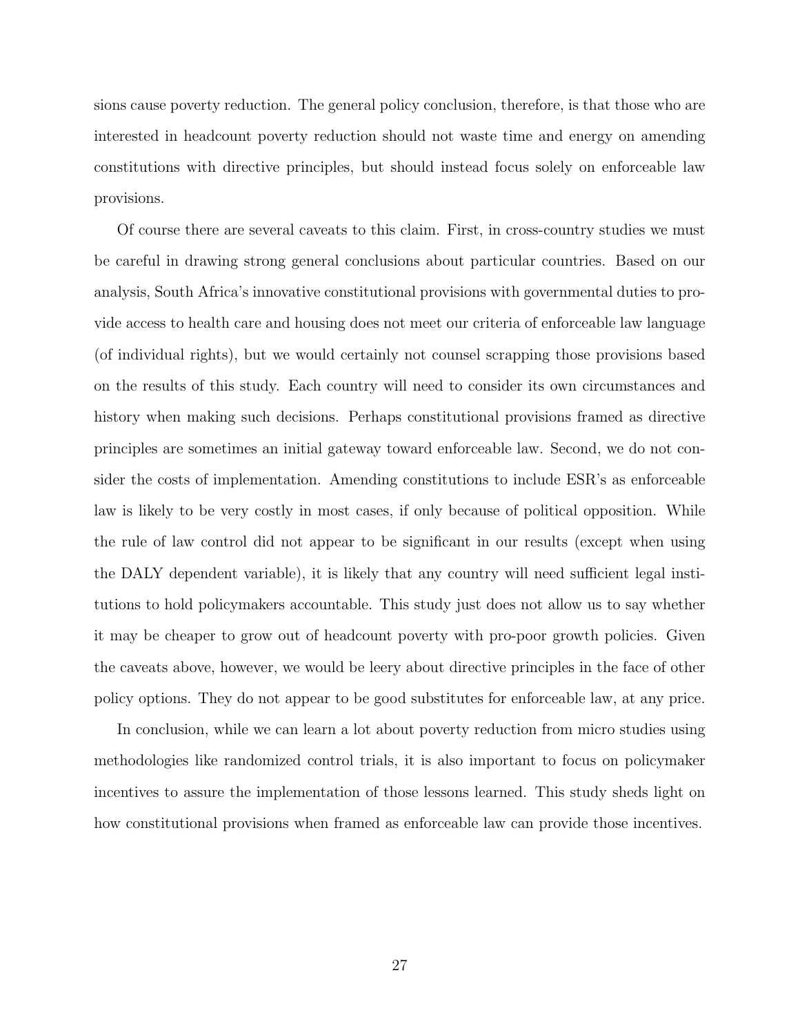sions cause poverty reduction. The general policy conclusion, therefore, is that those who are interested in headcount poverty reduction should not waste time and energy on amending constitutions with directive principles, but should instead focus solely on enforceable law provisions.

Of course there are several caveats to this claim. First, in cross-country studies we must be careful in drawing strong general conclusions about particular countries. Based on our analysis, South Africa's innovative constitutional provisions with governmental duties to provide access to health care and housing does not meet our criteria of enforceable law language (of individual rights), but we would certainly not counsel scrapping those provisions based on the results of this study. Each country will need to consider its own circumstances and history when making such decisions. Perhaps constitutional provisions framed as directive principles are sometimes an initial gateway toward enforceable law. Second, we do not consider the costs of implementation. Amending constitutions to include ESR's as enforceable law is likely to be very costly in most cases, if only because of political opposition. While the rule of law control did not appear to be significant in our results (except when using the DALY dependent variable), it is likely that any country will need sufficient legal institutions to hold policymakers accountable. This study just does not allow us to say whether it may be cheaper to grow out of headcount poverty with pro-poor growth policies. Given the caveats above, however, we would be leery about directive principles in the face of other policy options. They do not appear to be good substitutes for enforceable law, at any price.

In conclusion, while we can learn a lot about poverty reduction from micro studies using methodologies like randomized control trials, it is also important to focus on policymaker incentives to assure the implementation of those lessons learned. This study sheds light on how constitutional provisions when framed as enforceable law can provide those incentives.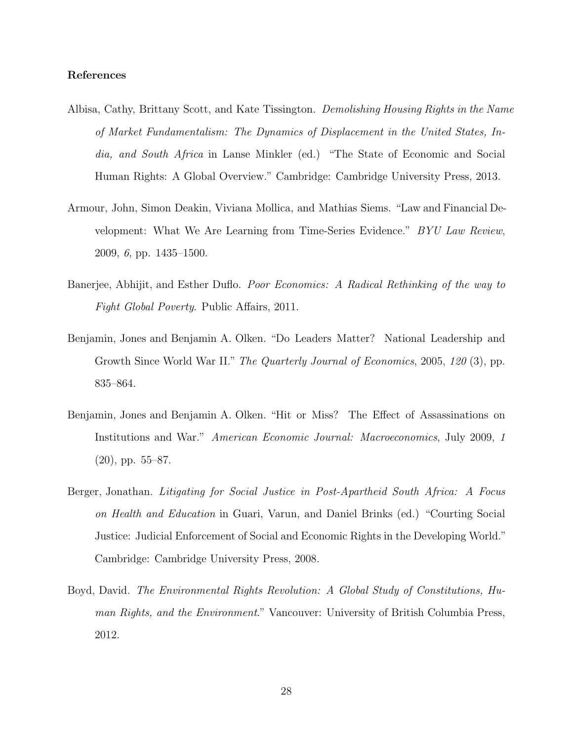**References**

Albisa, Cathy, Brittany Scott, and Kate Tissington. *Demolishing Housing Rights in the Name of Market Fundamentalism: The Dynamics of Displacement in the United States, India, and South Africa* in Lanse Minkler (ed.) "The State of Economic and Social Human Rights: A Global Overview." Cambridge: Cambridge University Press, 2013.

Armour, John, Simon Deakin, Viviana Mollica, and Mathias Siems. "Law and Financial Development: What We Are Learning from Time-Series Evidence." *BYU Law Review*, 2009, *6*, pp. 1435–1500.

Banerjee, Abhijit, and Esther Duflo. *Poor Economics: A Radical Rethinking of the way to Fight Global Poverty*. Public Affairs, 2011.

Benjamin, Jones and Benjamin A. Olken. "Do Leaders Matter? National Leadership and Growth Since World War II." *The Quarterly Journal of Economics*, 2005, *120* (3), pp. 835–864.

Benjamin, Jones and Benjamin A. Olken. "Hit or Miss? The Effect of Assassinations on Institutions and War." *American Economic Journal: Macroeconomics*, July 2009, *1* (20), pp. 55–87.

Berger, Jonathan. *Litigating for Social Justice in Post-Apartheid South Africa: A Focus on Health and Education* in Guari, Varun, and Daniel Brinks (ed.) "Courting Social Justice: Judicial Enforcement of Social and Economic Rights in the Developing World." Cambridge: Cambridge University Press, 2008.

Boyd, David. *The Environmental Rights Revolution: A Global Study of Constitutions, Human Rights, and the Environment*." Vancouver: University of British Columbia Press, 2012.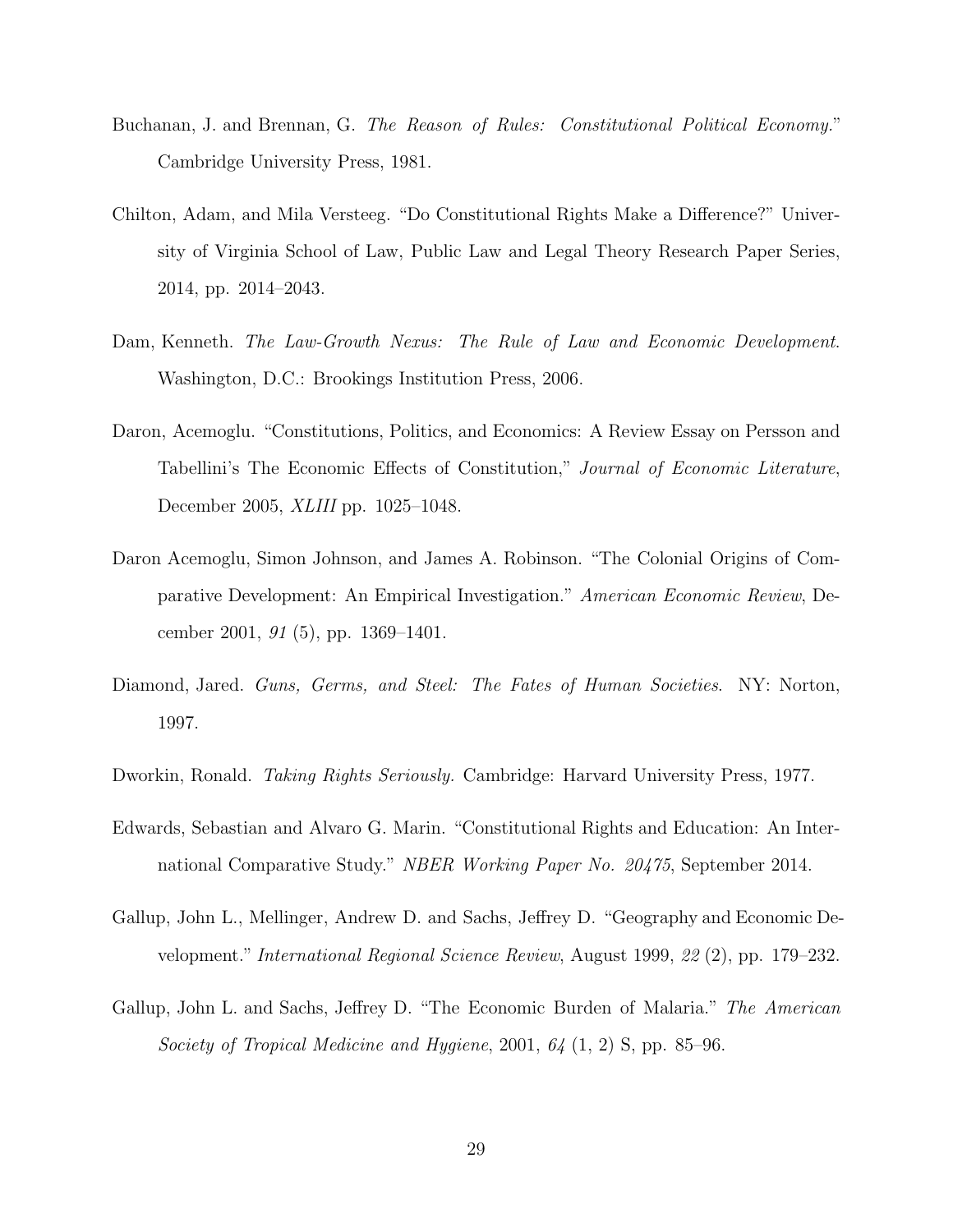Buchanan, J. and Brennan, G. *The Reason of Rules: Constitutional Political Economy.*" Cambridge University Press, 1981.

Chilton, Adam, and Mila Versteeg. "Do Constitutional Rights Make a Difference?" University of Virginia School of Law, Public Law and Legal Theory Research Paper Series, 2014, pp. 2014–2043.

Dam, Kenneth. *The Law-Growth Nexus: The Rule of Law and Economic Development*. Washington, D.C.: Brookings Institution Press, 2006.

Daron, Acemoglu. "Constitutions, Politics, and Economics: A Review Essay on Persson and Tabellini's The Economic Effects of Constitution," *Journal of Economic Literature*, December 2005, *XLIII* pp. 1025–1048.

Daron Acemoglu, Simon Johnson, and James A. Robinson. "The Colonial Origins of Comparative Development: An Empirical Investigation." *American Economic Review*, December 2001, *91* (5), pp. 1369–1401.

Diamond, Jared. *Guns, Germs, and Steel: The Fates of Human Societies*. NY: Norton, 1997.

Dworkin, Ronald. *Taking Rights Seriously.* Cambridge: Harvard University Press, 1977.

Edwards, Sebastian and Alvaro G. Marin. "Constitutional Rights and Education: An International Comparative Study." *NBER Working Paper No. 20475*, September 2014.

Gallup, John L., Mellinger, Andrew D. and Sachs, Jeffrey D. "Geography and Economic Development." *International Regional Science Review*, August 1999, *22* (2), pp. 179–232.

Gallup, John L. and Sachs, Jeffrey D. "The Economic Burden of Malaria." *The American Society of Tropical Medicine and Hygiene*, 2001, *64* (1, 2) S, pp. 85–96.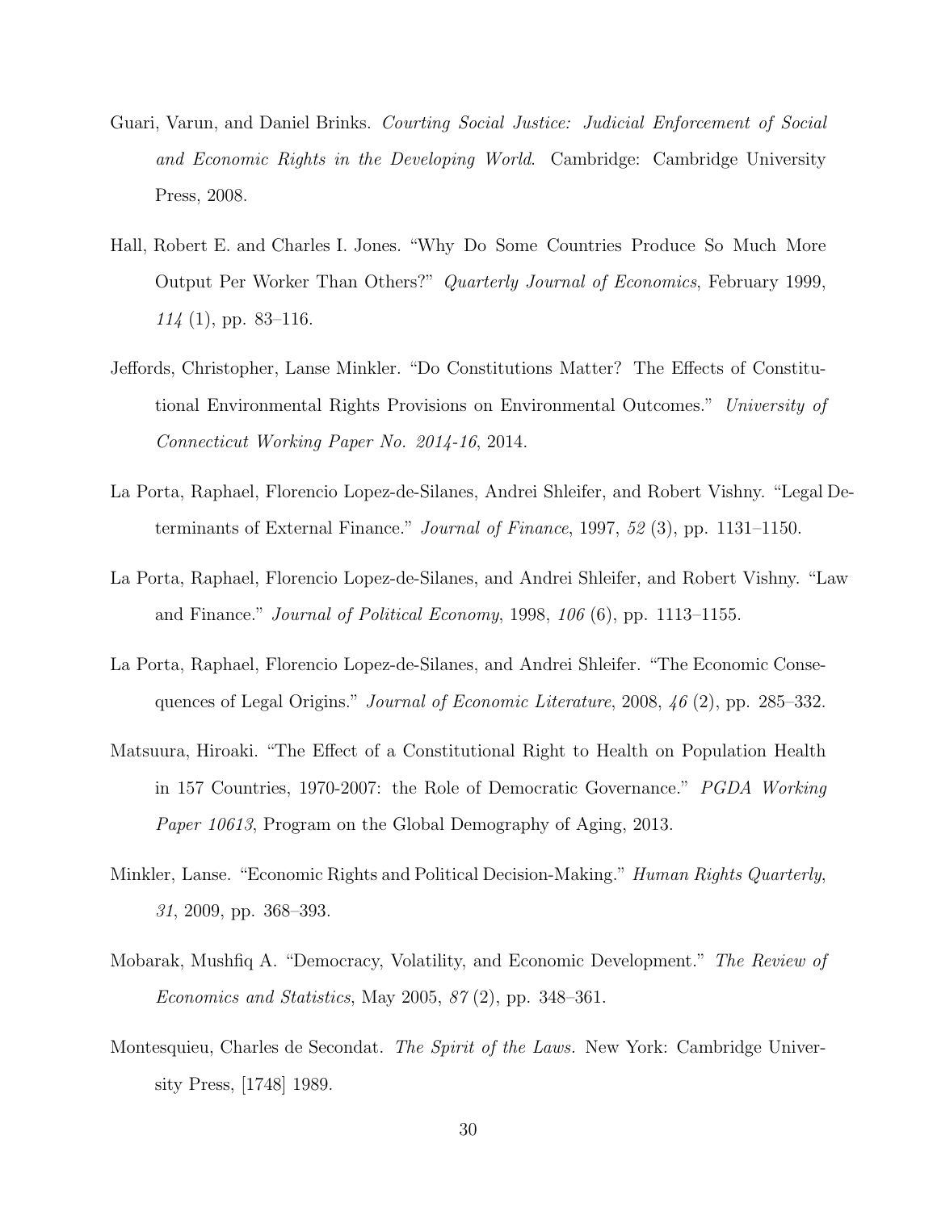Guari, Varun, and Daniel Brinks. *Courting Social Justice: Judicial Enforcement of Social and Economic Rights in the Developing World*. Cambridge: Cambridge University Press, 2008.

Hall, Robert E. and Charles I. Jones. "Why Do Some Countries Produce So Much More Output Per Worker Than Others?" *Quarterly Journal of Economics*, February 1999, *114* (1), pp. 83–116.

Jeffords, Christopher, Lanse Minkler. "Do Constitutions Matter? The Effects of Constitutional Environmental Rights Provisions on Environmental Outcomes." *University of Connecticut Working Paper No. 2014-16*, 2014.

La Porta, Raphael, Florencio Lopez-de-Silanes, Andrei Shleifer, and Robert Vishny. "Legal Determinants of External Finance." *Journal of Finance*, 1997, *52* (3), pp. 1131–1150.

La Porta, Raphael, Florencio Lopez-de-Silanes, and Andrei Shleifer, and Robert Vishny. "Law and Finance." *Journal of Political Economy*, 1998, *106* (6), pp. 1113–1155.

La Porta, Raphael, Florencio Lopez-de-Silanes, and Andrei Shleifer. "The Economic Consequences of Legal Origins." *Journal of Economic Literature*, 2008, *46* (2), pp. 285–332.

Matsuura, Hiroaki. "The Effect of a Constitutional Right to Health on Population Health in 157 Countries, 1970-2007: the Role of Democratic Governance." *PGDA Working Paper 10613*, Program on the Global Demography of Aging, 2013.

Minkler, Lanse. "Economic Rights and Political Decision-Making." *Human Rights Quarterly*, *31*, 2009, pp. 368–393.

Mobarak, Mushfiq A. "Democracy, Volatility, and Economic Development." *The Review of Economics and Statistics*, May 2005, *87* (2), pp. 348–361.

Montesquieu, Charles de Secondat. *The Spirit of the Laws.* New York: Cambridge University Press, [1748] 1989.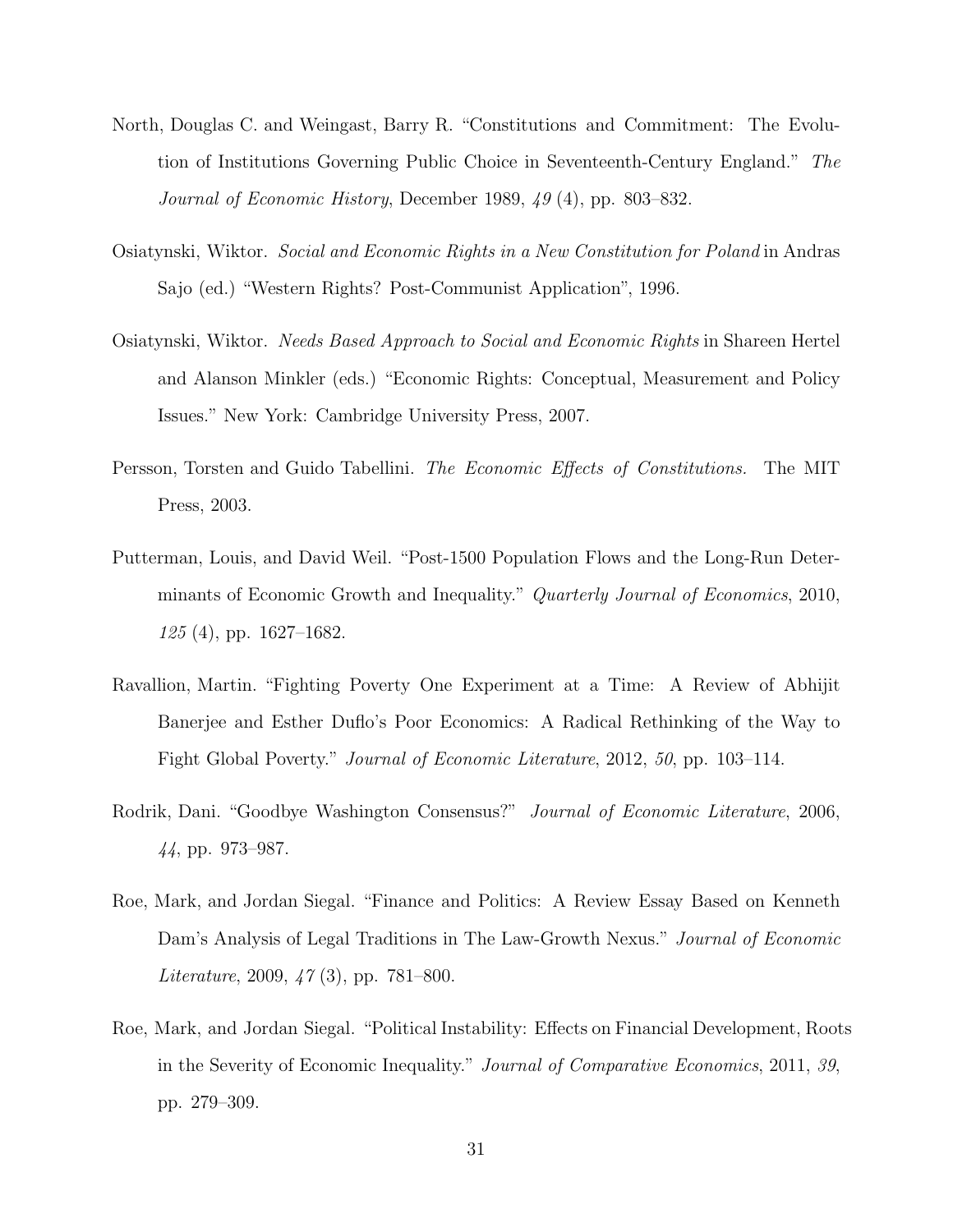North, Douglas C. and Weingast, Barry R. "Constitutions and Commitment: The Evolution of Institutions Governing Public Choice in Seventeenth-Century England." *The Journal of Economic History*, December 1989, *49* (4), pp. 803–832.

Osiatynski, Wiktor. *Social and Economic Rights in a New Constitution for Poland* in Andras Sajo (ed.) "Western Rights? Post-Communist Application", 1996.

Osiatynski, Wiktor. *Needs Based Approach to Social and Economic Rights* in Shareen Hertel and Alanson Minkler (eds.) "Economic Rights: Conceptual, Measurement and Policy Issues." New York: Cambridge University Press, 2007.

Persson, Torsten and Guido Tabellini. *The Economic Effects of Constitutions.* The MIT Press, 2003.

Putterman, Louis, and David Weil. "Post-1500 Population Flows and the Long-Run Determinants of Economic Growth and Inequality." *Quarterly Journal of Economics*, 2010, *125* (4), pp. 1627–1682.

Ravallion, Martin. "Fighting Poverty One Experiment at a Time: A Review of Abhijit Banerjee and Esther Duflo's Poor Economics: A Radical Rethinking of the Way to Fight Global Poverty." *Journal of Economic Literature*, 2012, *50*, pp. 103–114.

Rodrik, Dani. "Goodbye Washington Consensus?" *Journal of Economic Literature*, 2006, *44*, pp. 973–987.

Roe, Mark, and Jordan Siegal. "Finance and Politics: A Review Essay Based on Kenneth Dam's Analysis of Legal Traditions in The Law-Growth Nexus." *Journal of Economic Literature*, 2009, *47* (3), pp. 781–800.

Roe, Mark, and Jordan Siegal. "Political Instability: Effects on Financial Development, Roots in the Severity of Economic Inequality." *Journal of Comparative Economics*, 2011, *39*, pp. 279–309.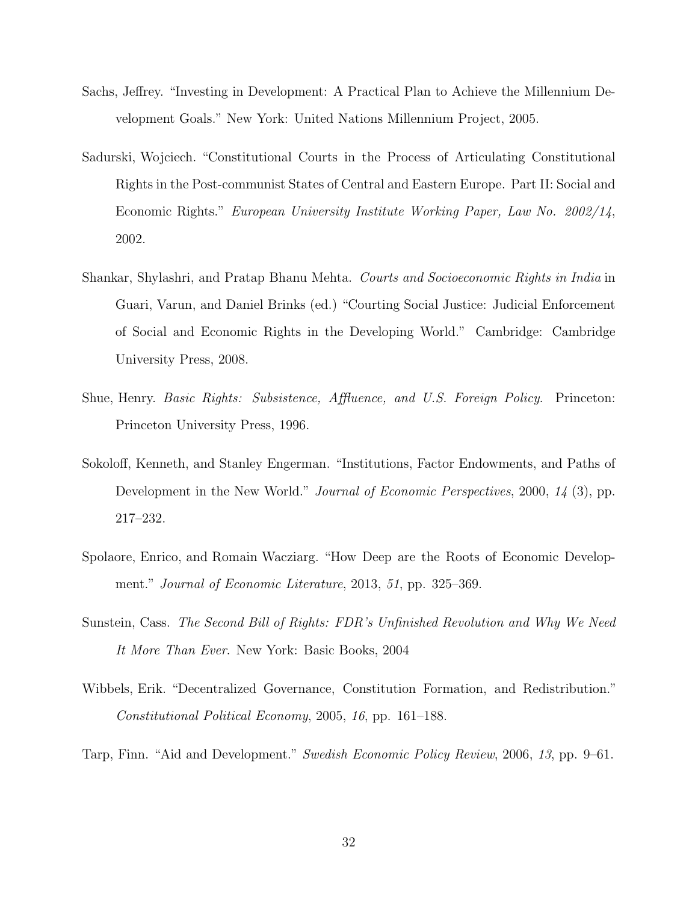Sachs, Jeffrey. "Investing in Development: A Practical Plan to Achieve the Millennium Development Goals." New York: United Nations Millennium Project, 2005.

Sadurski, Wojciech. "Constitutional Courts in the Process of Articulating Constitutional Rights in the Post-communist States of Central and Eastern Europe. Part II: Social and Economic Rights." *European University Institute Working Paper, Law No. 2002/14*, 2002.

Shankar, Shylashri, and Pratap Bhanu Mehta. *Courts and Socioeconomic Rights in India* in Guari, Varun, and Daniel Brinks (ed.) "Courting Social Justice: Judicial Enforcement of Social and Economic Rights in the Developing World." Cambridge: Cambridge University Press, 2008.

Shue, Henry. *Basic Rights: Subsistence, Affluence, and U.S. Foreign Policy*. Princeton: Princeton University Press, 1996.

Sokoloff, Kenneth, and Stanley Engerman. "Institutions, Factor Endowments, and Paths of Development in the New World." *Journal of Economic Perspectives*, 2000, *14* (3), pp. 217–232.

Spolaore, Enrico, and Romain Wacziarg. "How Deep are the Roots of Economic Development." *Journal of Economic Literature*, 2013, *51*, pp. 325–369.

Sunstein, Cass. *The Second Bill of Rights: FDR's Unfinished Revolution and Why We Need It More Than Ever.* New York: Basic Books, 2004

Wibbels, Erik. "Decentralized Governance, Constitution Formation, and Redistribution." *Constitutional Political Economy*, 2005, *16*, pp. 161–188.

Tarp, Finn. "Aid and Development." *Swedish Economic Policy Review*, 2006, *13*, pp. 9–61.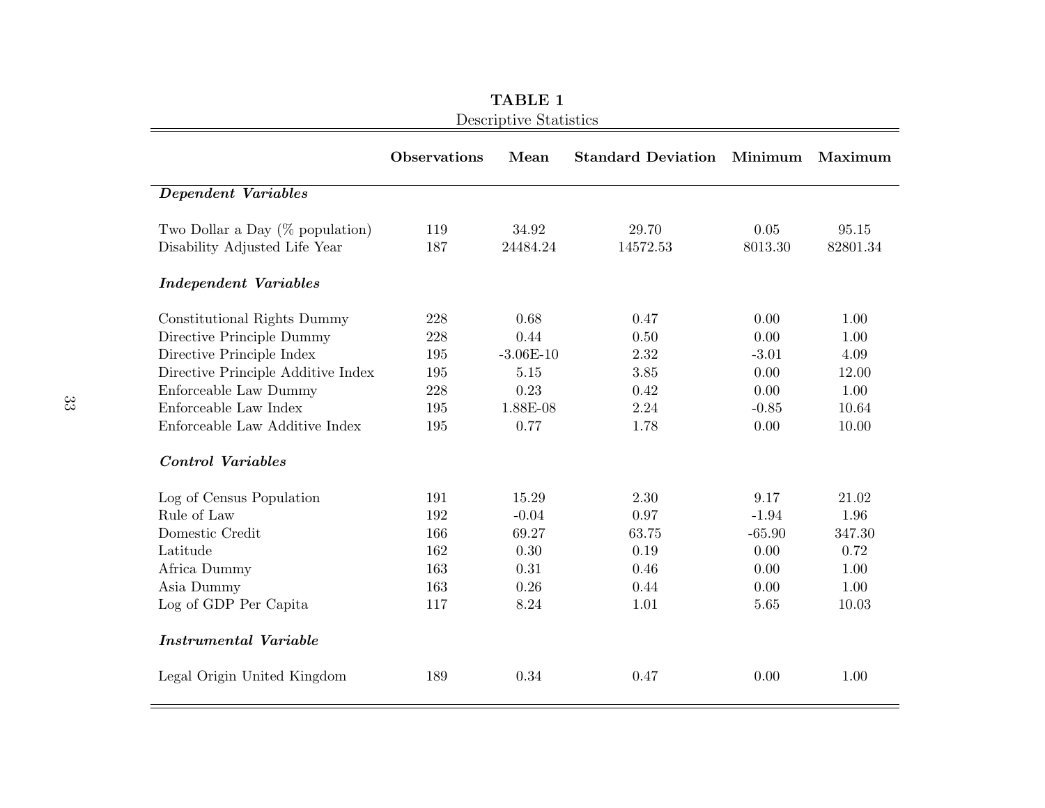**TABLE 1**

Descriptive Statistics

| | Observations | Mean | Standard Deviation | Minimum | Maximum |
|---|---|---|---|---|---|
| ***Dependent Variables*** | | | | | |
| Two Dollar a Day (% population) | 119 | 34.92 | 29.70 | 0.05 | 95.15 |
| Disability Adjusted Life Year | 187 | 24484.24 | 14572.53 | 8013.30 | 82801.34 |
| ***Independent Variables*** | | | | | |
| Constitutional Rights Dummy | 228 | 0.68 | 0.47 | 0.00 | 1.00 |
| Directive Principle Dummy | 228 | 0.44 | 0.50 | 0.00 | 1.00 |
| Directive Principle Index | 195 | -3.06E-10 | 2.32 | -3.01 | 4.09 |
| Directive Principle Additive Index | 195 | 5.15 | 3.85 | 0.00 | 12.00 |
| Enforceable Law Dummy | 228 | 0.23 | 0.42 | 0.00 | 1.00 |
| Enforceable Law Index | 195 | 1.88E-08 | 2.24 | -0.85 | 10.64 |
| Enforceable Law Additive Index | 195 | 0.77 | 1.78 | 0.00 | 10.00 |
| ***Control Variables*** | | | | | |
| Log of Census Population | 191 | 15.29 | 2.30 | 9.17 | 21.02 |
| Rule of Law | 192 | -0.04 | 0.97 | -1.94 | 1.96 |
| Domestic Credit | 166 | 69.27 | 63.75 | -65.90 | 347.30 |
| Latitude | 162 | 0.30 | 0.19 | 0.00 | 0.72 |
| Africa Dummy | 163 | 0.31 | 0.46 | 0.00 | 1.00 |
| Asia Dummy | 163 | 0.26 | 0.44 | 0.00 | 1.00 |
| Log of GDP Per Capita | 117 | 8.24 | 1.01 | 5.65 | 10.03 |
| ***Instrumental Variable*** | | | | | |
| Legal Origin United Kingdom | 189 | 0.34 | 0.47 | 0.00 | 1.00 |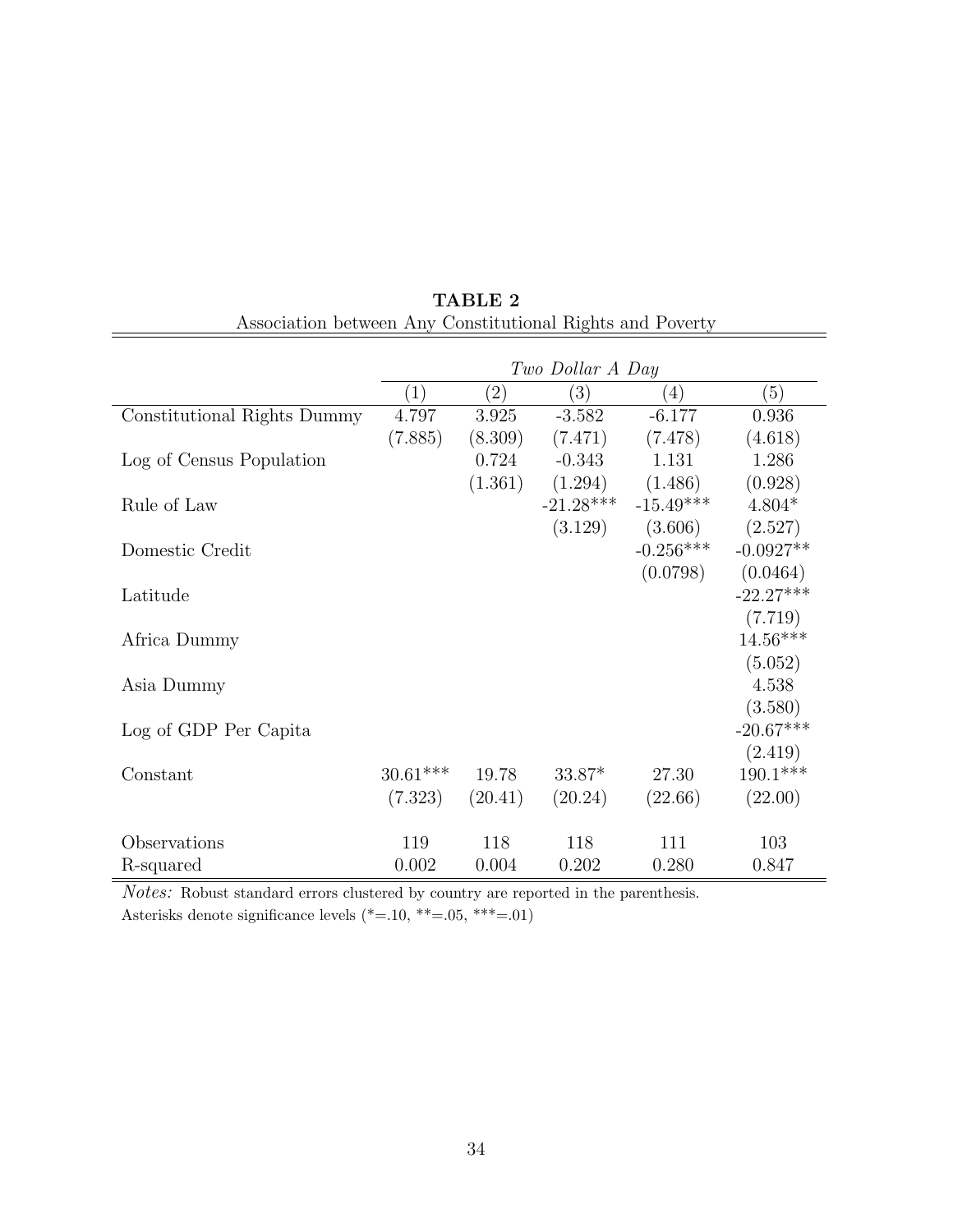**TABLE 2**

Association between Any Constitutional Rights and Poverty

| | *Two Dollar A Day* | | | | |
|---|---|---|---|---|---|
| | (1) | (2) | (3) | (4) | (5) |
| Constitutional Rights Dummy | 4.797 | 3.925 | -3.582 | -6.177 | 0.936 |
| | (7.885) | (8.309) | (7.471) | (7.478) | (4.618) |
| Log of Census Population | | 0.724 | -0.343 | 1.131 | 1.286 |
| | | (1.361) | (1.294) | (1.486) | (0.928) |
| Rule of Law | | | -21.28*** | -15.49*** | 4.804* |
| | | | (3.129) | (3.606) | (2.527) |
| Domestic Credit | | | | -0.256*** | -0.0927** |
| | | | | (0.0798) | (0.0464) |
| Latitude | | | | | -22.27*** |
| | | | | | (7.719) |
| Africa Dummy | | | | | 14.56*** |
| | | | | | (5.052) |
| Asia Dummy | | | | | 4.538 |
| | | | | | (3.580) |
| Log of GDP Per Capita | | | | | -20.67*** |
| | | | | | (2.419) |
| Constant | 30.61*** | 19.78 | 33.87* | 27.30 | 190.1*** |
| | (7.323) | (20.41) | (20.24) | (22.66) | (22.00) |
| Observations | 119 | 118 | 118 | 111 | 103 |
| R-squared | 0.002 | 0.004 | 0.202 | 0.280 | 0.847 |

*Notes:* Robust standard errors clustered by country are reported in the parenthesis.
Asterisks denote significance levels (*=.10, **=.05, ***=.01)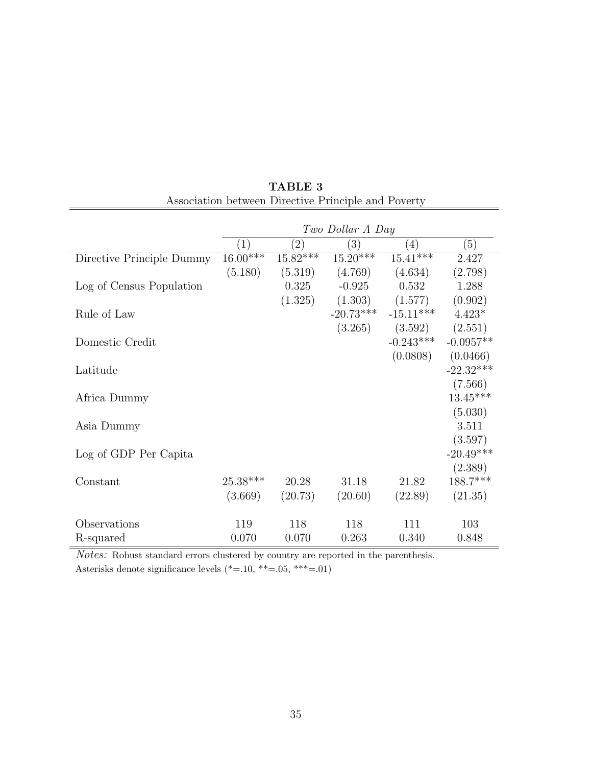**TABLE 3**

Association between Directive Principle and Poverty

| | *Two Dollar A Day* | | | | |
|---|---|---|---|---|---|
| | (1) | (2) | (3) | (4) | (5) |
| Directive Principle Dummy | 16.00*** | 15.82*** | 15.20*** | 15.41*** | 2.427 |
| | (5.180) | (5.319) | (4.769) | (4.634) | (2.798) |
| Log of Census Population | | 0.325 | -0.925 | 0.532 | 1.288 |
| | | (1.325) | (1.303) | (1.577) | (0.902) |
| Rule of Law | | | -20.73*** | -15.11*** | 4.423* |
| | | | (3.265) | (3.592) | (2.551) |
| Domestic Credit | | | | -0.243*** | -0.0957** |
| | | | | (0.0808) | (0.0466) |
| Latitude | | | | | -22.32*** |
| | | | | | (7.566) |
| Africa Dummy | | | | | 13.45*** |
| | | | | | (5.030) |
| Asia Dummy | | | | | 3.511 |
| | | | | | (3.597) |
| Log of GDP Per Capita | | | | | -20.49*** |
| | | | | | (2.389) |
| Constant | 25.38*** | 20.28 | 31.18 | 21.82 | 188.7*** |
| | (3.669) | (20.73) | (20.60) | (22.89) | (21.35) |
| Observations | 119 | 118 | 118 | 111 | 103 |
| R-squared | 0.070 | 0.070 | 0.263 | 0.340 | 0.848 |

*Notes:* Robust standard errors clustered by country are reported in the parenthesis.
Asterisks denote significance levels (*=.10, **=.05, ***=.01)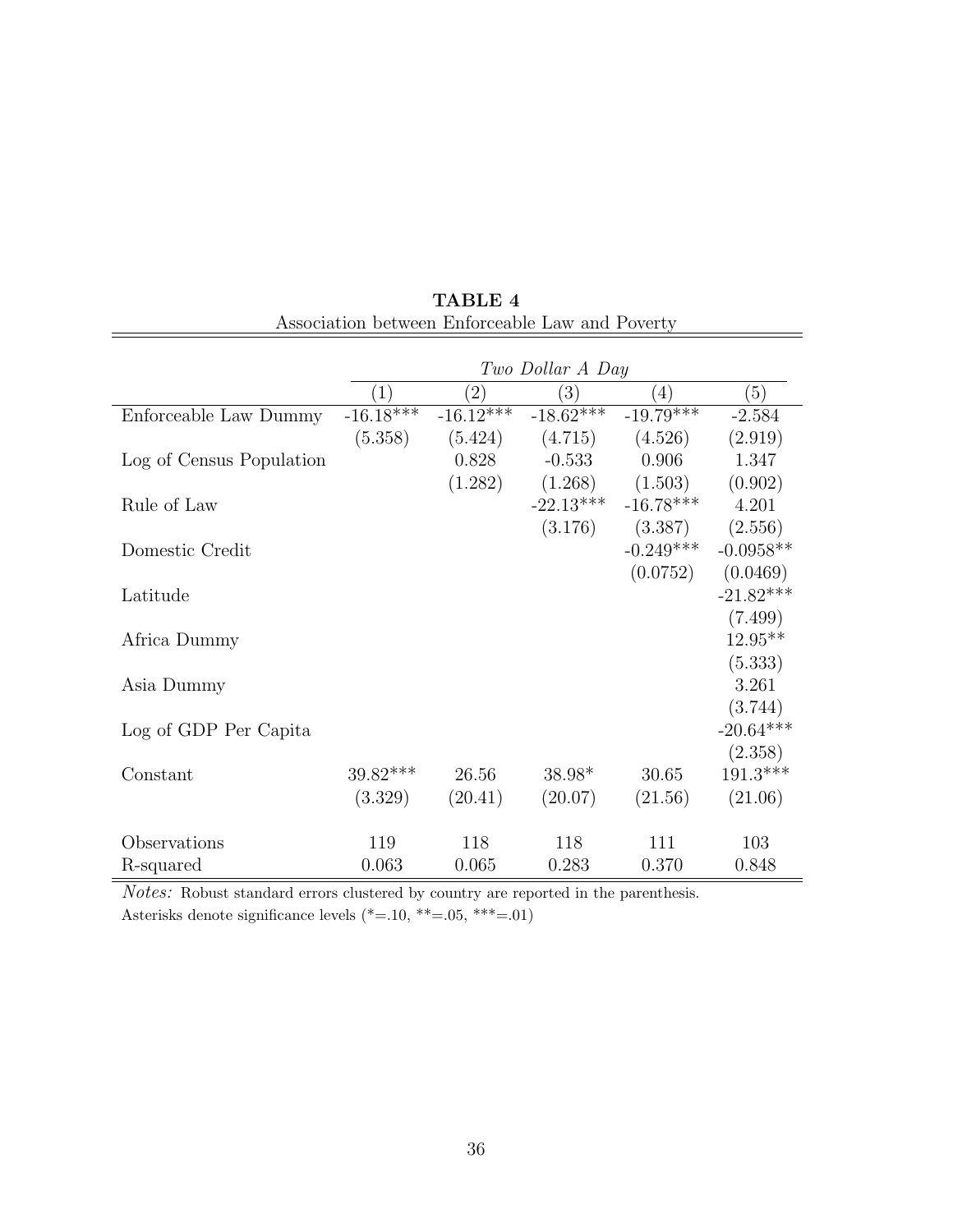**TABLE 4**
Association between Enforceable Law and Poverty

| | *Two Dollar A Day* | | | | |
|---|---|---|---|---|---|
| | (1) | (2) | (3) | (4) | (5) |
| Enforceable Law Dummy | -16.18*** | -16.12*** | -18.62*** | -19.79*** | -2.584 |
| | (5.358) | (5.424) | (4.715) | (4.526) | (2.919) |
| Log of Census Population | | 0.828 | -0.533 | 0.906 | 1.347 |
| | | (1.282) | (1.268) | (1.503) | (0.902) |
| Rule of Law | | | -22.13*** | -16.78*** | 4.201 |
| | | | (3.176) | (3.387) | (2.556) |
| Domestic Credit | | | | -0.249*** | -0.0958** |
| | | | | (0.0752) | (0.0469) |
| Latitude | | | | | -21.82*** |
| | | | | | (7.499) |
| Africa Dummy | | | | | 12.95** |
| | | | | | (5.333) |
| Asia Dummy | | | | | 3.261 |
| | | | | | (3.744) |
| Log of GDP Per Capita | | | | | -20.64*** |
| | | | | | (2.358) |
| Constant | 39.82*** | 26.56 | 38.98* | 30.65 | 191.3*** |
| | (3.329) | (20.41) | (20.07) | (21.56) | (21.06) |
| Observations | 119 | 118 | 118 | 111 | 103 |
| R-squared | 0.063 | 0.065 | 0.283 | 0.370 | 0.848 |

*Notes:* Robust standard errors clustered by country are reported in the parenthesis.
Asterisks denote significance levels (*=.10, **=.05, ***=.01)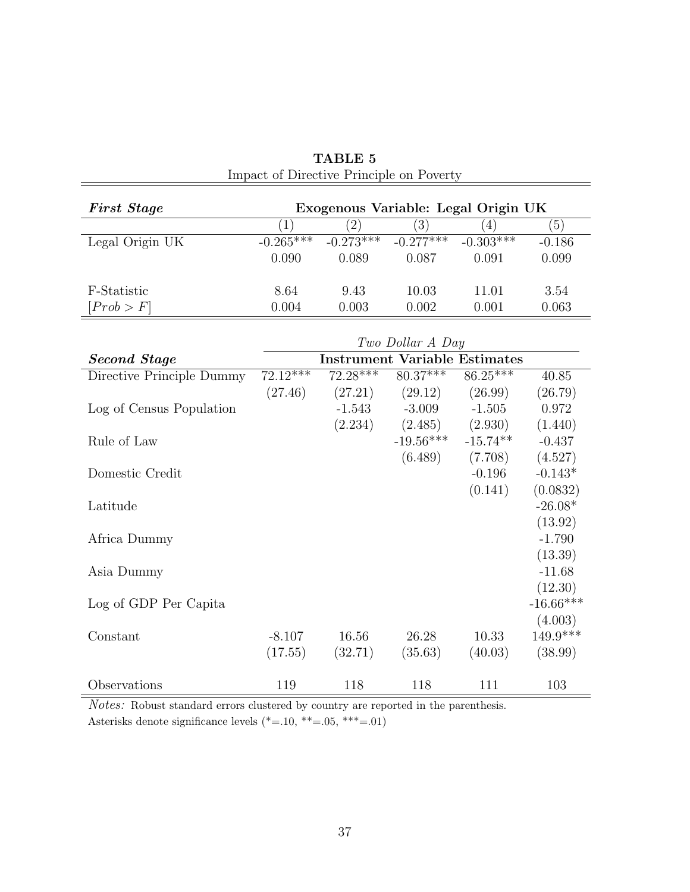**TABLE 5**
Impact of Directive Principle on Poverty

| ***First Stage*** | **Exogenous Variable: Legal Origin UK** | | | | |
|---|---|---|---|---|---|
| | (1) | (2) | (3) | (4) | (5) |
| Legal Origin UK | -0.265*** | -0.273*** | -0.277*** | -0.303*** | -0.186 |
| | 0.090 | 0.089 | 0.087 | 0.091 | 0.099 |
| F-Statistic | 8.64 | 9.43 | 10.03 | 11.01 | 3.54 |
| $[Prob > F]$ | 0.004 | 0.003 | 0.002 | 0.001 | 0.063 |

| | *Two Dollar A Day* | | | | |
|---|---|---|---|---|---|
| ***Second Stage*** | **Instrument Variable Estimates** | | | | |
| Directive Principle Dummy | 72.12*** | 72.28*** | 80.37*** | 86.25*** | 40.85 |
| | (27.46) | (27.21) | (29.12) | (26.99) | (26.79) |
| Log of Census Population | | -1.543 | -3.009 | -1.505 | 0.972 |
| | | (2.234) | (2.485) | (2.930) | (1.440) |
| Rule of Law | | | -19.56*** | -15.74** | -0.437 |
| | | | (6.489) | (7.708) | (4.527) |
| Domestic Credit | | | | -0.196 | -0.143* |
| | | | | (0.141) | (0.0832) |
| Latitude | | | | | -26.08* |
| | | | | | (13.92) |
| Africa Dummy | | | | | -1.790 |
| | | | | | (13.39) |
| Asia Dummy | | | | | -11.68 |
| | | | | | (12.30) |
| Log of GDP Per Capita | | | | | -16.66*** |
| | | | | | (4.003) |
| Constant | -8.107 | 16.56 | 26.28 | 10.33 | 149.9*** |
| | (17.55) | (32.71) | (35.63) | (40.03) | (38.99) |
| Observations | 119 | 118 | 118 | 111 | 103 |

*Notes:* Robust standard errors clustered by country are reported in the parenthesis.
Asterisks denote significance levels (*=.10, **=.05, ***=.01)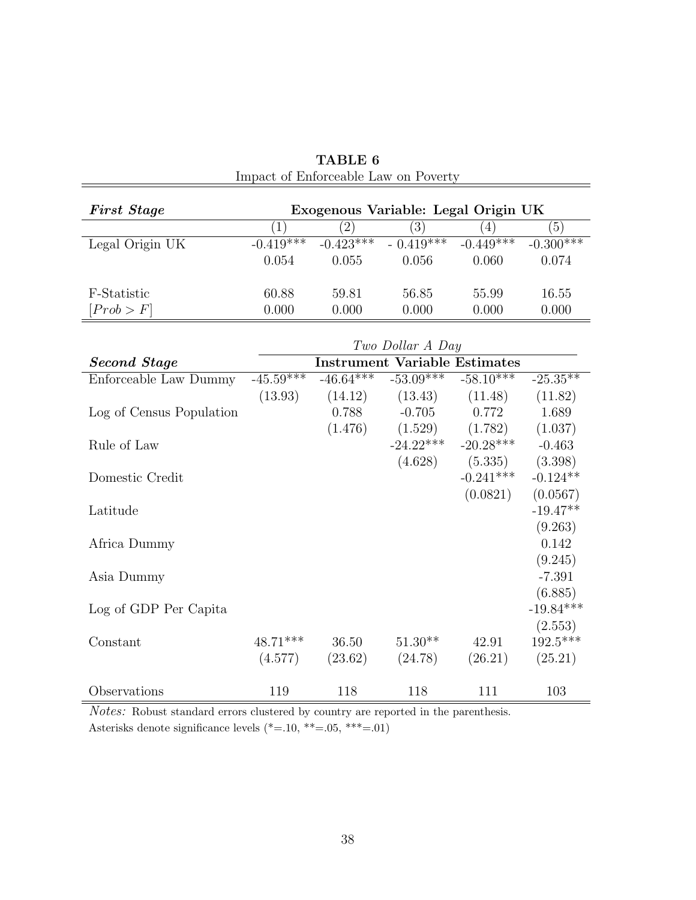**TABLE 6**
Impact of Enforceable Law on Poverty

| ***First Stage*** | **Exogenous Variable: Legal Origin UK** | | | | |
|---|---|---|---|---|---|
| | (1) | (2) | (3) | (4) | (5) |
| Legal Origin UK | -0.419*** | -0.423*** | - 0.419*** | -0.449*** | -0.300*** |
| | 0.054 | 0.055 | 0.056 | 0.060 | 0.074 |
| F-Statistic | 60.88 | 59.81 | 56.85 | 55.99 | 16.55 |
| $[Prob > F]$ | 0.000 | 0.000 | 0.000 | 0.000 | 0.000 |

| | *Two Dollar A Day* | | | | |
|---|---|---|---|---|---|
| ***Second Stage*** | **Instrument Variable Estimates** | | | | |
| Enforceable Law Dummy | -45.59*** | -46.64*** | -53.09*** | -58.10*** | -25.35** |
| | (13.93) | (14.12) | (13.43) | (11.48) | (11.82) |
| Log of Census Population | | 0.788 | -0.705 | 0.772 | 1.689 |
| | | (1.476) | (1.529) | (1.782) | (1.037) |
| Rule of Law | | | -24.22*** | -20.28*** | -0.463 |
| | | | (4.628) | (5.335) | (3.398) |
| Domestic Credit | | | | -0.241*** | -0.124** |
| | | | | (0.0821) | (0.0567) |
| Latitude | | | | | -19.47** |
| | | | | | (9.263) |
| Africa Dummy | | | | | 0.142 |
| | | | | | (9.245) |
| Asia Dummy | | | | | -7.391 |
| | | | | | (6.885) |
| Log of GDP Per Capita | | | | | -19.84*** |
| | | | | | (2.553) |
| Constant | 48.71*** | 36.50 | 51.30** | 42.91 | 192.5*** |
| | (4.577) | (23.62) | (24.78) | (26.21) | (25.21) |
| Observations | 119 | 118 | 118 | 111 | 103 |

*Notes:* Robust standard errors clustered by country are reported in the parenthesis.
Asterisks denote significance levels (*=.10, **=.05, ***=.01)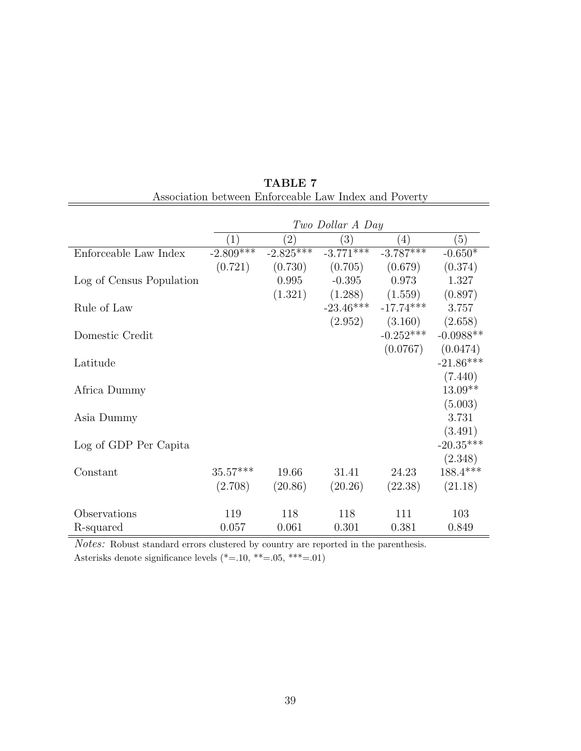**TABLE 7**

Association between Enforceable Law Index and Poverty

| | *Two Dollar A Day* | | | | |
|---|---|---|---|---|---|
| | (1) | (2) | (3) | (4) | (5) |
| Enforceable Law Index | -2.809*** | -2.825*** | -3.771*** | -3.787*** | -0.650* |
| | (0.721) | (0.730) | (0.705) | (0.679) | (0.374) |
| Log of Census Population | | 0.995 | -0.395 | 0.973 | 1.327 |
| | | (1.321) | (1.288) | (1.559) | (0.897) |
| Rule of Law | | | -23.46*** | -17.74*** | 3.757 |
| | | | (2.952) | (3.160) | (2.658) |
| Domestic Credit | | | | -0.252*** | -0.0988** |
| | | | | (0.0767) | (0.0474) |
| Latitude | | | | | -21.86*** |
| | | | | | (7.440) |
| Africa Dummy | | | | | 13.09** |
| | | | | | (5.003) |
| Asia Dummy | | | | | 3.731 |
| | | | | | (3.491) |
| Log of GDP Per Capita | | | | | -20.35*** |
| | | | | | (2.348) |
| Constant | 35.57*** | 19.66 | 31.41 | 24.23 | 188.4*** |
| | (2.708) | (20.86) | (20.26) | (22.38) | (21.18) |
| Observations | 119 | 118 | 118 | 111 | 103 |
| R-squared | 0.057 | 0.061 | 0.301 | 0.381 | 0.849 |

*Notes:* Robust standard errors clustered by country are reported in the parenthesis.
Asterisks denote significance levels (*=.10, **=.05, ***=.01)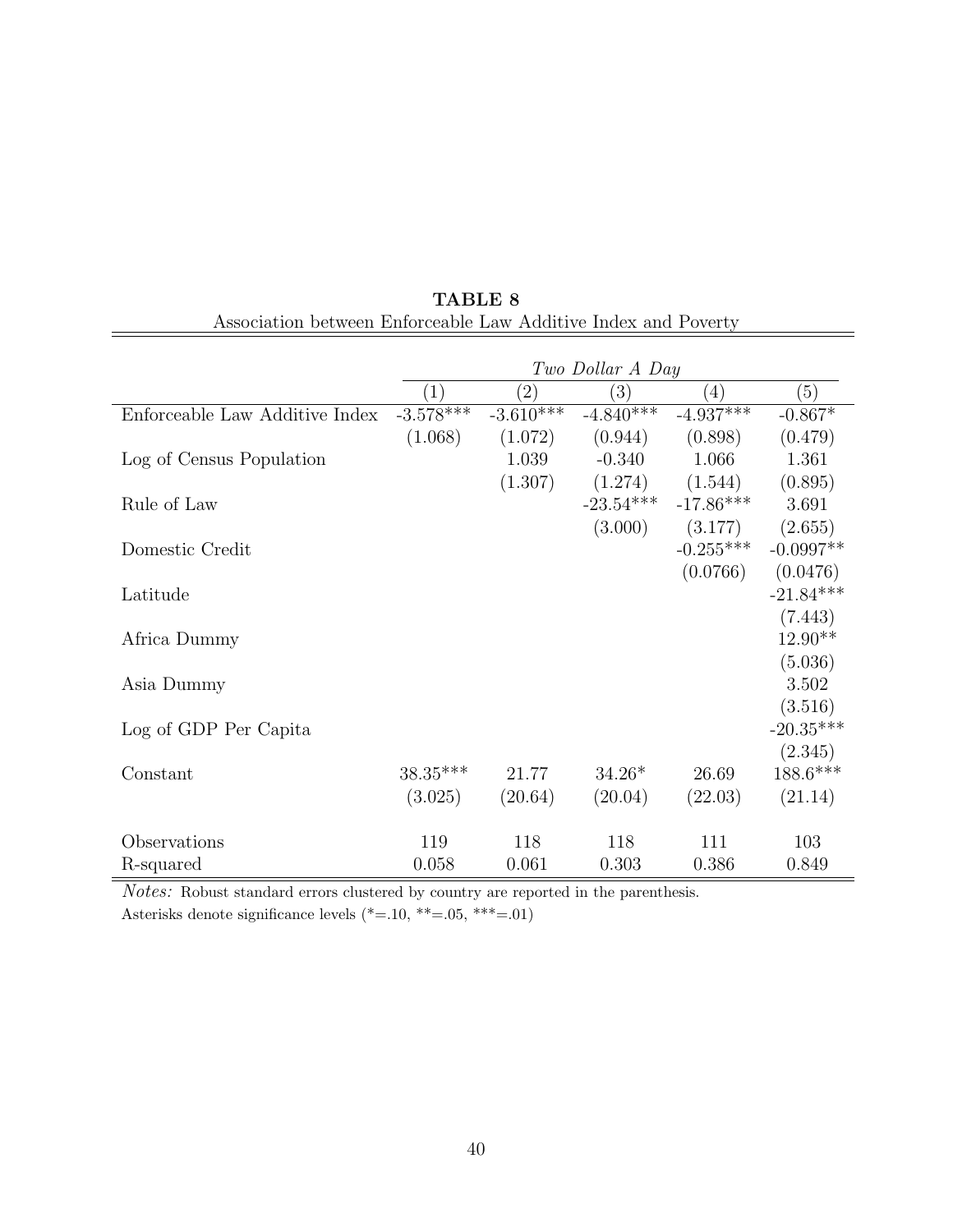**TABLE 8**

Association between Enforceable Law Additive Index and Poverty

| | *Two Dollar A Day* | | | | |
|---|---|---|---|---|---|
| | (1) | (2) | (3) | (4) | (5) |
| Enforceable Law Additive Index | -3.578*** | -3.610*** | -4.840*** | -4.937*** | -0.867* |
| | (1.068) | (1.072) | (0.944) | (0.898) | (0.479) |
| Log of Census Population | | 1.039 | -0.340 | 1.066 | 1.361 |
| | | (1.307) | (1.274) | (1.544) | (0.895) |
| Rule of Law | | | -23.54*** | -17.86*** | 3.691 |
| | | | (3.000) | (3.177) | (2.655) |
| Domestic Credit | | | | -0.255*** | -0.0997** |
| | | | | (0.0766) | (0.0476) |
| Latitude | | | | | -21.84*** |
| | | | | | (7.443) |
| Africa Dummy | | | | | 12.90** |
| | | | | | (5.036) |
| Asia Dummy | | | | | 3.502 |
| | | | | | (3.516) |
| Log of GDP Per Capita | | | | | -20.35*** |
| | | | | | (2.345) |
| Constant | 38.35*** | 21.77 | 34.26* | 26.69 | 188.6*** |
| | (3.025) | (20.64) | (20.04) | (22.03) | (21.14) |
| Observations | 119 | 118 | 118 | 111 | 103 |
| R-squared | 0.058 | 0.061 | 0.303 | 0.386 | 0.849 |

*Notes:* Robust standard errors clustered by country are reported in the parenthesis.
Asterisks denote significance levels (*=.10, **=.05, ***=.01)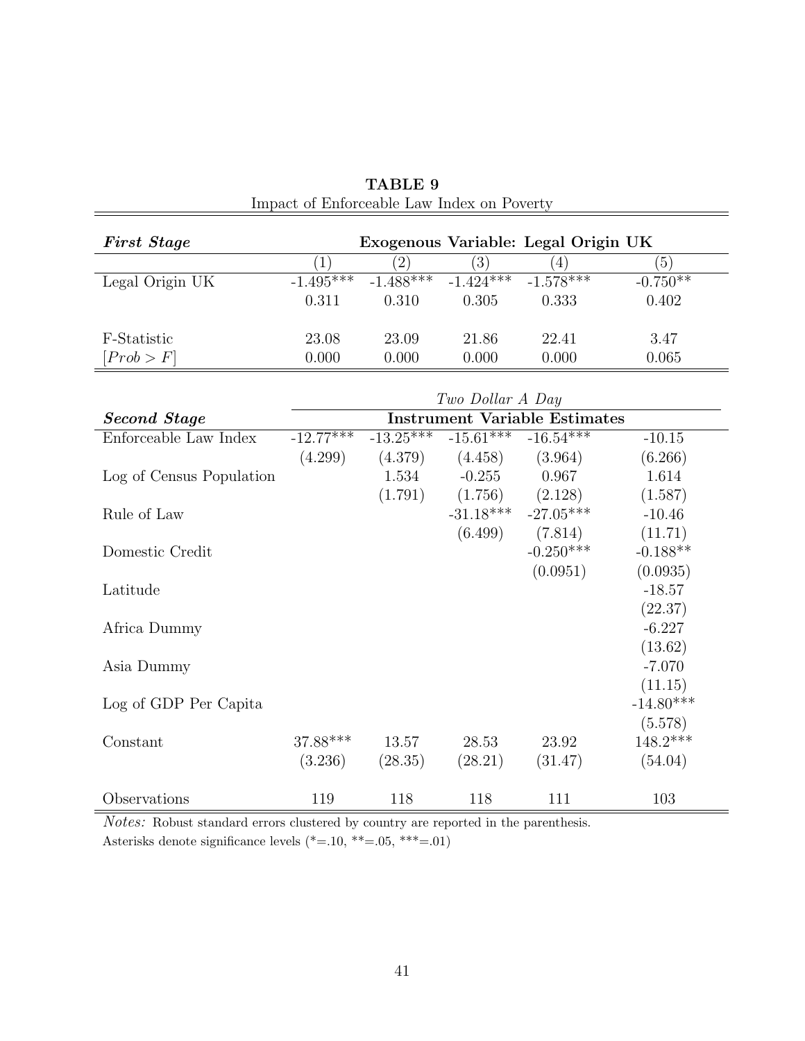**TABLE 9**

Impact of Enforceable Law Index on Poverty

| ***First Stage*** | **Exogenous Variable: Legal Origin UK** | | | | |
|---|---|---|---|---|---|
| | (1) | (2) | (3) | (4) | (5) |
| Legal Origin UK | -1.495*** | -1.488*** | -1.424*** | -1.578*** | -0.750** |
| | 0.311 | 0.310 | 0.305 | 0.333 | 0.402 |
| F-Statistic | 23.08 | 23.09 | 21.86 | 22.41 | 3.47 |
| $[Prob > F]$ | 0.000 | 0.000 | 0.000 | 0.000 | 0.065 |

| | *Two Dollar A Day* | | | | |
|---|---|---|---|---|---|
| ***Second Stage*** | **Instrument Variable Estimates** | | | | |
| Enforceable Law Index | -12.77*** | -13.25*** | -15.61*** | -16.54*** | -10.15 |
| | (4.299) | (4.379) | (4.458) | (3.964) | (6.266) |
| Log of Census Population | | 1.534 | -0.255 | 0.967 | 1.614 |
| | | (1.791) | (1.756) | (2.128) | (1.587) |
| Rule of Law | | | -31.18*** | -27.05*** | -10.46 |
| | | | (6.499) | (7.814) | (11.71) |
| Domestic Credit | | | | -0.250*** | -0.188** |
| | | | | (0.0951) | (0.0935) |
| Latitude | | | | | -18.57 |
| | | | | | (22.37) |
| Africa Dummy | | | | | -6.227 |
| | | | | | (13.62) |
| Asia Dummy | | | | | -7.070 |
| | | | | | (11.15) |
| Log of GDP Per Capita | | | | | -14.80*** |
| | | | | | (5.578) |
| Constant | 37.88*** | 13.57 | 28.53 | 23.92 | 148.2*** |
| | (3.236) | (28.35) | (28.21) | (31.47) | (54.04) |
| Observations | 119 | 118 | 118 | 111 | 103 |

*Notes:* Robust standard errors clustered by country are reported in the parenthesis.
Asterisks denote significance levels (*=.10, **=.05, ***=.01)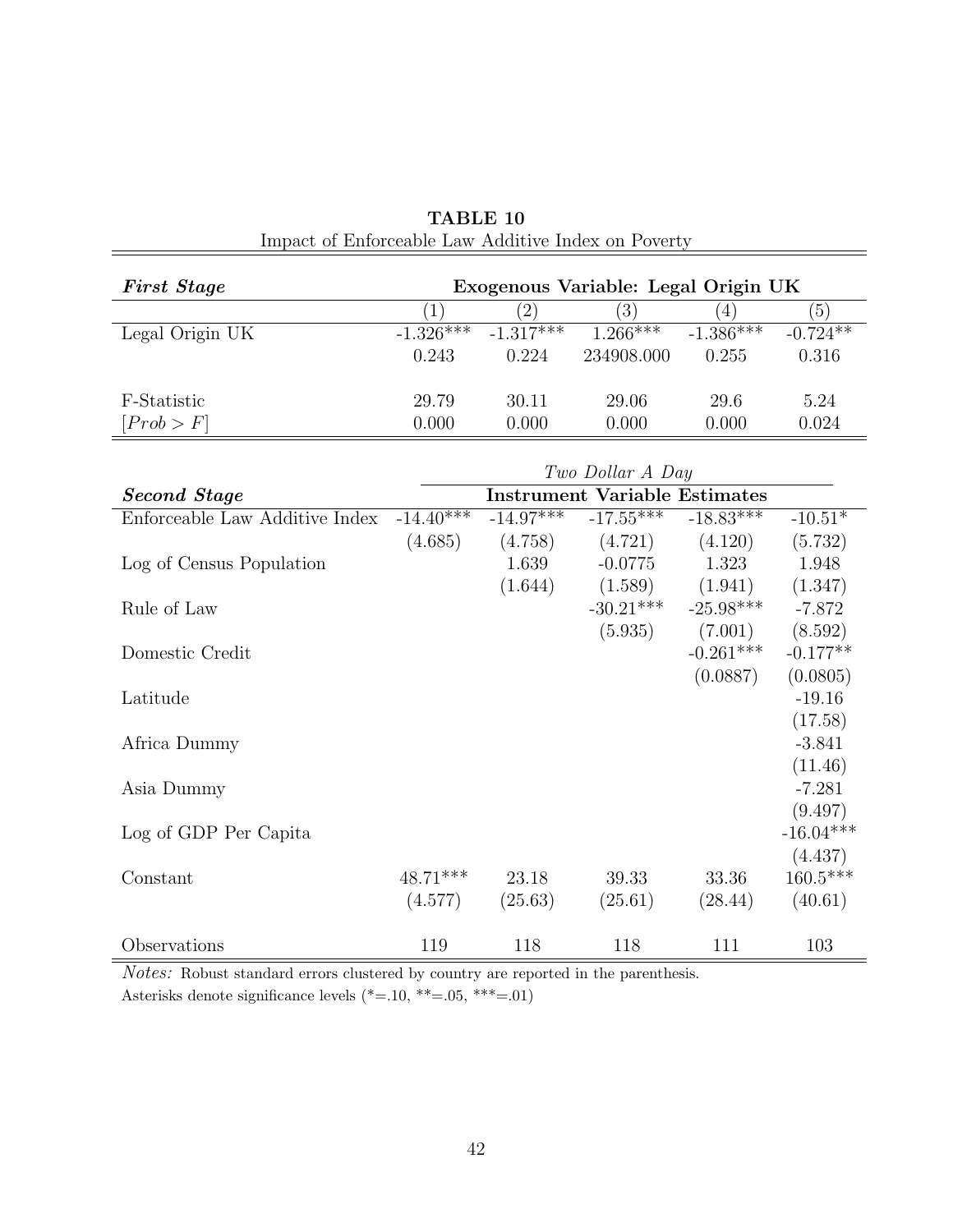**TABLE 10**

Impact of Enforceable Law Additive Index on Poverty

| ***First Stage*** | **Exogenous Variable: Legal Origin UK** | | | | |
|---|---|---|---|---|---|
| | (1) | (2) | (3) | (4) | (5) |
| Legal Origin UK | -1.326*** | -1.317*** | 1.266*** | -1.386*** | -0.724** |
| | 0.243 | 0.224 | 234908.000 | 0.255 | 0.316 |
| F-Statistic | 29.79 | 30.11 | 29.06 | 29.6 | 5.24 |
| $[Prob > F]$ | 0.000 | 0.000 | 0.000 | 0.000 | 0.024 |

| | *Two Dollar A Day* | | | | |
|---|---|---|---|---|---|
| ***Second Stage*** | **Instrument Variable Estimates** | | | | |
| Enforceable Law Additive Index | -14.40*** | -14.97*** | -17.55*** | -18.83*** | -10.51* |
| | (4.685) | (4.758) | (4.721) | (4.120) | (5.732) |
| Log of Census Population | | 1.639 | -0.0775 | 1.323 | 1.948 |
| | | (1.644) | (1.589) | (1.941) | (1.347) |
| Rule of Law | | | -30.21*** | -25.98*** | -7.872 |
| | | | (5.935) | (7.001) | (8.592) |
| Domestic Credit | | | | -0.261*** | -0.177** |
| | | | | (0.0887) | (0.0805) |
| Latitude | | | | | -19.16 |
| | | | | | (17.58) |
| Africa Dummy | | | | | -3.841 |
| | | | | | (11.46) |
| Asia Dummy | | | | | -7.281 |
| | | | | | (9.497) |
| Log of GDP Per Capita | | | | | -16.04*** |
| | | | | | (4.437) |
| Constant | 48.71*** | 23.18 | 39.33 | 33.36 | 160.5*** |
| | (4.577) | (25.63) | (25.61) | (28.44) | (40.61) |
| Observations | 119 | 118 | 118 | 111 | 103 |

*Notes:* Robust standard errors clustered by country are reported in the parenthesis.
Asterisks denote significance levels (*=.10, **=.05, ***=.01)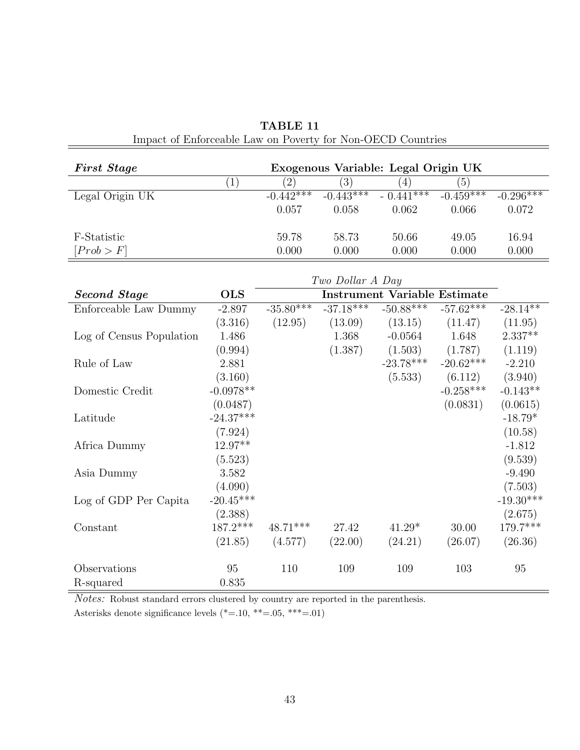**TABLE 11**

Impact of Enforceable Law on Poverty for Non-OECD Countries

| ***First Stage*** | **Exogenous Variable: Legal Origin UK** | | | | | |
|---|---|---|---|---|---|---|
| | (1) | (2) | (3) | (4) | (5) | |
| Legal Origin UK | | -0.442*** | -0.443*** | - 0.441*** | -0.459*** | -0.296*** |
| | | 0.057 | 0.058 | 0.062 | 0.066 | 0.072 |
| F-Statistic | | 59.78 | 58.73 | 50.66 | 49.05 | 16.94 |
| $[Prob > F]$ | | 0.000 | 0.000 | 0.000 | 0.000 | 0.000 |

| | | *Two Dollar A Day* | | | | |
|---|---|---|---|---|---|---|
| ***Second Stage*** | **OLS** | **Instrument Variable Estimate** | | | | |
| Enforceable Law Dummy | -2.897 | -35.80*** | -37.18*** | -50.88*** | -57.62*** | -28.14** |
| | (3.316) | (12.95) | (13.09) | (13.15) | (11.47) | (11.95) |
| Log of Census Population | 1.486 | | 1.368 | -0.0564 | 1.648 | 2.337** |
| | (0.994) | | (1.387) | (1.503) | (1.787) | (1.119) |
| Rule of Law | 2.881 | | | -23.78*** | -20.62*** | -2.210 |
| | (3.160) | | | (5.533) | (6.112) | (3.940) |
| Domestic Credit | -0.0978** | | | | -0.258*** | -0.143** |
| | (0.0487) | | | | (0.0831) | (0.0615) |
| Latitude | -24.37*** | | | | | -18.79* |
| | (7.924) | | | | | (10.58) |
| Africa Dummy | 12.97** | | | | | -1.812 |
| | (5.523) | | | | | (9.539) |
| Asia Dummy | 3.582 | | | | | -9.490 |
| | (4.090) | | | | | (7.503) |
| Log of GDP Per Capita | -20.45*** | | | | | -19.30*** |
| | (2.388) | | | | | (2.675) |
| Constant | 187.2*** | 48.71*** | 27.42 | 41.29* | 30.00 | 179.7*** |
| | (21.85) | (4.577) | (22.00) | (24.21) | (26.07) | (26.36) |
| Observations | 95 | 110 | 109 | 109 | 103 | 95 |
| R-squared | 0.835 | | | | | |

*Notes:* Robust standard errors clustered by country are reported in the parenthesis.

Asterisks denote significance levels (*=.10, **=.05, ***=.01)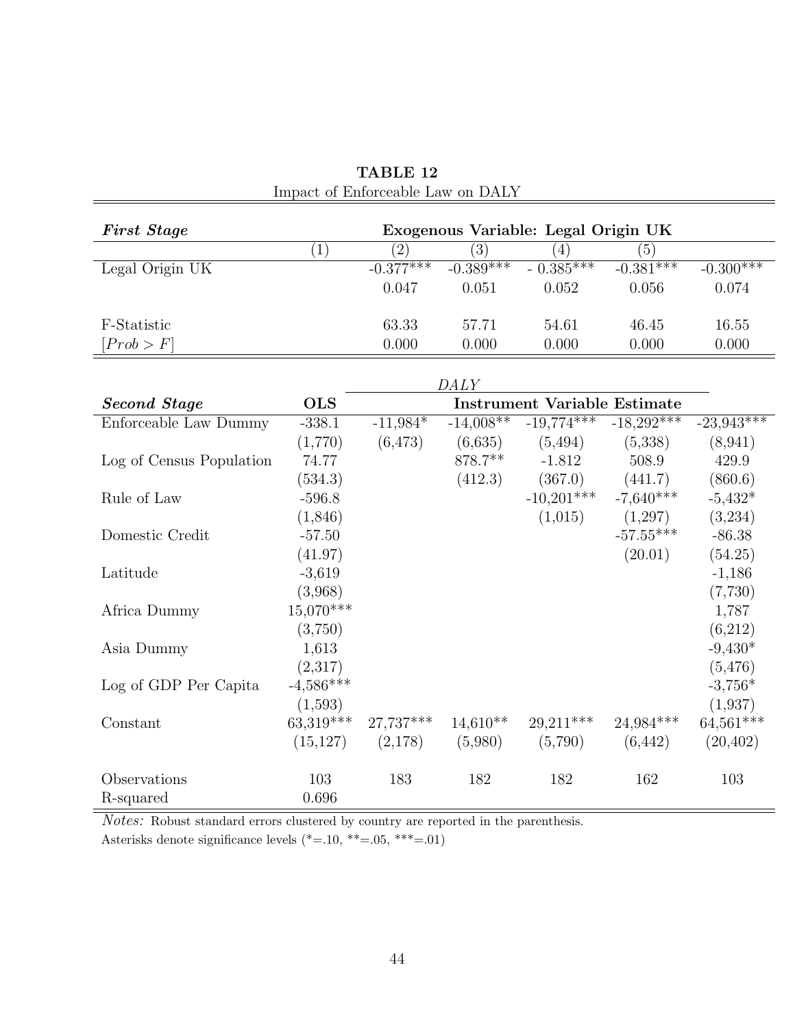**TABLE 12**

Impact of Enforceable Law on DALY

| ***First Stage*** | **Exogenous Variable: Legal Origin UK** | | | | | |
|---|---|---|---|---|---|---|
| | (1) | (2) | (3) | (4) | (5) | |
| Legal Origin UK | | -0.377*** | -0.389*** | - 0.385*** | -0.381*** | -0.300*** |
| | | 0.047 | 0.051 | 0.052 | 0.056 | 0.074 |
| F-Statistic | | 63.33 | 57.71 | 54.61 | 46.45 | 16.55 |
| $[Prob > F]$ | | 0.000 | 0.000 | 0.000 | 0.000 | 0.000 |

| | | *DALY* | | | | |
|---|---|---|---|---|---|---|
| ***Second Stage*** | **OLS** | **Instrument Variable Estimate** | | | | |
| Enforceable Law Dummy | -338.1 | -11,984* | -14,008** | -19,774*** | -18,292*** | -23,943*** |
| | (1,770) | (6,473) | (6,635) | (5,494) | (5,338) | (8,941) |
| Log of Census Population | 74.77 | | 878.7** | -1.812 | 508.9 | 429.9 |
| | (534.3) | | (412.3) | (367.0) | (441.7) | (860.6) |
| Rule of Law | -596.8 | | | -10,201*** | -7,640*** | -5,432* |
| | (1,846) | | | (1,015) | (1,297) | (3,234) |
| Domestic Credit | -57.50 | | | | -57.55*** | -86.38 |
| | (41.97) | | | | (20.01) | (54.25) |
| Latitude | -3,619 | | | | | -1,186 |
| | (3,968) | | | | | (7,730) |
| Africa Dummy | 15,070*** | | | | | 1,787 |
| | (3,750) | | | | | (6,212) |
| Asia Dummy | 1,613 | | | | | -9,430* |
| | (2,317) | | | | | (5,476) |
| Log of GDP Per Capita | -4,586*** | | | | | -3,756* |
| | (1,593) | | | | | (1,937) |
| Constant | 63,319*** | 27,737*** | 14,610** | 29,211*** | 24,984*** | 64,561*** |
| | (15,127) | (2,178) | (5,980) | (5,790) | (6,442) | (20,402) |
| Observations | 103 | 183 | 182 | 182 | 162 | 103 |
| R-squared | 0.696 | | | | | |

*Notes:* Robust standard errors clustered by country are reported in the parenthesis.
Asterisks denote significance levels (*=.10, **=.05, ***=.01)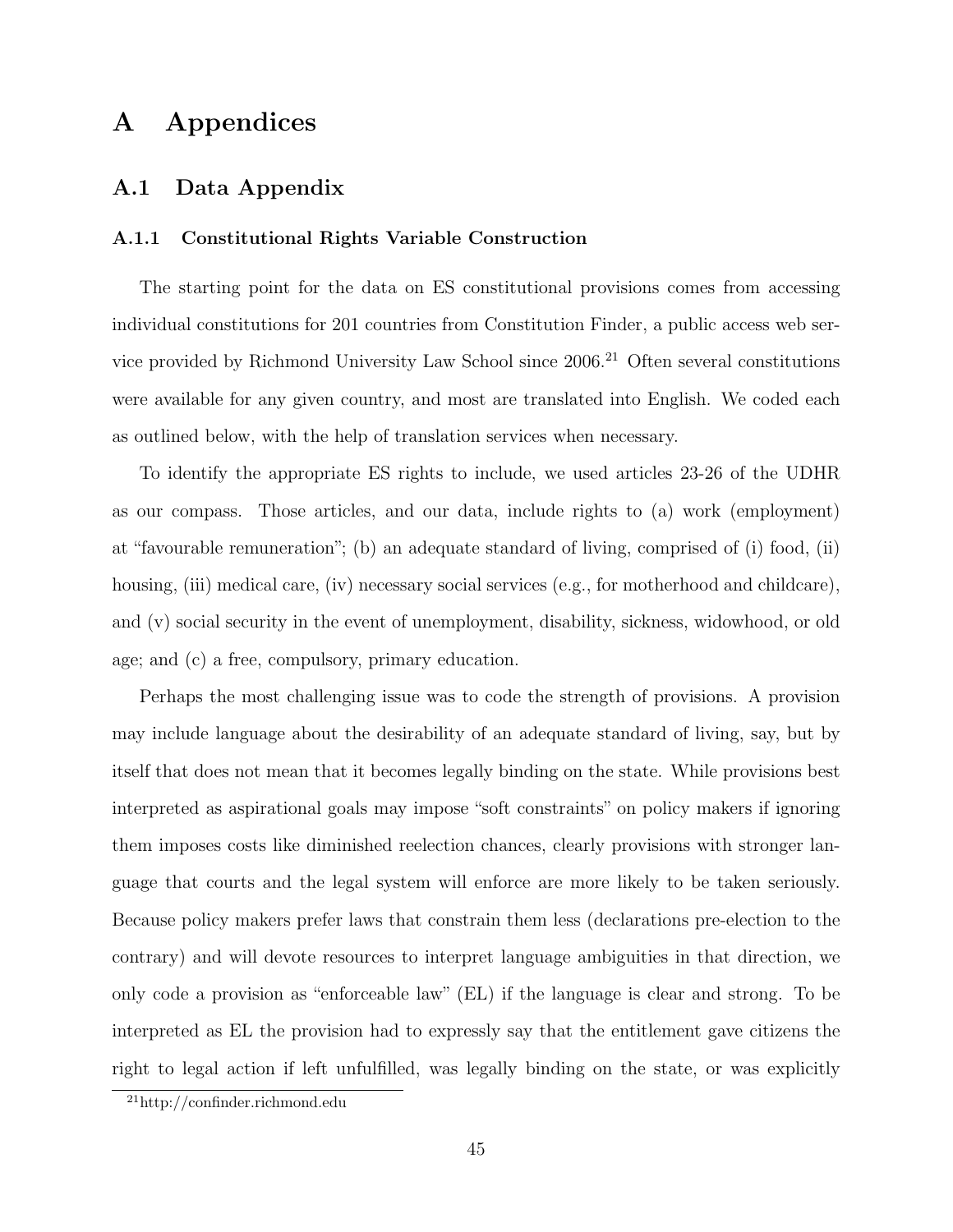# A Appendices

## A.1 Data Appendix

### A.1.1 Constitutional Rights Variable Construction

The starting point for the data on ES constitutional provisions comes from accessing individual constitutions for 201 countries from Constitution Finder, a public access web service provided by Richmond University Law School since 2006.[21] Often several constitutions were available for any given country, and most are translated into English. We coded each as outlined below, with the help of translation services when necessary.

To identify the appropriate ES rights to include, we used articles 23-26 of the UDHR as our compass. Those articles, and our data, include rights to (a) work (employment) at "favourable remuneration"; (b) an adequate standard of living, comprised of (i) food, (ii) housing, (iii) medical care, (iv) necessary social services (e.g., for motherhood and childcare), and (v) social security in the event of unemployment, disability, sickness, widowhood, or old age; and (c) a free, compulsory, primary education.

Perhaps the most challenging issue was to code the strength of provisions. A provision may include language about the desirability of an adequate standard of living, say, but by itself that does not mean that it becomes legally binding on the state. While provisions best interpreted as aspirational goals may impose "soft constraints" on policy makers if ignoring them imposes costs like diminished reelection chances, clearly provisions with stronger language that courts and the legal system will enforce are more likely to be taken seriously. Because policy makers prefer laws that constrain them less (declarations pre-election to the contrary) and will devote resources to interpret language ambiguities in that direction, we only code a provision as "enforceable law" (EL) if the language is clear and strong. To be interpreted as EL the provision had to expressly say that the entitlement gave citizens the right to legal action if left unfulfilled, was legally binding on the state, or was explicitly

[21] http://confinder.richmond.edu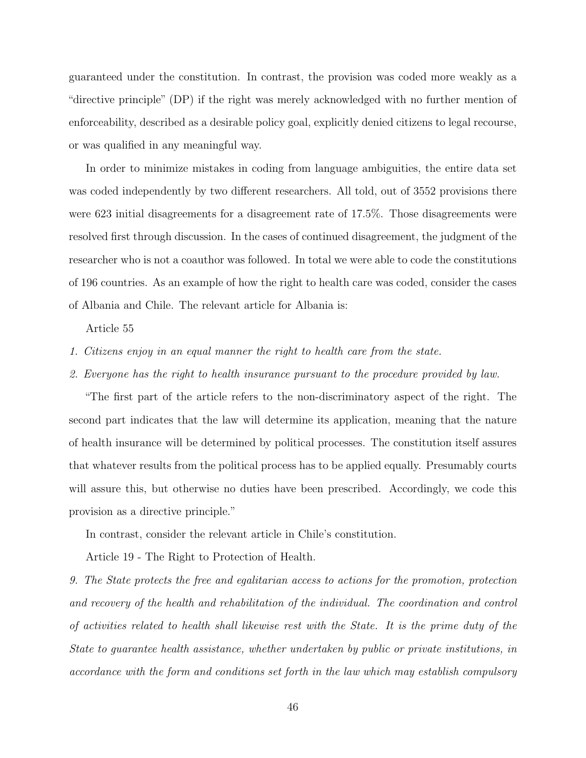guaranteed under the constitution. In contrast, the provision was coded more weakly as a "directive principle" (DP) if the right was merely acknowledged with no further mention of enforceability, described as a desirable policy goal, explicitly denied citizens to legal recourse, or was qualified in any meaningful way.

In order to minimize mistakes in coding from language ambiguities, the entire data set was coded independently by two different researchers. All told, out of 3552 provisions there were 623 initial disagreements for a disagreement rate of 17.5%. Those disagreements were resolved first through discussion. In the cases of continued disagreement, the judgment of the researcher who is not a coauthor was followed. In total we were able to code the constitutions of 196 countries. As an example of how the right to health care was coded, consider the cases of Albania and Chile. The relevant article for Albania is:

Article 55

*1. Citizens enjoy in an equal manner the right to health care from the state.*

*2. Everyone has the right to health insurance pursuant to the procedure provided by law.*

"The first part of the article refers to the non-discriminatory aspect of the right. The second part indicates that the law will determine its application, meaning that the nature of health insurance will be determined by political processes. The constitution itself assures that whatever results from the political process has to be applied equally. Presumably courts will assure this, but otherwise no duties have been prescribed. Accordingly, we code this provision as a directive principle."

In contrast, consider the relevant article in Chile's constitution.

Article 19 - The Right to Protection of Health.

*9. The State protects the free and egalitarian access to actions for the promotion, protection and recovery of the health and rehabilitation of the individual. The coordination and control of activities related to health shall likewise rest with the State. It is the prime duty of the State to guarantee health assistance, whether undertaken by public or private institutions, in accordance with the form and conditions set forth in the law which may establish compulsory*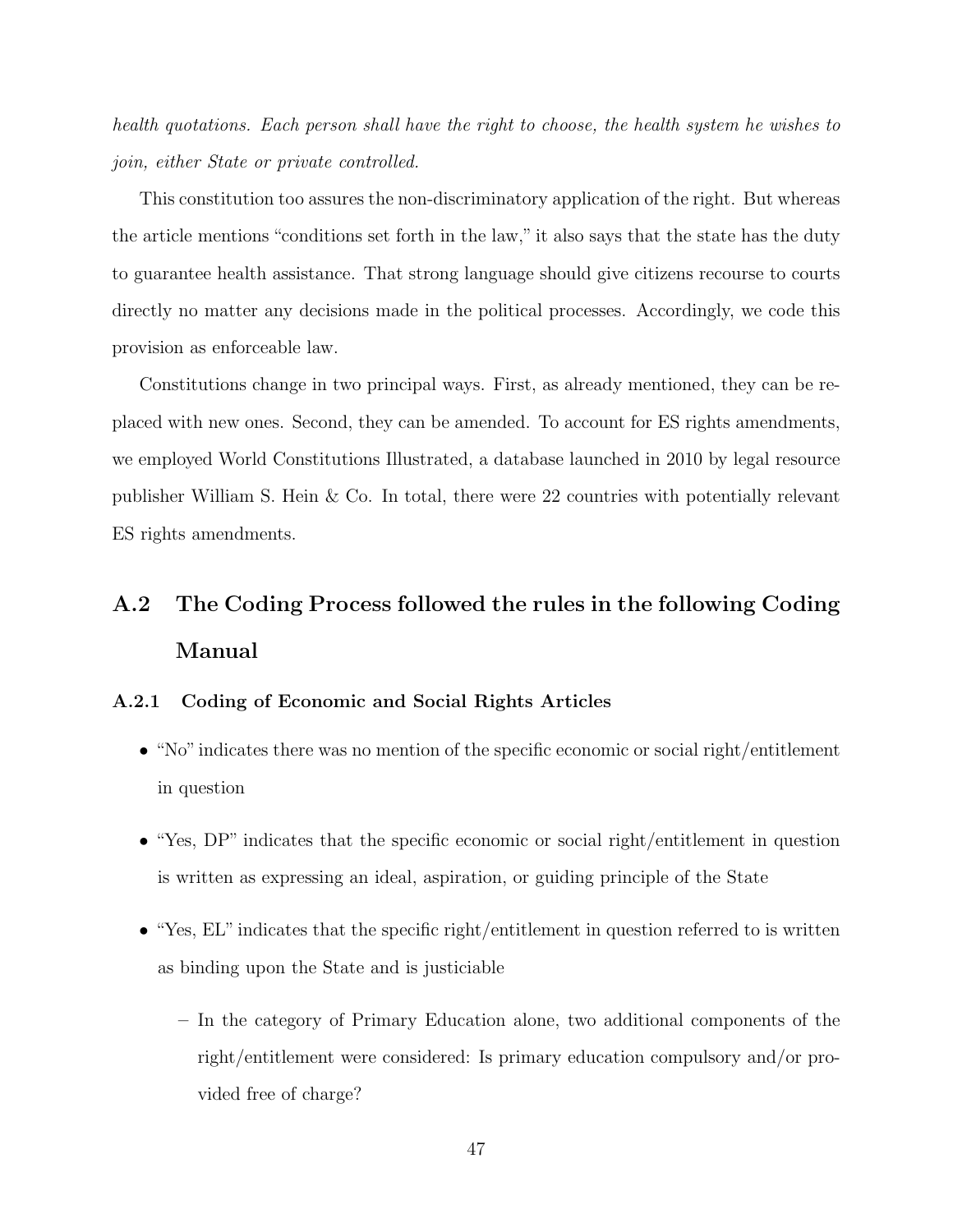*health quotations. Each person shall have the right to choose, the health system he wishes to join, either State or private controlled.*

This constitution too assures the non-discriminatory application of the right. But whereas the article mentions "conditions set forth in the law," it also says that the state has the duty to guarantee health assistance. That strong language should give citizens recourse to courts directly no matter any decisions made in the political processes. Accordingly, we code this provision as enforceable law.

Constitutions change in two principal ways. First, as already mentioned, they can be replaced with new ones. Second, they can be amended. To account for ES rights amendments, we employed World Constitutions Illustrated, a database launched in 2010 by legal resource publisher William S. Hein & Co. In total, there were 22 countries with potentially relevant ES rights amendments.

## A.2 The Coding Process followed the rules in the following Coding Manual

### A.2.1 Coding of Economic and Social Rights Articles

- "No" indicates there was no mention of the specific economic or social right/entitlement in question
- "Yes, DP" indicates that the specific economic or social right/entitlement in question is written as expressing an ideal, aspiration, or guiding principle of the State
- "Yes, EL" indicates that the specific right/entitlement in question referred to is written as binding upon the State and is justiciable
  - In the category of Primary Education alone, two additional components of the right/entitlement were considered: Is primary education compulsory and/or provided free of charge?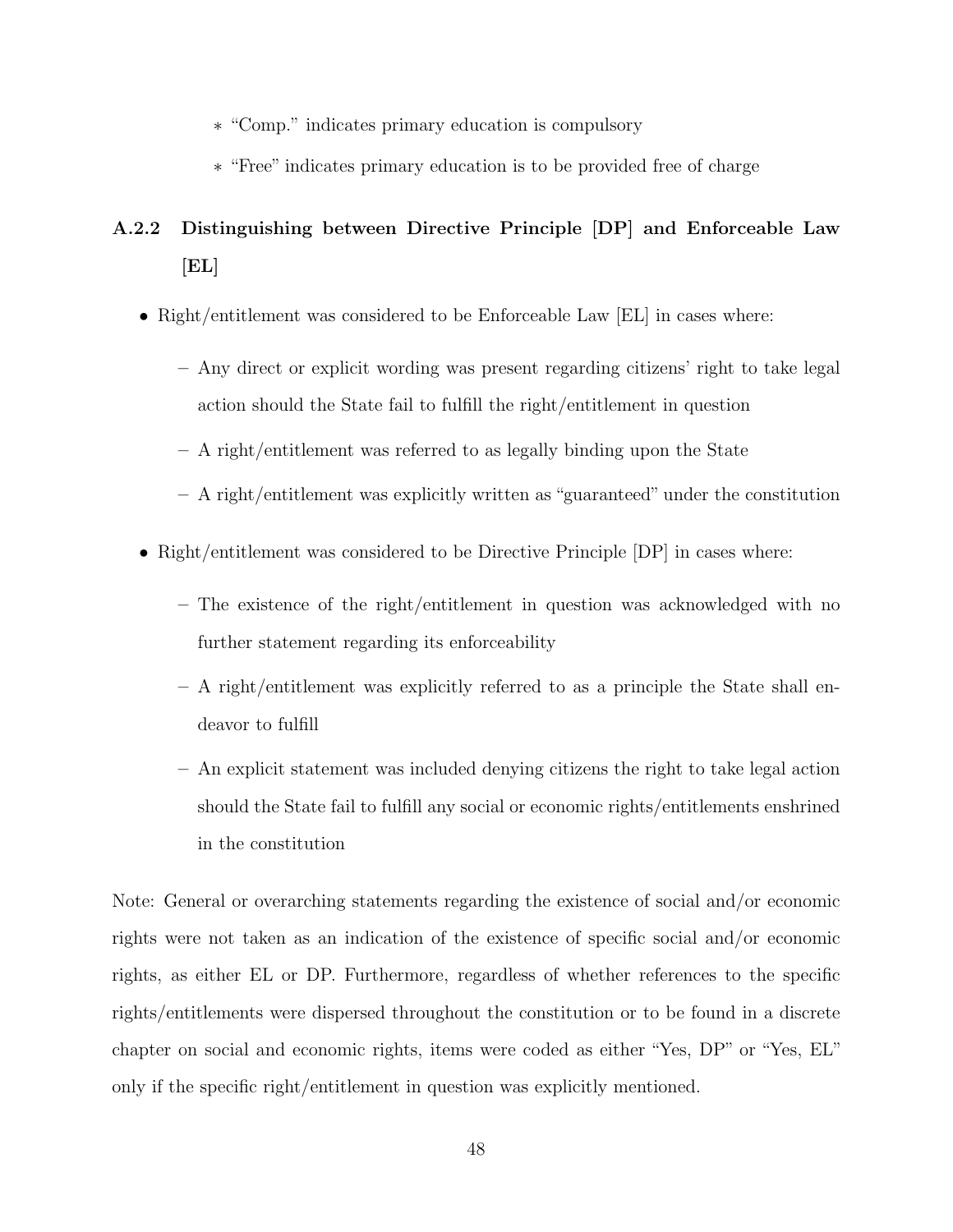* “Comp.” indicates primary education is compulsory
  * “Free” indicates primary education is to be provided free of charge

### A.2.2 Distinguishing between Directive Principle [DP] and Enforceable Law [EL]

- Right/entitlement was considered to be Enforceable Law [EL] in cases where:
  - Any direct or explicit wording was present regarding citizens’ right to take legal action should the State fail to fulfill the right/entitlement in question
  - A right/entitlement was referred to as legally binding upon the State
  - A right/entitlement was explicitly written as “guaranteed” under the constitution
- Right/entitlement was considered to be Directive Principle [DP] in cases where:
  - The existence of the right/entitlement in question was acknowledged with no further statement regarding its enforceability
  - A right/entitlement was explicitly referred to as a principle the State shall endeavor to fulfill
  - An explicit statement was included denying citizens the right to take legal action should the State fail to fulfill any social or economic rights/entitlements enshrined in the constitution

Note: General or overarching statements regarding the existence of social and/or economic rights were not taken as an indication of the existence of specific social and/or economic rights, as either EL or DP. Furthermore, regardless of whether references to the specific rights/entitlements were dispersed throughout the constitution or to be found in a discrete chapter on social and economic rights, items were coded as either “Yes, DP” or “Yes, EL” only if the specific right/entitlement in question was explicitly mentioned.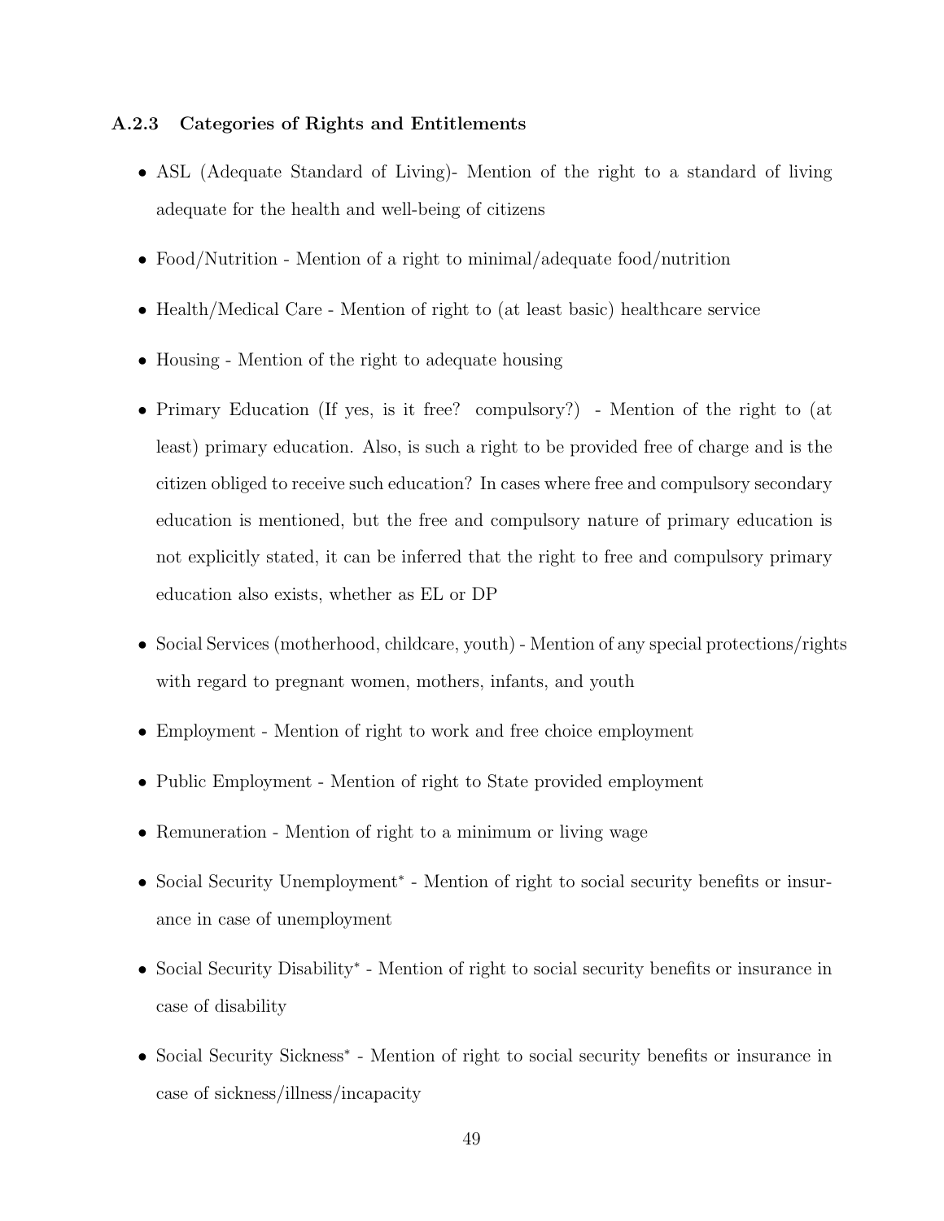### A.2.3 Categories of Rights and Entitlements

- ASL (Adequate Standard of Living)- Mention of the right to a standard of living adequate for the health and well-being of citizens
- Food/Nutrition - Mention of a right to minimal/adequate food/nutrition
- Health/Medical Care - Mention of right to (at least basic) healthcare service
- Housing - Mention of the right to adequate housing
- Primary Education (If yes, is it free? compulsory?) - Mention of the right to (at least) primary education. Also, is such a right to be provided free of charge and is the citizen obliged to receive such education? In cases where free and compulsory secondary education is mentioned, but the free and compulsory nature of primary education is not explicitly stated, it can be inferred that the right to free and compulsory primary education also exists, whether as EL or DP
- Social Services (motherhood, childcare, youth) - Mention of any special protections/rights with regard to pregnant women, mothers, infants, and youth
- Employment - Mention of right to work and free choice employment
- Public Employment - Mention of right to State provided employment
- Remuneration - Mention of right to a minimum or living wage
- Social Security Unemployment* - Mention of right to social security benefits or insurance in case of unemployment
- Social Security Disability* - Mention of right to social security benefits or insurance in case of disability
- Social Security Sickness* - Mention of right to social security benefits or insurance in case of sickness/illness/incapacity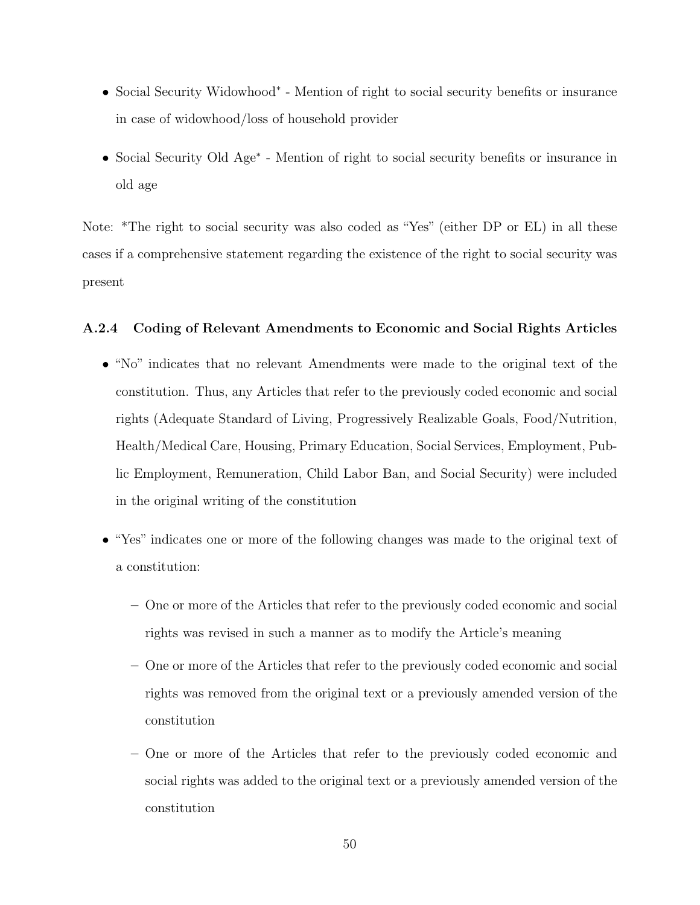- Social Security Widowhood* - Mention of right to social security benefits or insurance in case of widowhood/loss of household provider

- Social Security Old Age* - Mention of right to social security benefits or insurance in old age

Note: *The right to social security was also coded as “Yes” (either DP or EL) in all these cases if a comprehensive statement regarding the existence of the right to social security was present

### A.2.4 Coding of Relevant Amendments to Economic and Social Rights Articles

- “No” indicates that no relevant Amendments were made to the original text of the constitution. Thus, any Articles that refer to the previously coded economic and social rights (Adequate Standard of Living, Progressively Realizable Goals, Food/Nutrition, Health/Medical Care, Housing, Primary Education, Social Services, Employment, Public Employment, Remuneration, Child Labor Ban, and Social Security) were included in the original writing of the constitution

- “Yes” indicates one or more of the following changes was made to the original text of a constitution:

  - One or more of the Articles that refer to the previously coded economic and social rights was revised in such a manner as to modify the Article’s meaning

  - One or more of the Articles that refer to the previously coded economic and social rights was removed from the original text or a previously amended version of the constitution

  - One or more of the Articles that refer to the previously coded economic and social rights was added to the original text or a previously amended version of the constitution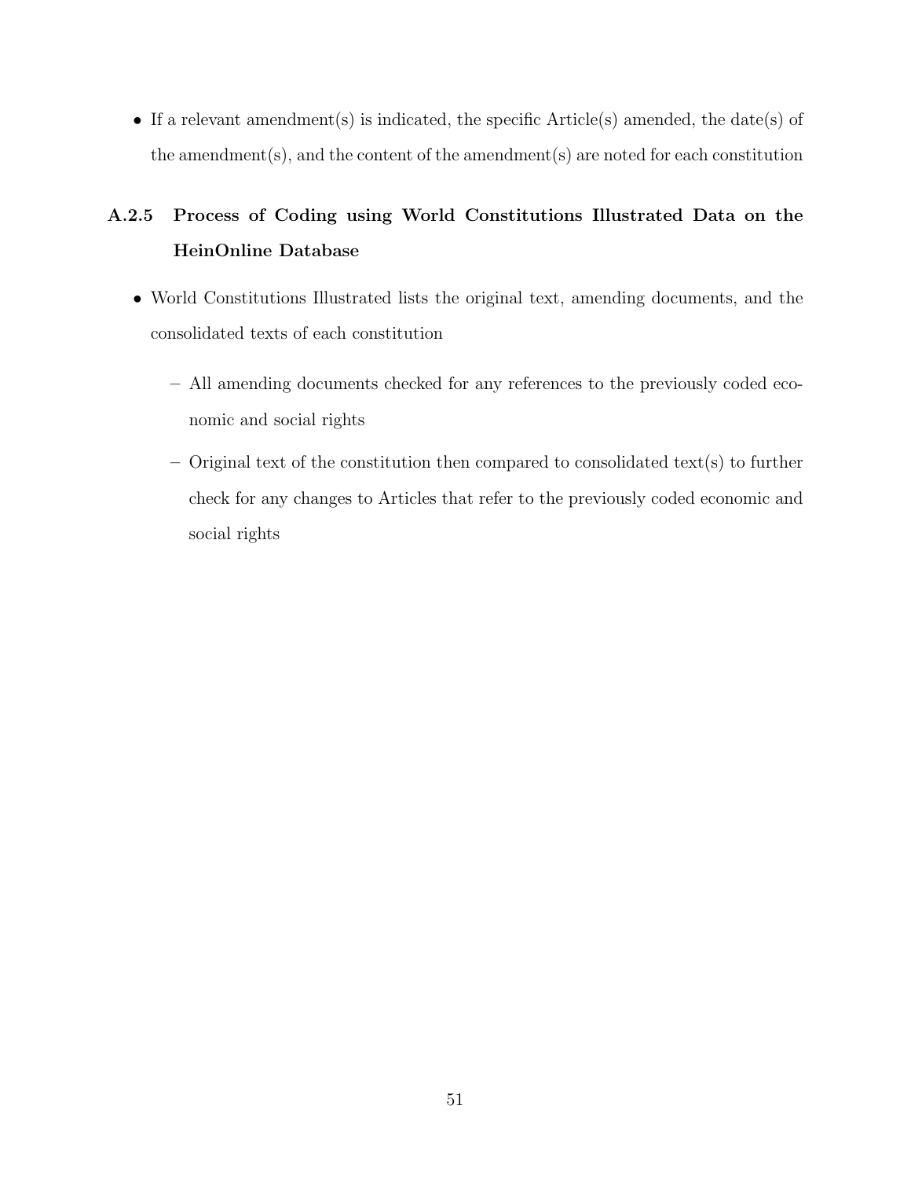- If a relevant amendment(s) is indicated, the specific Article(s) amended, the date(s) of the amendment(s), and the content of the amendment(s) are noted for each constitution

### A.2.5 Process of Coding using World Constitutions Illustrated Data on the HeinOnline Database

- World Constitutions Illustrated lists the original text, amending documents, and the consolidated texts of each constitution
  - All amending documents checked for any references to the previously coded economic and social rights
  - Original text of the constitution then compared to consolidated text(s) to further check for any changes to Articles that refer to the previously coded economic and social rights